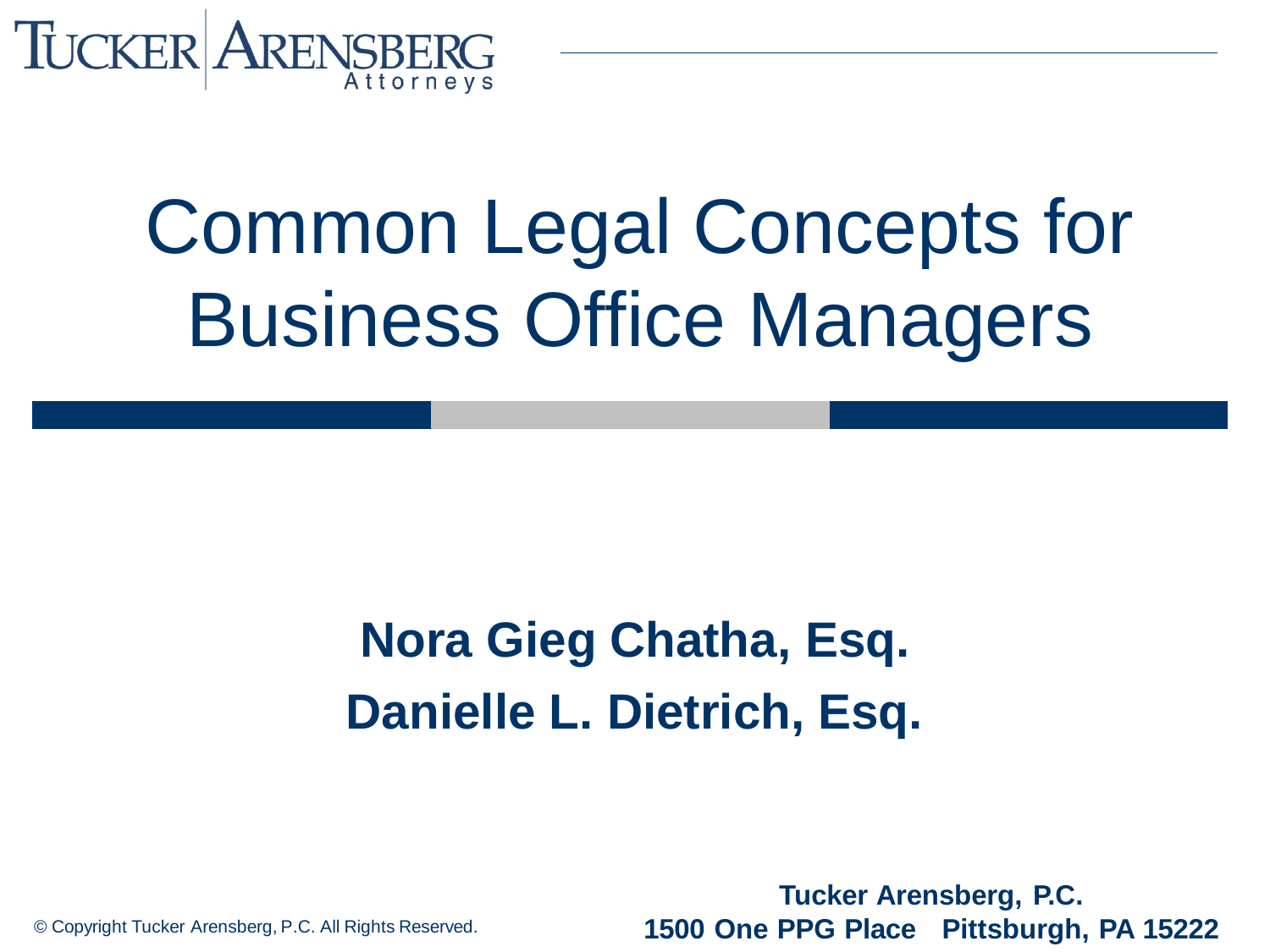# Common Legal Concepts for Business Office Managers

**Nora Gieg Chatha, Esq.**

**Danielle L. Dietrich, Esq.**

© Copyright Tucker Arensberg, P.C. All Rights Reserved.

**Tucker Arensberg, P.C.**
**1500 One PPG Place Pittsburgh, PA 15222**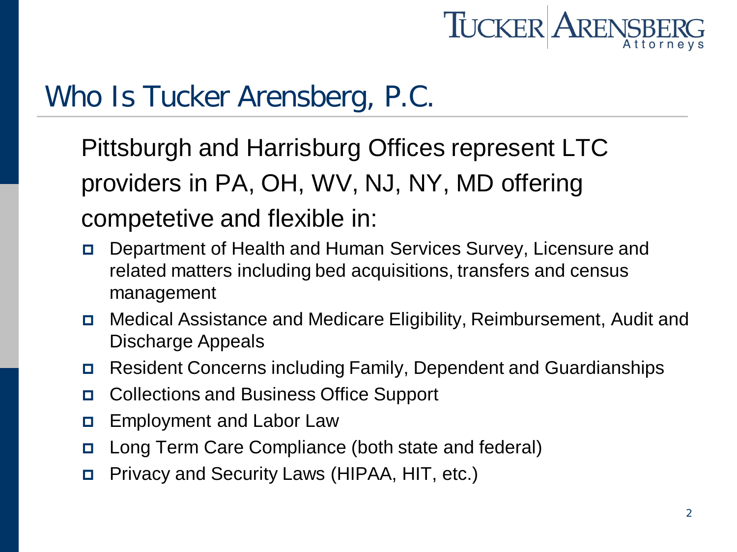# Who Is Tucker Arensberg, P.C.

Pittsburgh and Harrisburg Offices represent LTC providers in PA, OH, WV, NJ, NY, MD offering competetive and flexible in:

- Department of Health and Human Services Survey, Licensure and related matters including bed acquisitions, transfers and census management
- Medical Assistance and Medicare Eligibility, Reimbursement, Audit and Discharge Appeals
- Resident Concerns including Family, Dependent and Guardianships
- Collections and Business Office Support
- Employment and Labor Law
- Long Term Care Compliance (both state and federal)
- Privacy and Security Laws (HIPAA, HIT, etc.)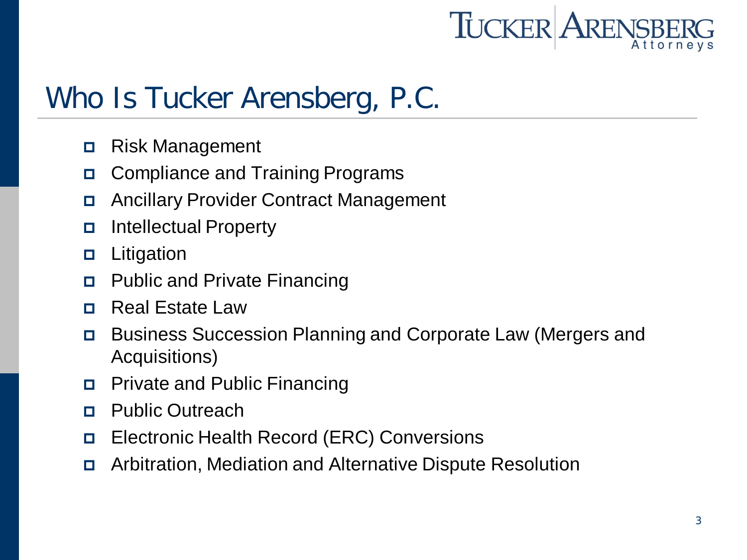# Who Is Tucker Arensberg, P.C.

- Risk Management
- Compliance and Training Programs
- Ancillary Provider Contract Management
- Intellectual Property
- Litigation
- Public and Private Financing
- Real Estate Law
- Business Succession Planning and Corporate Law (Mergers and Acquisitions)
- Private and Public Financing
- Public Outreach
- Electronic Health Record (ERC) Conversions
- Arbitration, Mediation and Alternative Dispute Resolution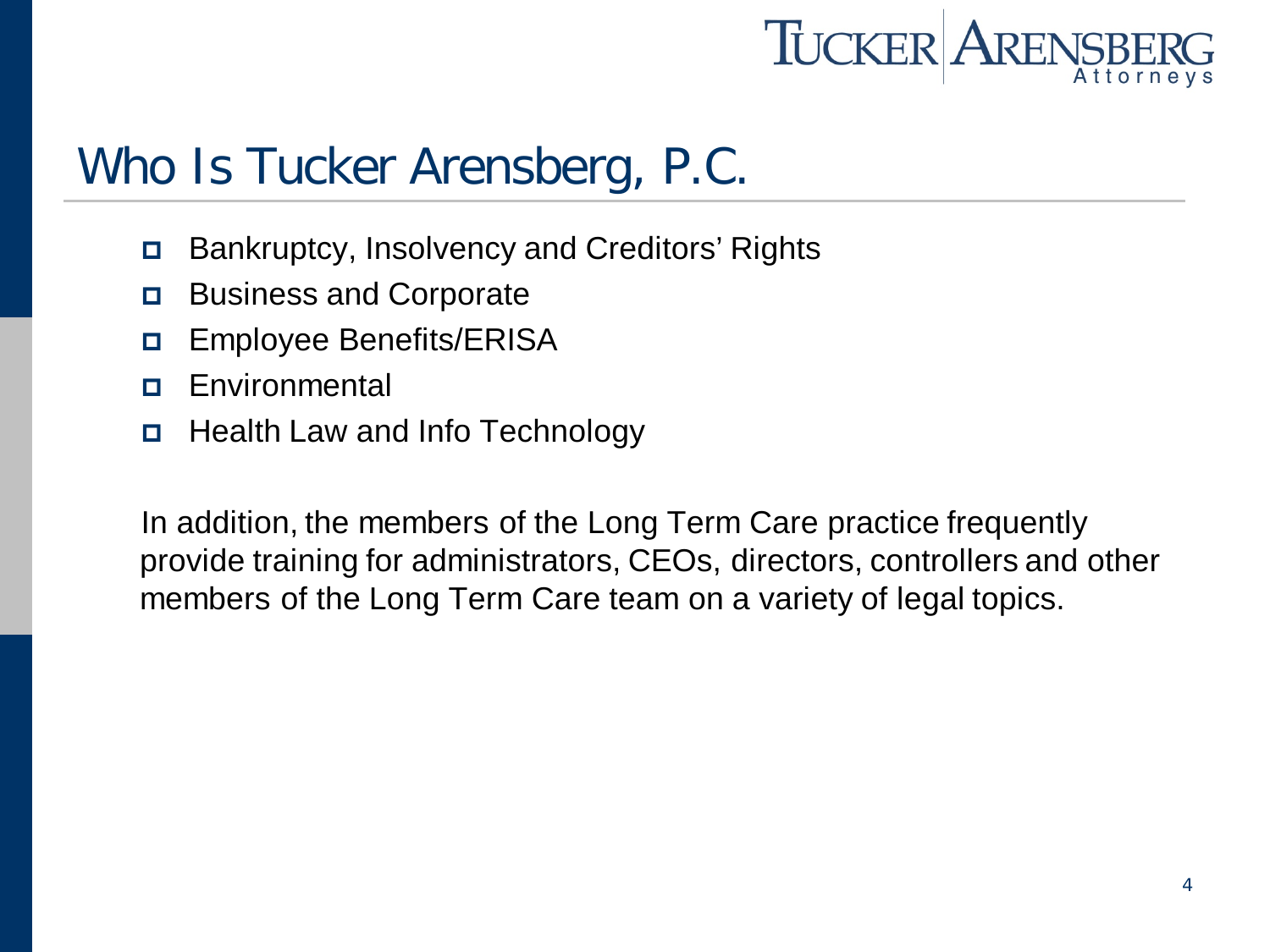# Who Is Tucker Arensberg, P.C.

- Bankruptcy, Insolvency and Creditors' Rights
- Business and Corporate
- Employee Benefits/ERISA
- Environmental
- Health Law and Info Technology

In addition, the members of the Long Term Care practice frequently provide training for administrators, CEOs, directors, controllers and other members of the Long Term Care team on a variety of legal topics.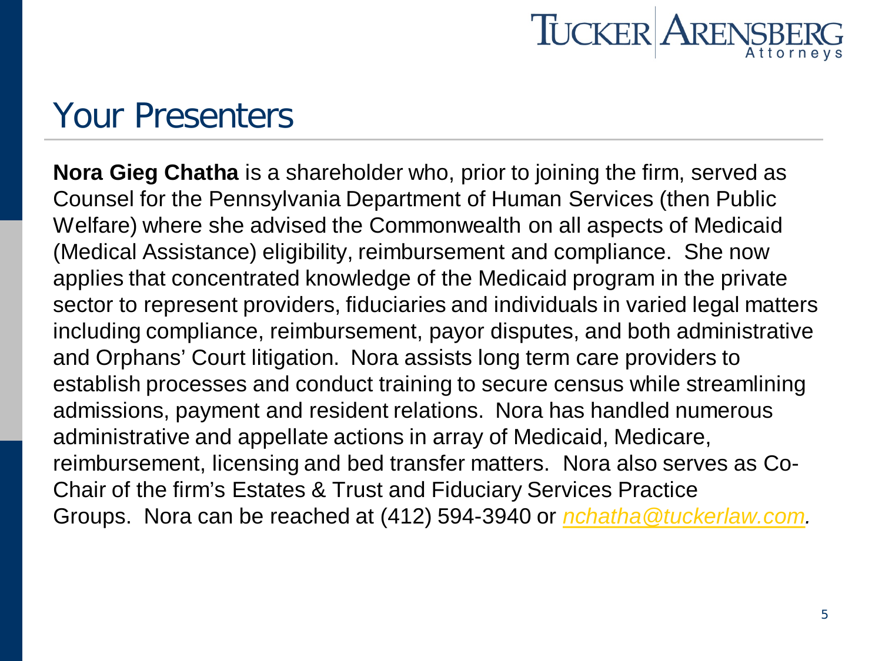# Your Presenters

**Nora Gieg Chatha** is a shareholder who, prior to joining the firm, served as Counsel for the Pennsylvania Department of Human Services (then Public Welfare) where she advised the Commonwealth on all aspects of Medicaid (Medical Assistance) eligibility, reimbursement and compliance. She now applies that concentrated knowledge of the Medicaid program in the private sector to represent providers, fiduciaries and individuals in varied legal matters including compliance, reimbursement, payor disputes, and both administrative and Orphans' Court litigation. Nora assists long term care providers to establish processes and conduct training to secure census while streamlining admissions, payment and resident relations. Nora has handled numerous administrative and appellate actions in array of Medicaid, Medicare, reimbursement, licensing and bed transfer matters. Nora also serves as Co-Chair of the firm's Estates & Trust and Fiduciary Services Practice Groups. Nora can be reached at (412) 594-3940 or *nchatha@tuckerlaw.com.*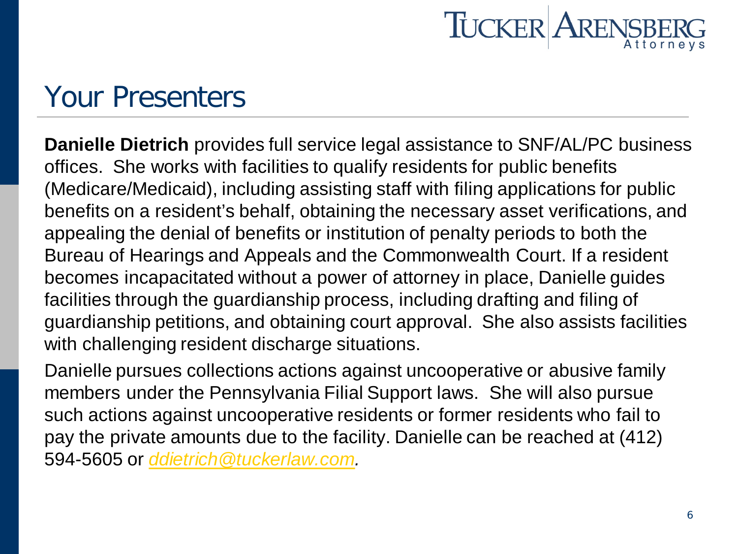# Your Presenters

**Danielle Dietrich** provides full service legal assistance to SNF/AL/PC business offices. She works with facilities to qualify residents for public benefits (Medicare/Medicaid), including assisting staff with filing applications for public benefits on a resident's behalf, obtaining the necessary asset verifications, and appealing the denial of benefits or institution of penalty periods to both the Bureau of Hearings and Appeals and the Commonwealth Court. If a resident becomes incapacitated without a power of attorney in place, Danielle guides facilities through the guardianship process, including drafting and filing of guardianship petitions, and obtaining court approval. She also assists facilities with challenging resident discharge situations.

Danielle pursues collections actions against uncooperative or abusive family members under the Pennsylvania Filial Support laws. She will also pursue such actions against uncooperative residents or former residents who fail to pay the private amounts due to the facility. Danielle can be reached at (412) 594-5605 or *ddietrich@tuckerlaw.com.*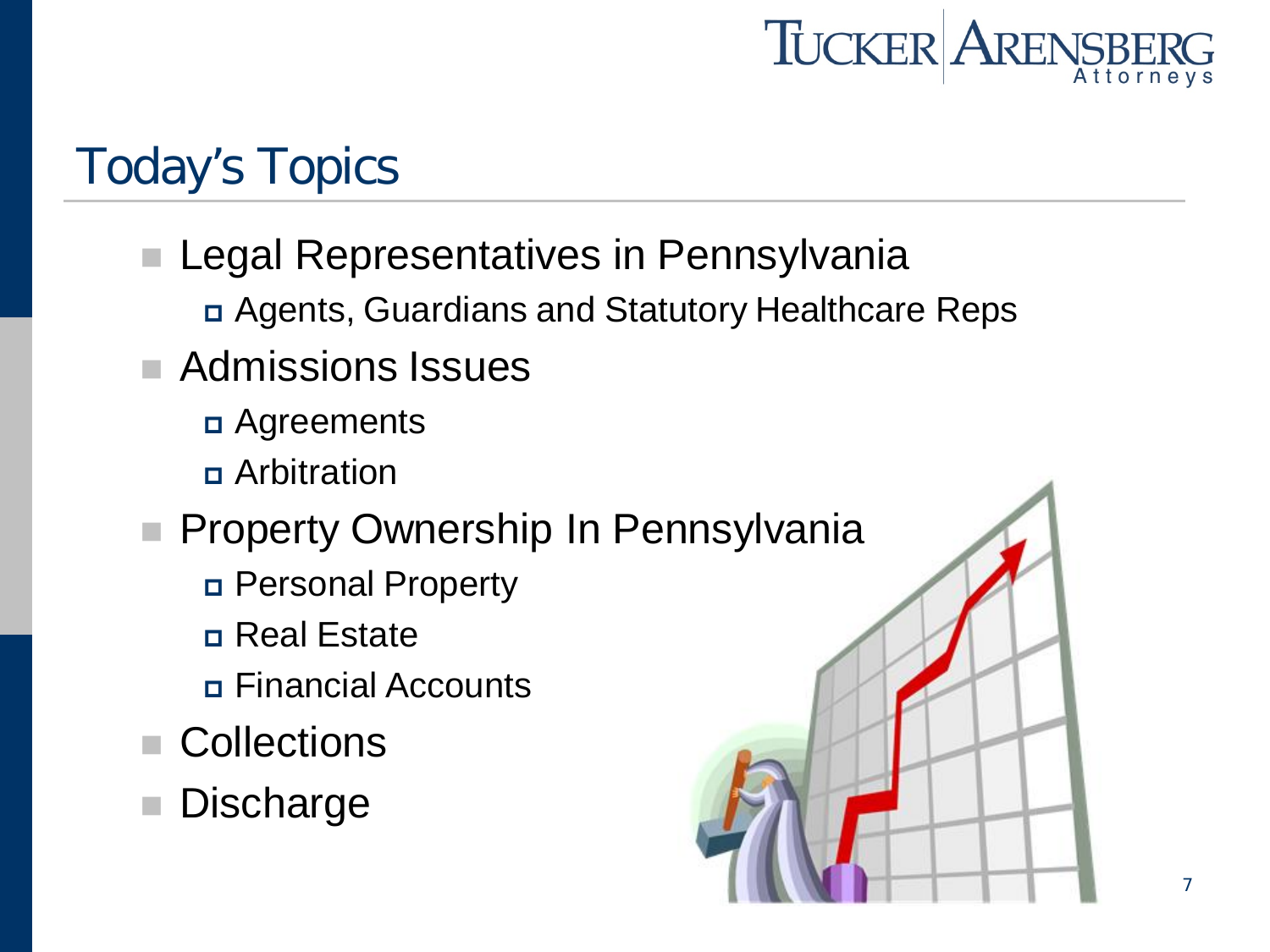# Today's Topics

- Legal Representatives in Pennsylvania
  - Agents, Guardians and Statutory Healthcare Reps
- Admissions Issues
  - Agreements
  - Arbitration
- Property Ownership In Pennsylvania
  - Personal Property
  - Real Estate
  - Financial Accounts
- Collections
- Discharge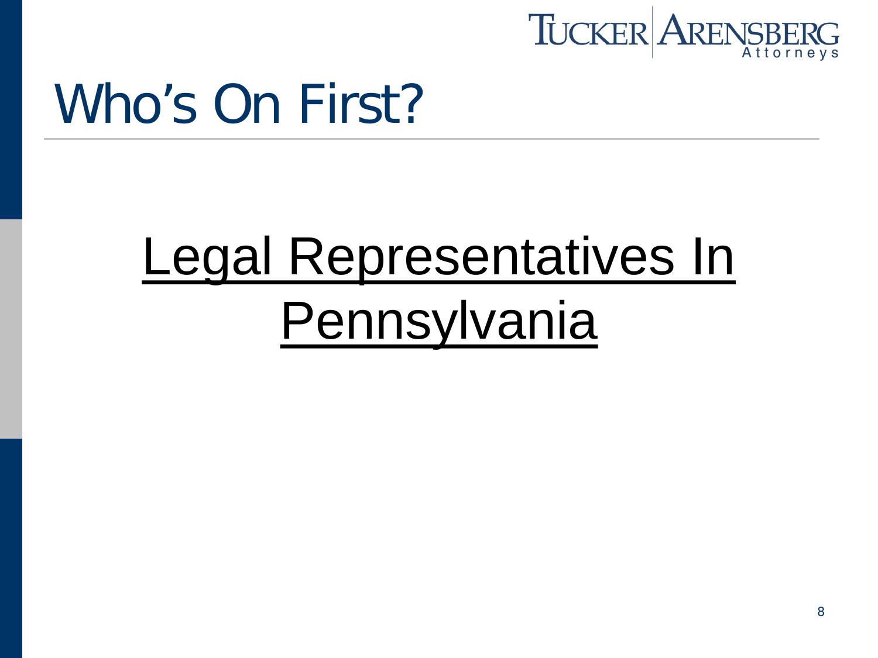# Who's On First?

## <u>Legal Representatives In Pennsylvania</u>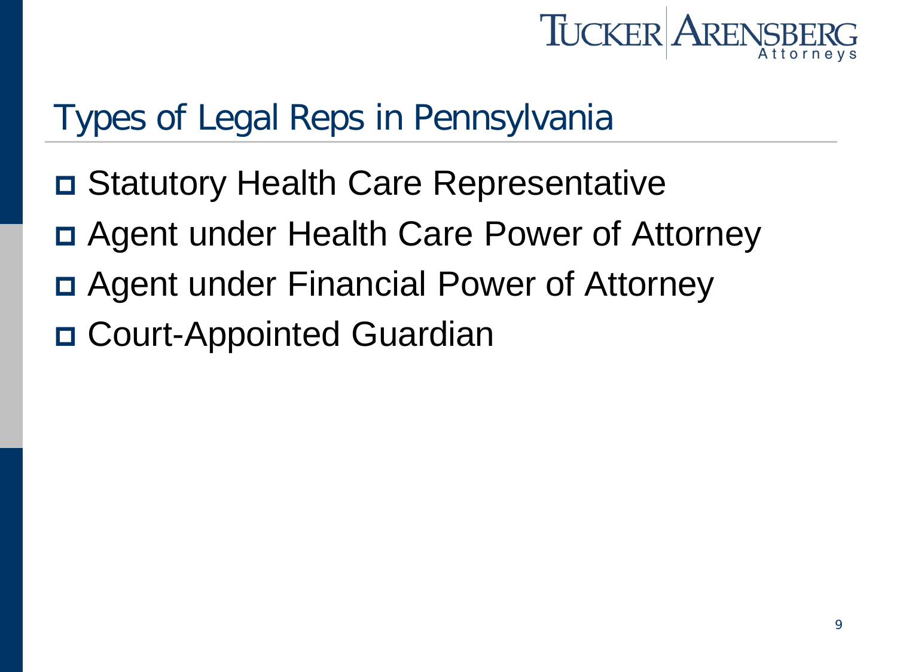# Types of Legal Reps in Pennsylvania

- Statutory Health Care Representative
- Agent under Health Care Power of Attorney
- Agent under Financial Power of Attorney
- Court-Appointed Guardian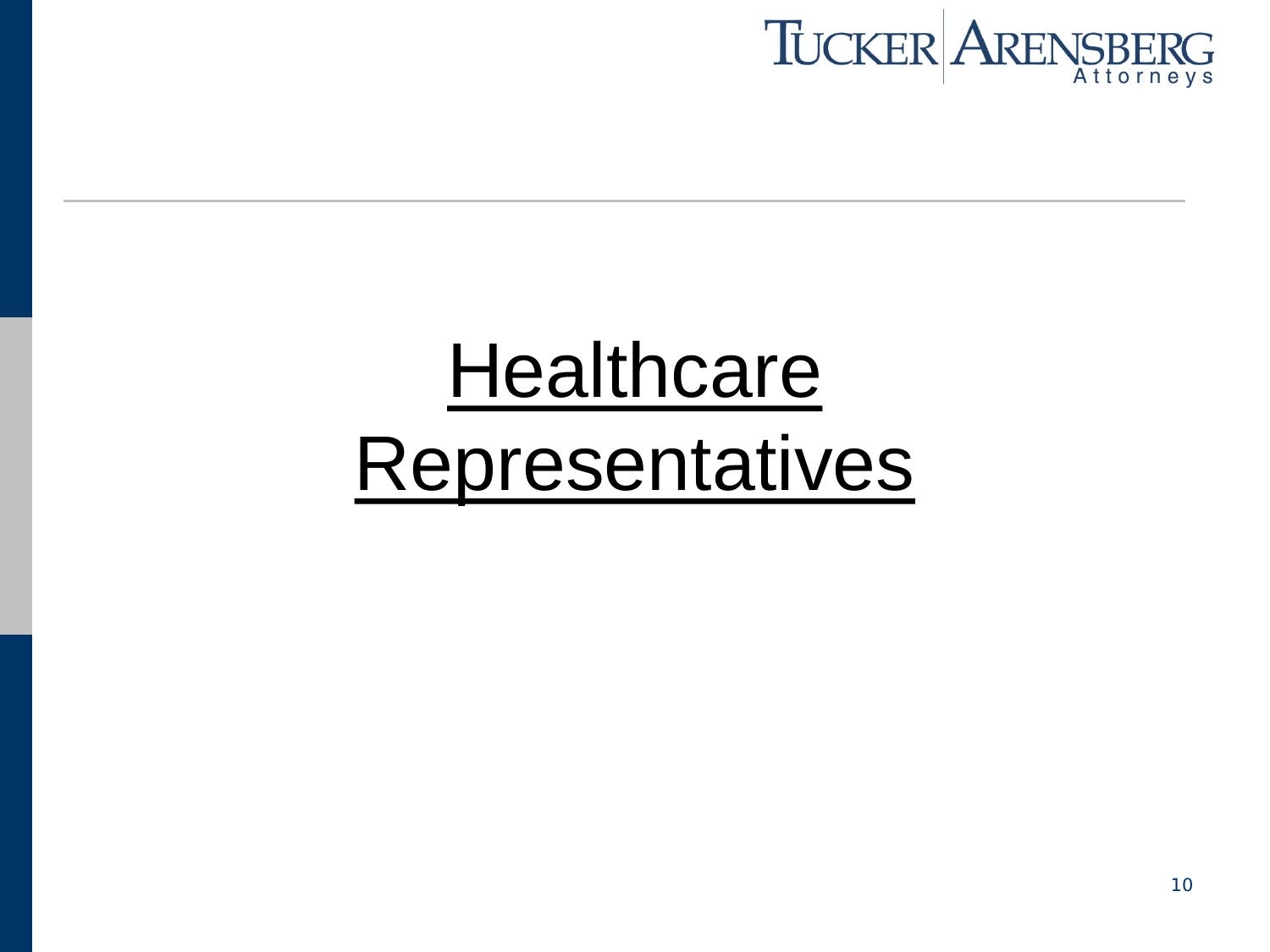# Healthcare Representatives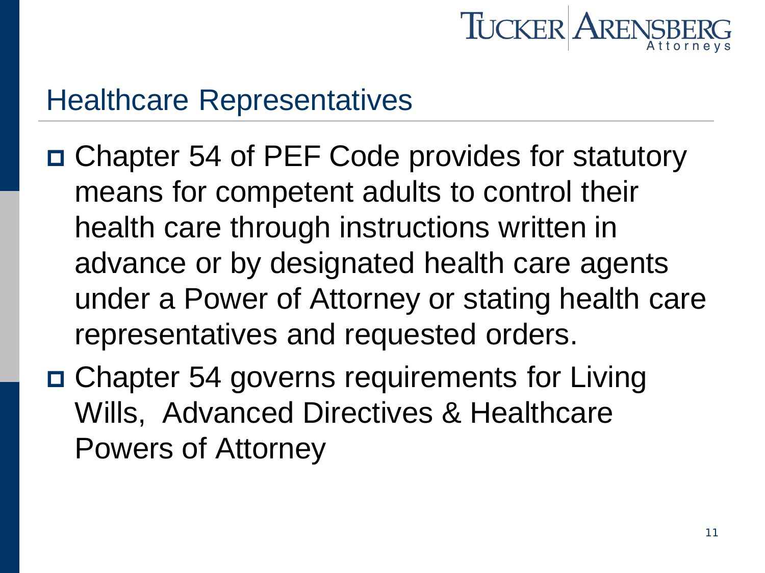## Healthcare Representatives

- Chapter 54 of PEF Code provides for statutory means for competent adults to control their health care through instructions written in advance or by designated health care agents under a Power of Attorney or stating health care representatives and requested orders.
- Chapter 54 governs requirements for Living Wills, Advanced Directives & Healthcare Powers of Attorney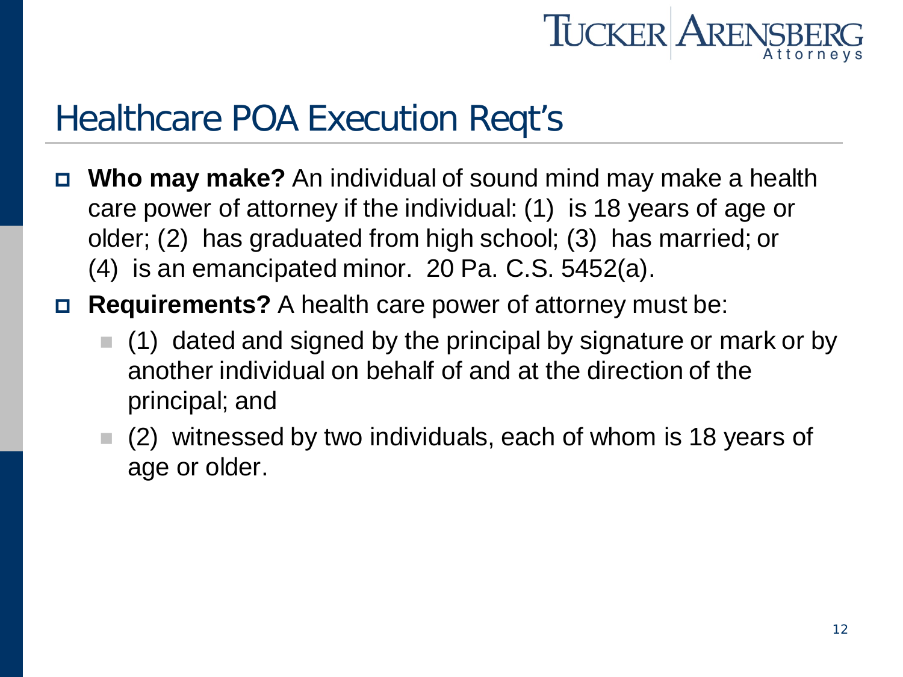# Healthcare POA Execution Reqt's

- **Who may make?** An individual of sound mind may make a health care power of attorney if the individual: (1) is 18 years of age or older; (2) has graduated from high school; (3) has married; or (4) is an emancipated minor. 20 Pa. C.S. 5452(a).
- **Requirements?** A health care power of attorney must be:
  - (1) dated and signed by the principal by signature or mark or by another individual on behalf of and at the direction of the principal; and
  - (2) witnessed by two individuals, each of whom is 18 years of age or older.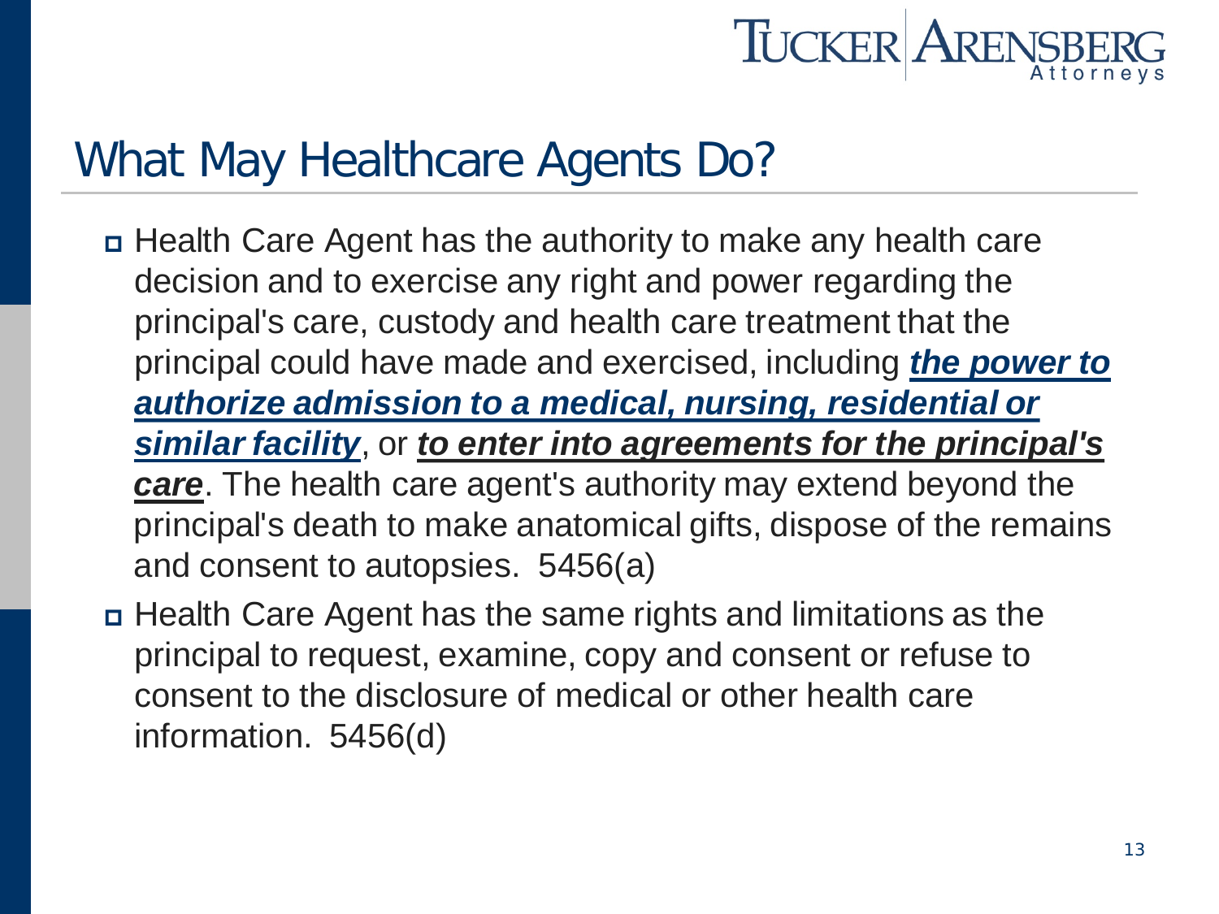# What May Healthcare Agents Do?

- Health Care Agent has the authority to make any health care decision and to exercise any right and power regarding the principal's care, custody and health care treatment that the principal could have made and exercised, including <u>***the power to authorize admission to a medical, nursing, residential or similar facility***</u>, or <u>***to enter into agreements for the principal's care***</u>. The health care agent's authority may extend beyond the principal's death to make anatomical gifts, dispose of the remains and consent to autopsies. 5456(a)
- Health Care Agent has the same rights and limitations as the principal to request, examine, copy and consent or refuse to consent to the disclosure of medical or other health care information. 5456(d)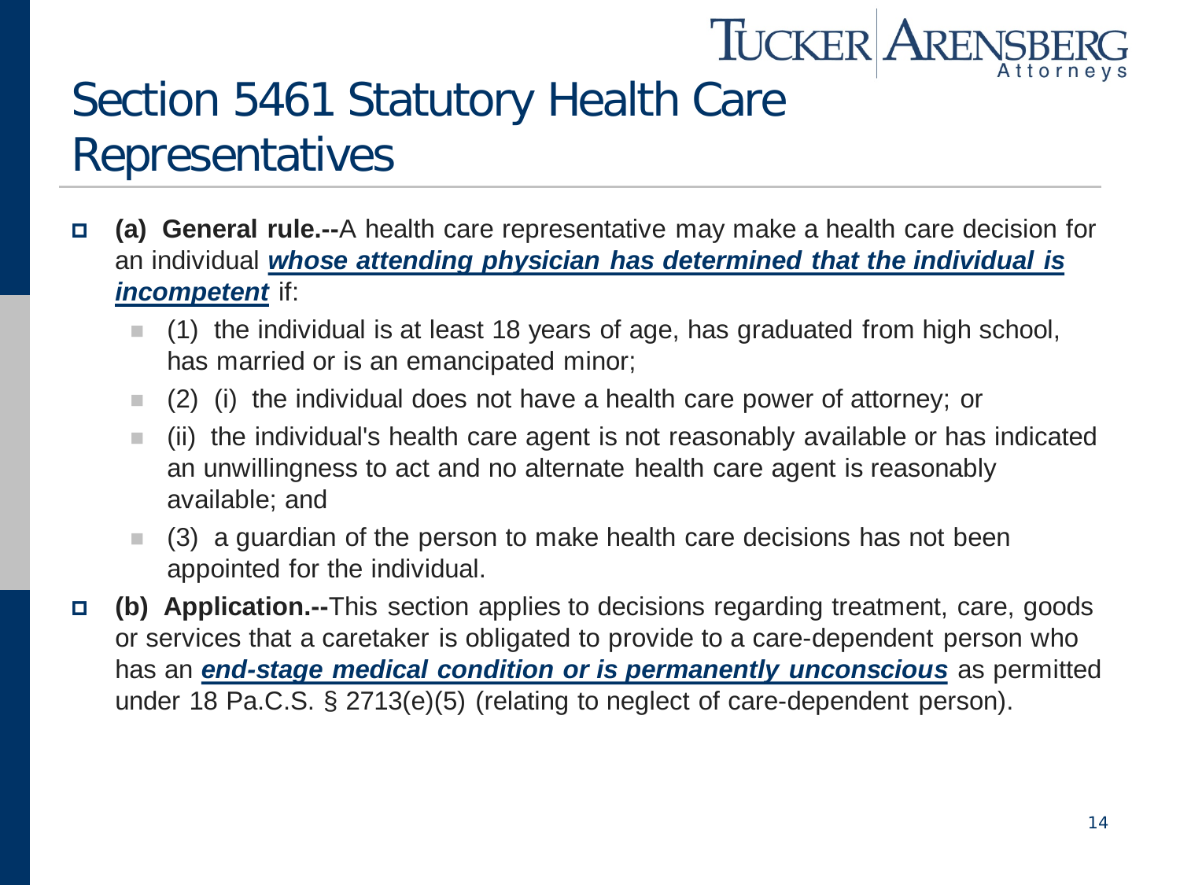# Section 5461 Statutory Health Care Representatives

- **(a) General rule.--**A health care representative may make a health care decision for an individual ***whose attending physician has determined that the individual is incompetent*** if:
  - (1) the individual is at least 18 years of age, has graduated from high school, has married or is an emancipated minor;
  - (2) (i) the individual does not have a health care power of attorney; or
  - (ii) the individual's health care agent is not reasonably available or has indicated an unwillingness to act and no alternate health care agent is reasonably available; and
  - (3) a guardian of the person to make health care decisions has not been appointed for the individual.
- **(b) Application.--**This section applies to decisions regarding treatment, care, goods or services that a caretaker is obligated to provide to a care-dependent person who has an ***end-stage medical condition or is permanently unconscious*** as permitted under 18 Pa.C.S. § 2713(e)(5) (relating to neglect of care-dependent person).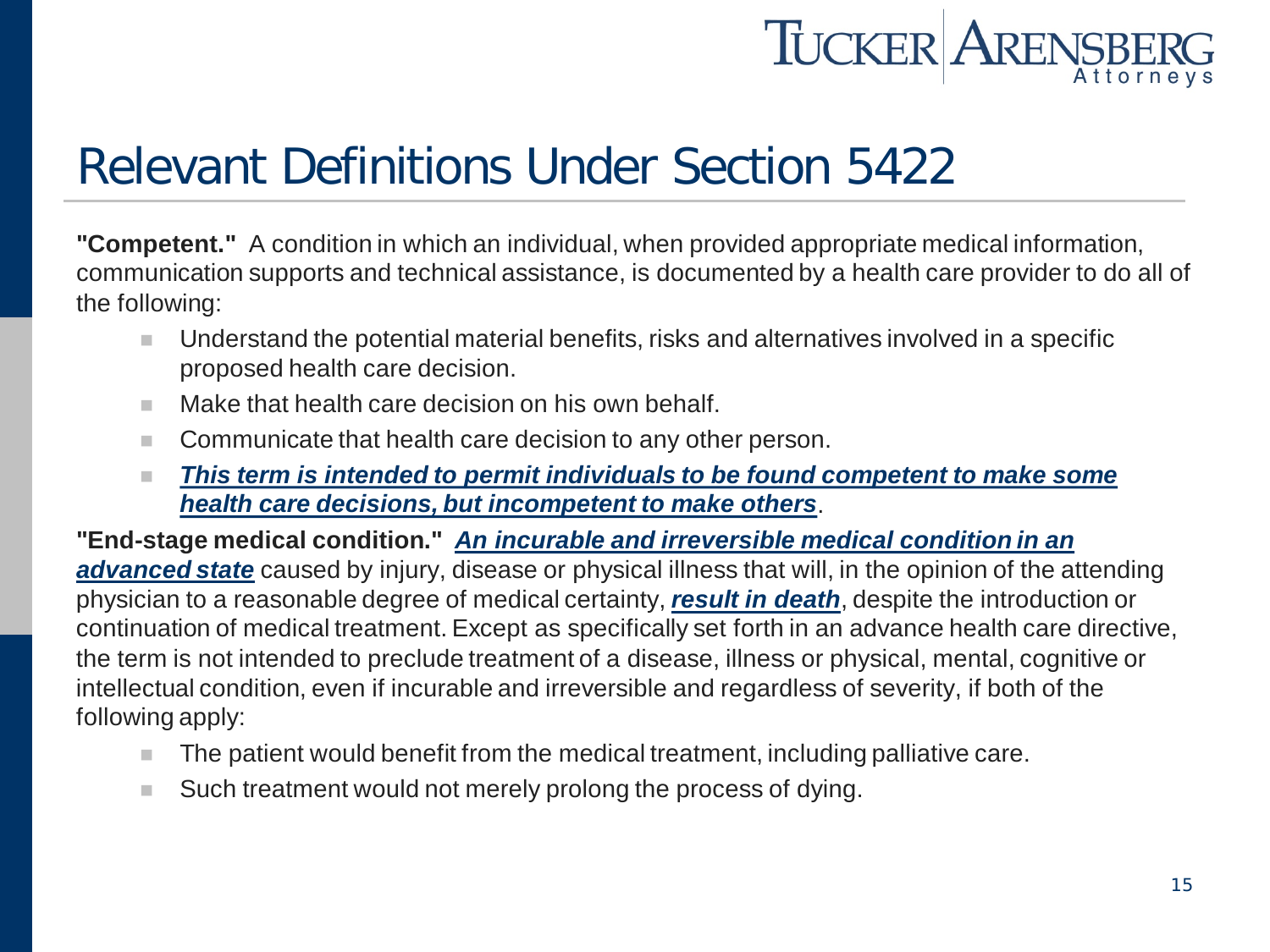# Relevant Definitions Under Section 5422

**"Competent."** A condition in which an individual, when provided appropriate medical information, communication supports and technical assistance, is documented by a health care provider to do all of the following:

- Understand the potential material benefits, risks and alternatives involved in a specific proposed health care decision.
- Make that health care decision on his own behalf.
- Communicate that health care decision to any other person.
- ***This term is intended to permit individuals to be found competent to make some health care decisions, but incompetent to make others***.

**"End-stage medical condition."** ***An incurable and irreversible medical condition in an advanced state*** caused by injury, disease or physical illness that will, in the opinion of the attending physician to a reasonable degree of medical certainty, ***result in death***, despite the introduction or continuation of medical treatment. Except as specifically set forth in an advance health care directive, the term is not intended to preclude treatment of a disease, illness or physical, mental, cognitive or intellectual condition, even if incurable and irreversible and regardless of severity, if both of the following apply:

- The patient would benefit from the medical treatment, including palliative care.
- Such treatment would not merely prolong the process of dying.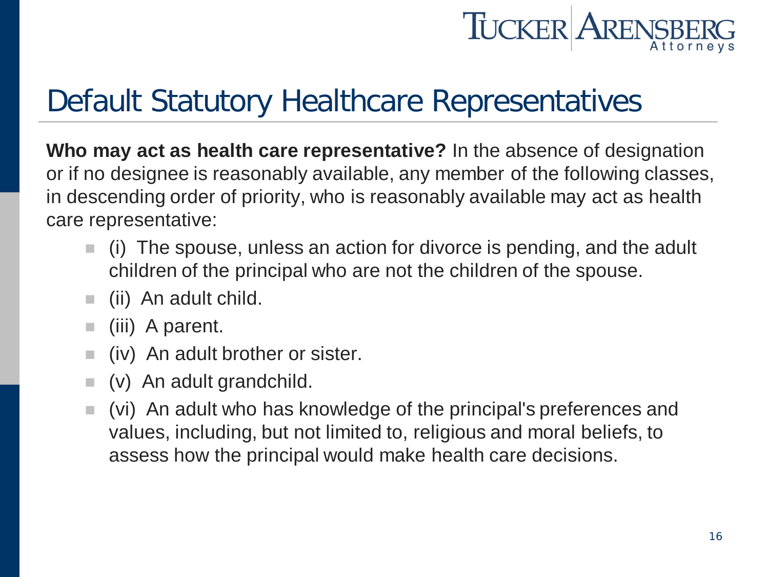# Default Statutory Healthcare Representatives

**Who may act as health care representative?** In the absence of designation or if no designee is reasonably available, any member of the following classes, in descending order of priority, who is reasonably available may act as health care representative:

- (i) The spouse, unless an action for divorce is pending, and the adult children of the principal who are not the children of the spouse.
- (ii) An adult child.
- (iii) A parent.
- (iv) An adult brother or sister.
- (v) An adult grandchild.
- (vi) An adult who has knowledge of the principal's preferences and values, including, but not limited to, religious and moral beliefs, to assess how the principal would make health care decisions.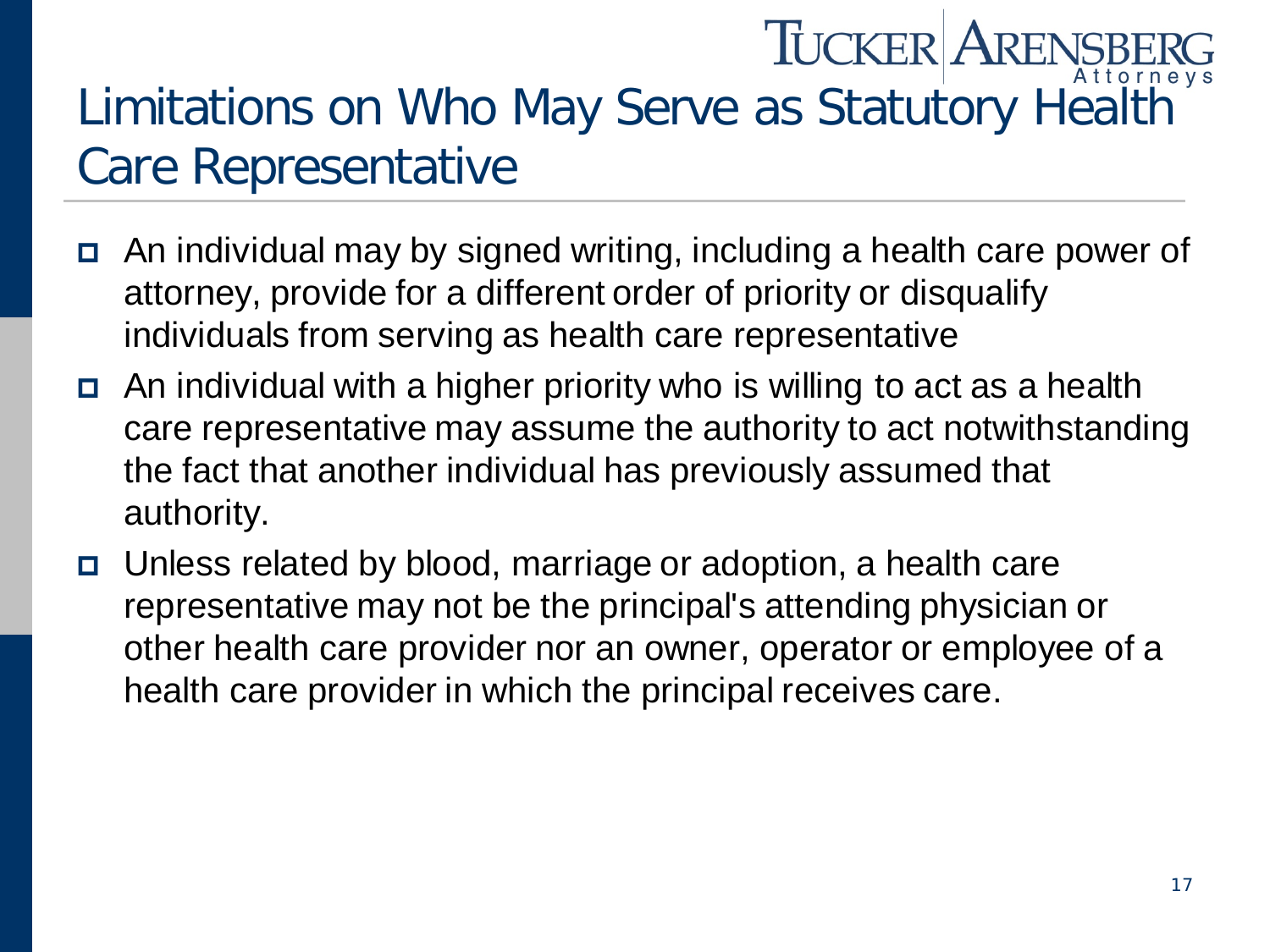# Limitations on Who May Serve as Statutory Health Care Representative

- An individual may by signed writing, including a health care power of attorney, provide for a different order of priority or disqualify individuals from serving as health care representative
- An individual with a higher priority who is willing to act as a health care representative may assume the authority to act notwithstanding the fact that another individual has previously assumed that authority.
- Unless related by blood, marriage or adoption, a health care representative may not be the principal's attending physician or other health care provider nor an owner, operator or employee of a health care provider in which the principal receives care.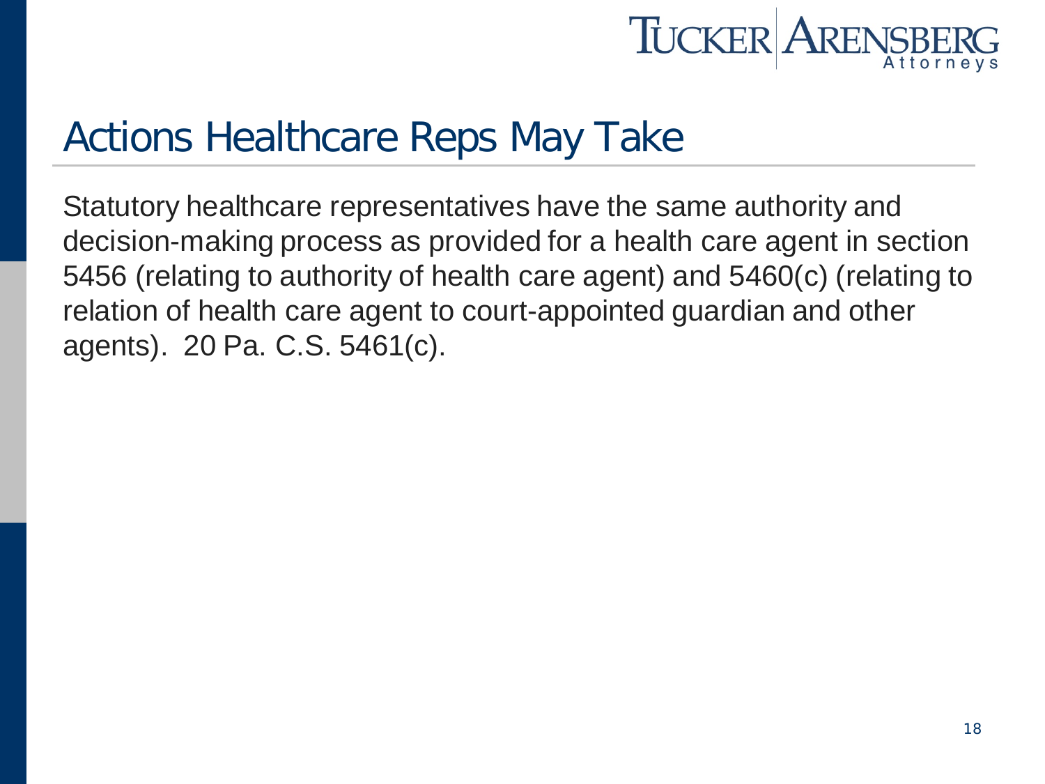# Actions Healthcare Reps May Take

Statutory healthcare representatives have the same authority and decision-making process as provided for a health care agent in section 5456 (relating to authority of health care agent) and 5460(c) (relating to relation of health care agent to court-appointed guardian and other agents). 20 Pa. C.S. 5461(c).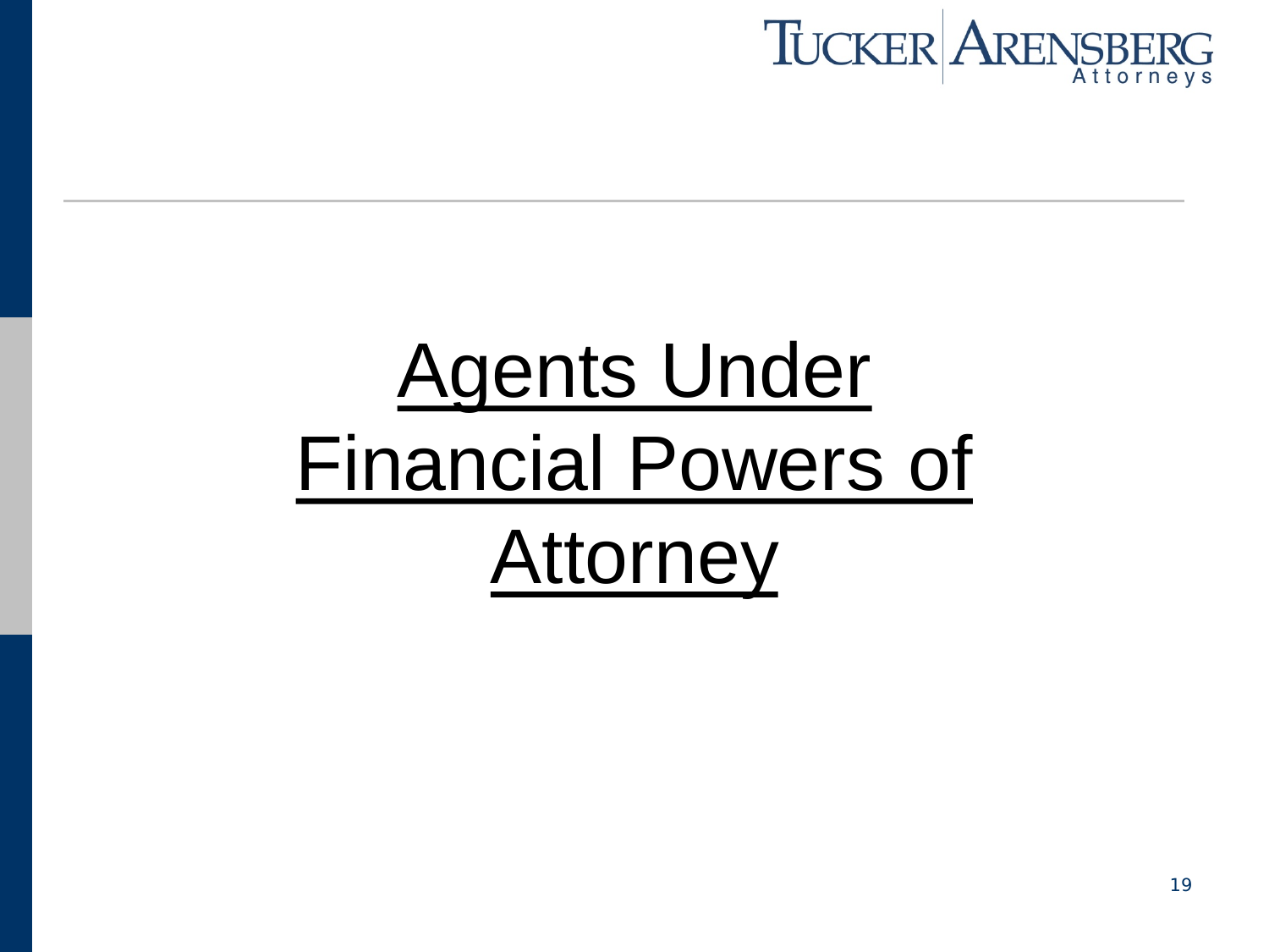# Agents Under Financial Powers of Attorney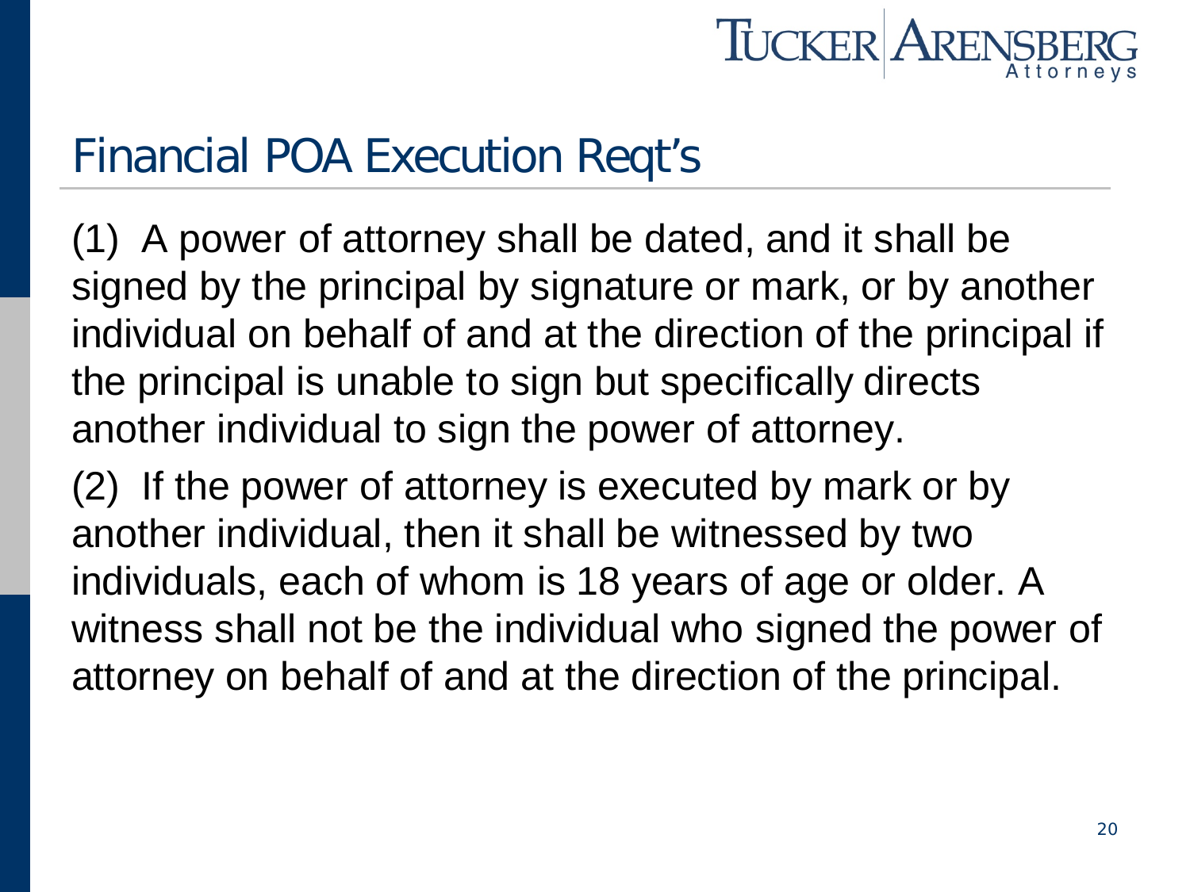# Financial POA Execution Reqt's

(1) A power of attorney shall be dated, and it shall be signed by the principal by signature or mark, or by another individual on behalf of and at the direction of the principal if the principal is unable to sign but specifically directs another individual to sign the power of attorney.

(2) If the power of attorney is executed by mark or by another individual, then it shall be witnessed by two individuals, each of whom is 18 years of age or older. A witness shall not be the individual who signed the power of attorney on behalf of and at the direction of the principal.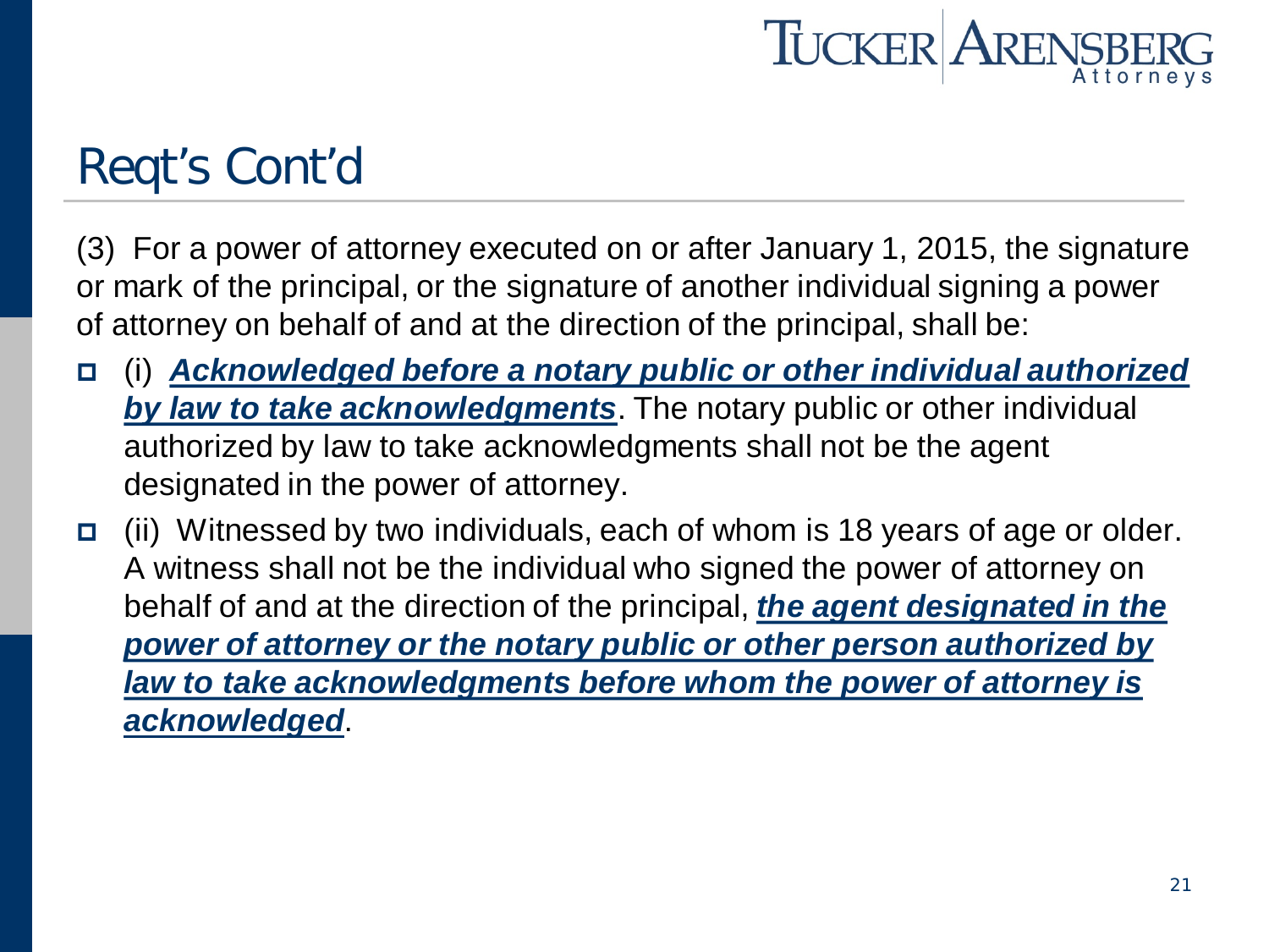# Reqt's Cont'd

(3) For a power of attorney executed on or after January 1, 2015, the signature or mark of the principal, or the signature of another individual signing a power of attorney on behalf of and at the direction of the principal, shall be:

- (i) ***Acknowledged before a notary public or other individual authorized by law to take acknowledgments***. The notary public or other individual authorized by law to take acknowledgments shall not be the agent designated in the power of attorney.
- (ii) Witnessed by two individuals, each of whom is 18 years of age or older. A witness shall not be the individual who signed the power of attorney on behalf of and at the direction of the principal, ***the agent designated in the power of attorney or the notary public or other person authorized by law to take acknowledgments before whom the power of attorney is acknowledged***.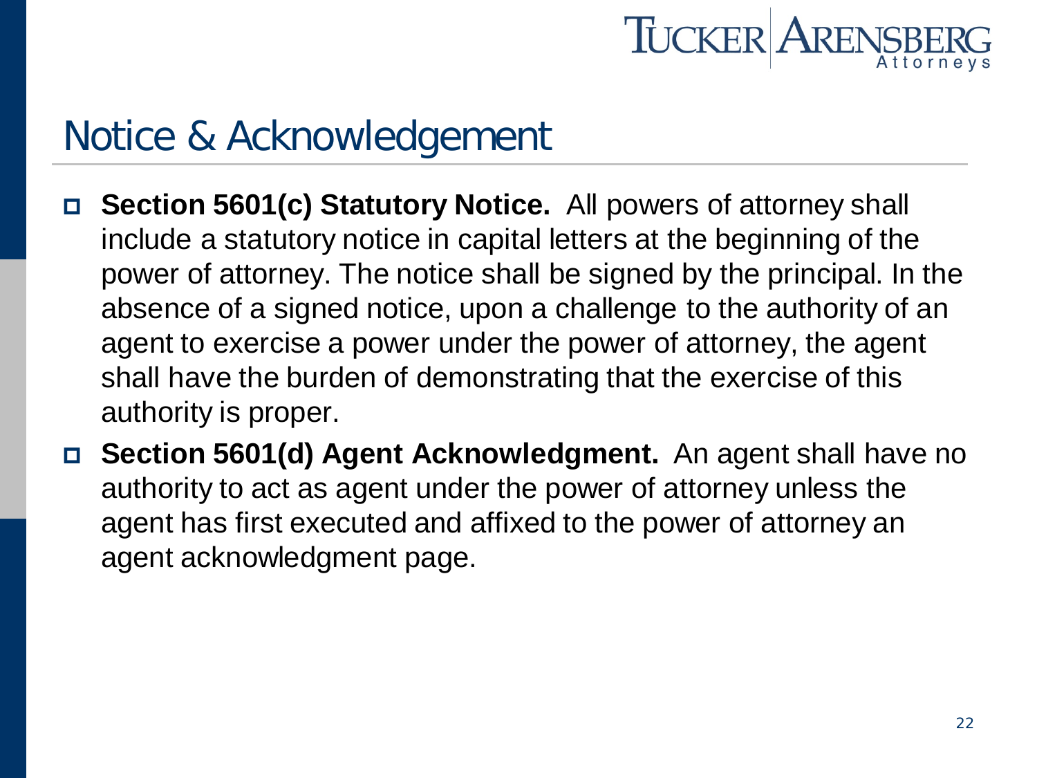## Notice & Acknowledgement

- **Section 5601(c) Statutory Notice.** All powers of attorney shall include a statutory notice in capital letters at the beginning of the power of attorney. The notice shall be signed by the principal. In the absence of a signed notice, upon a challenge to the authority of an agent to exercise a power under the power of attorney, the agent shall have the burden of demonstrating that the exercise of this authority is proper.
- **Section 5601(d) Agent Acknowledgment.** An agent shall have no authority to act as agent under the power of attorney unless the agent has first executed and affixed to the power of attorney an agent acknowledgment page.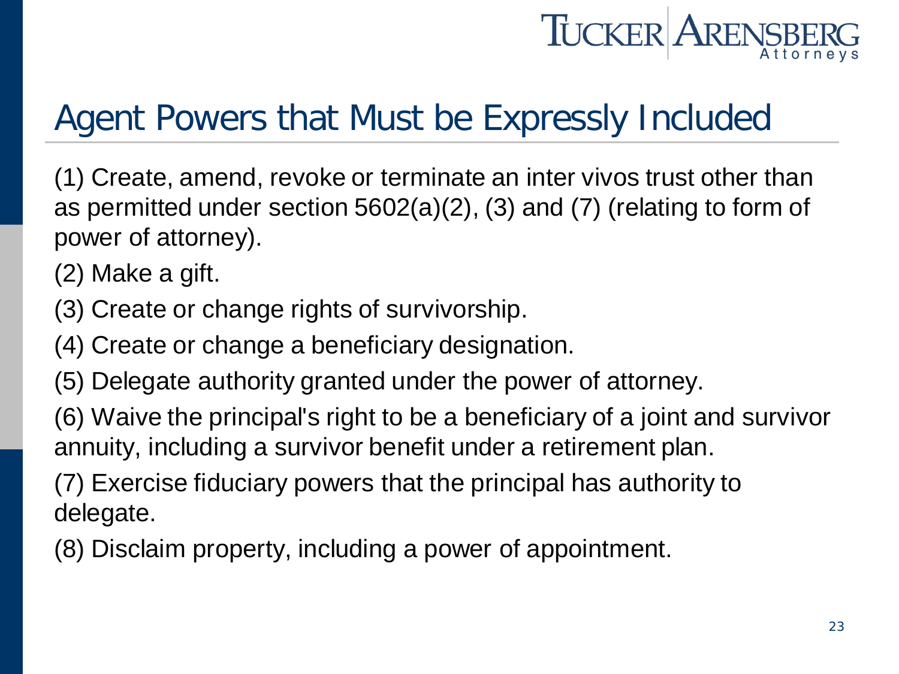# Agent Powers that Must be Expressly Included

(1) Create, amend, revoke or terminate an inter vivos trust other than as permitted under section 5602(a)(2), (3) and (7) (relating to form of power of attorney).

(2) Make a gift.

(3) Create or change rights of survivorship.

(4) Create or change a beneficiary designation.

(5) Delegate authority granted under the power of attorney.

(6) Waive the principal's right to be a beneficiary of a joint and survivor annuity, including a survivor benefit under a retirement plan.

(7) Exercise fiduciary powers that the principal has authority to delegate.

(8) Disclaim property, including a power of appointment.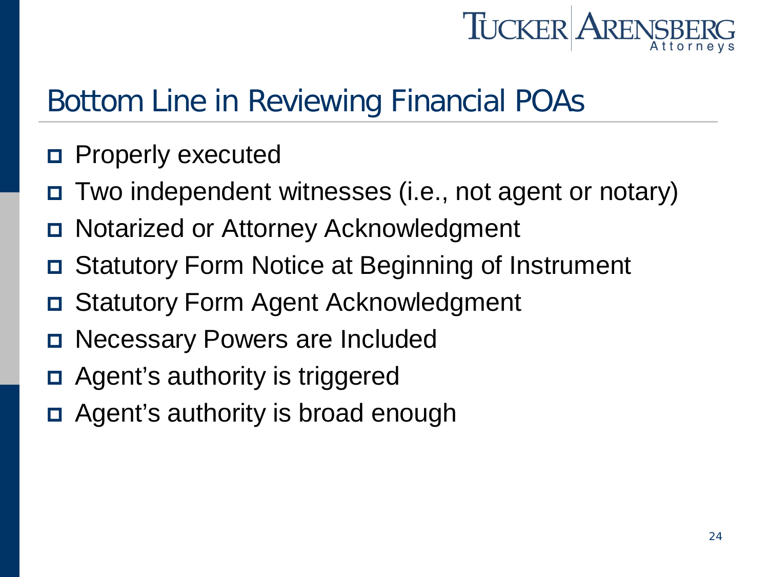# Bottom Line in Reviewing Financial POAs

- Properly executed
- Two independent witnesses (i.e., not agent or notary)
- Notarized or Attorney Acknowledgment
- Statutory Form Notice at Beginning of Instrument
- Statutory Form Agent Acknowledgment
- Necessary Powers are Included
- Agent's authority is triggered
- Agent's authority is broad enough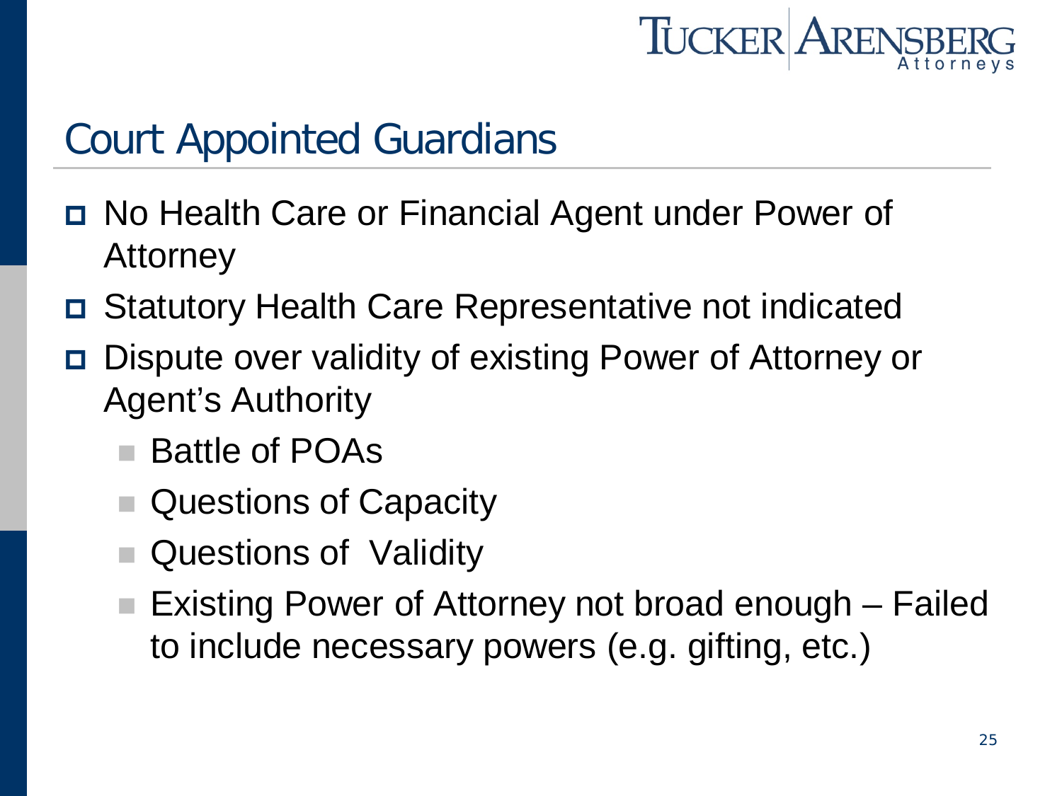# Court Appointed Guardians

- No Health Care or Financial Agent under Power of Attorney
- Statutory Health Care Representative not indicated
- Dispute over validity of existing Power of Attorney or Agent's Authority
  - Battle of POAs
  - Questions of Capacity
  - Questions of Validity
  - Existing Power of Attorney not broad enough – Failed to include necessary powers (e.g. gifting, etc.)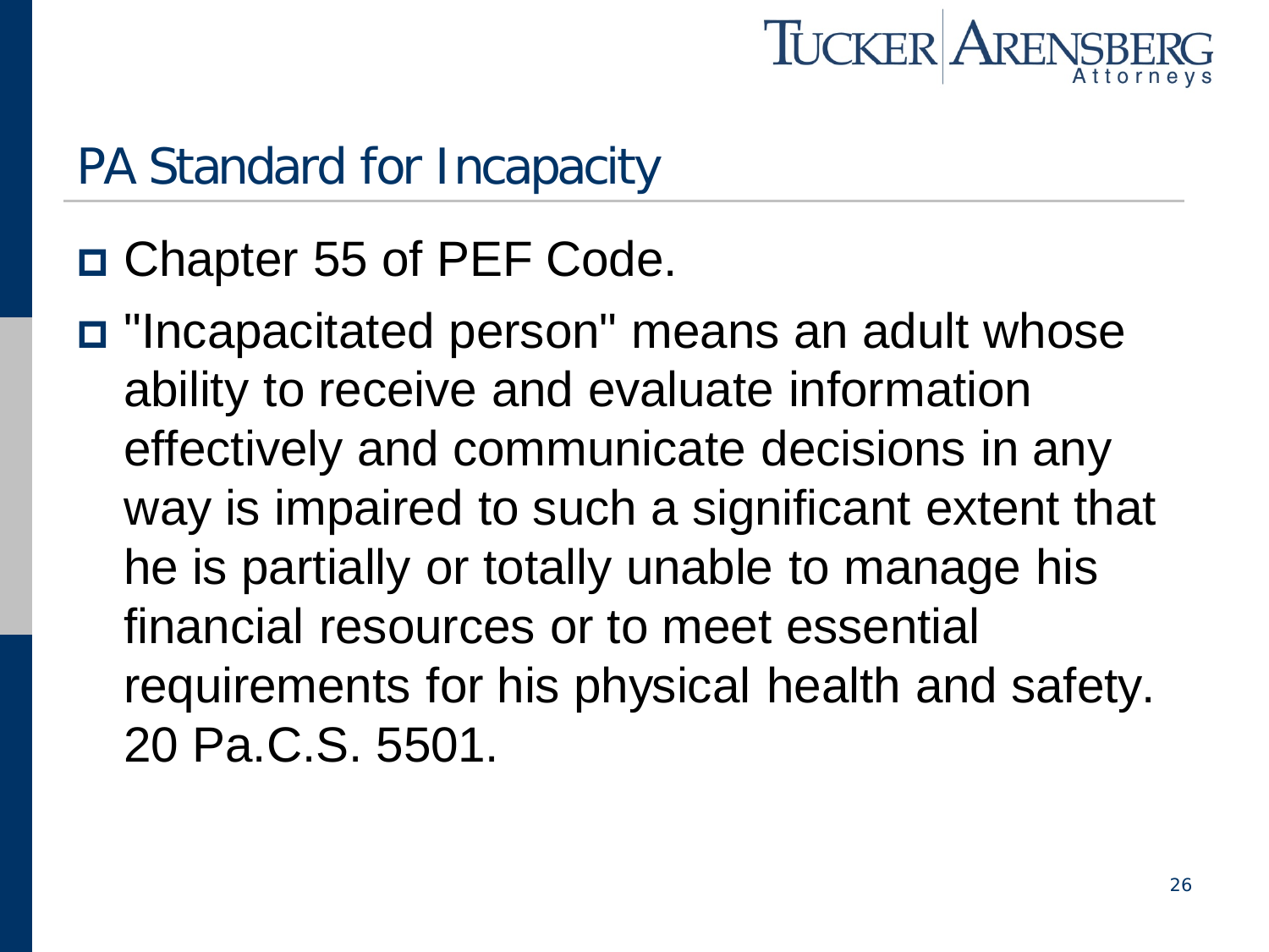## PA Standard for Incapacity

- Chapter 55 of PEF Code.
- "Incapacitated person" means an adult whose ability to receive and evaluate information effectively and communicate decisions in any way is impaired to such a significant extent that he is partially or totally unable to manage his financial resources or to meet essential requirements for his physical health and safety. 20 Pa.C.S. 5501.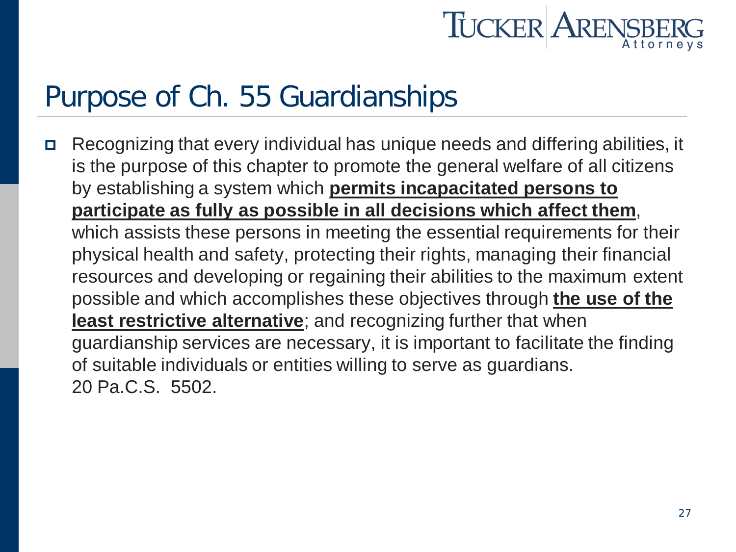# Purpose of Ch. 55 Guardianships

- Recognizing that every individual has unique needs and differing abilities, it is the purpose of this chapter to promote the general welfare of all citizens by establishing a system which **permits incapacitated persons to participate as fully as possible in all decisions which affect them**, which assists these persons in meeting the essential requirements for their physical health and safety, protecting their rights, managing their financial resources and developing or regaining their abilities to the maximum extent possible and which accomplishes these objectives through **the use of the least restrictive alternative**; and recognizing further that when guardianship services are necessary, it is important to facilitate the finding of suitable individuals or entities willing to serve as guardians. 20 Pa.C.S. 5502.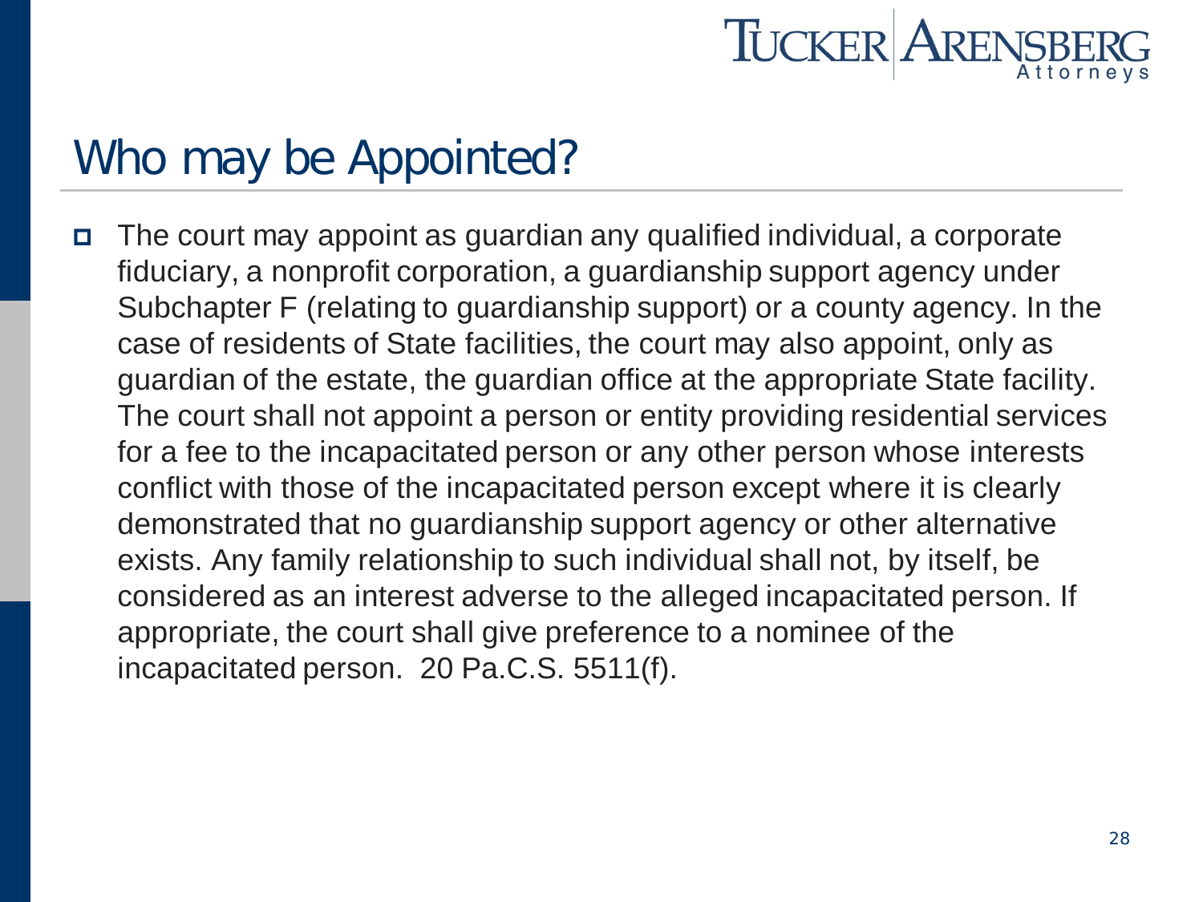# Who may be Appointed?

- The court may appoint as guardian any qualified individual, a corporate fiduciary, a nonprofit corporation, a guardianship support agency under Subchapter F (relating to guardianship support) or a county agency. In the case of residents of State facilities, the court may also appoint, only as guardian of the estate, the guardian office at the appropriate State facility. The court shall not appoint a person or entity providing residential services for a fee to the incapacitated person or any other person whose interests conflict with those of the incapacitated person except where it is clearly demonstrated that no guardianship support agency or other alternative exists. Any family relationship to such individual shall not, by itself, be considered as an interest adverse to the alleged incapacitated person. If appropriate, the court shall give preference to a nominee of the incapacitated person. 20 Pa.C.S. 5511(f).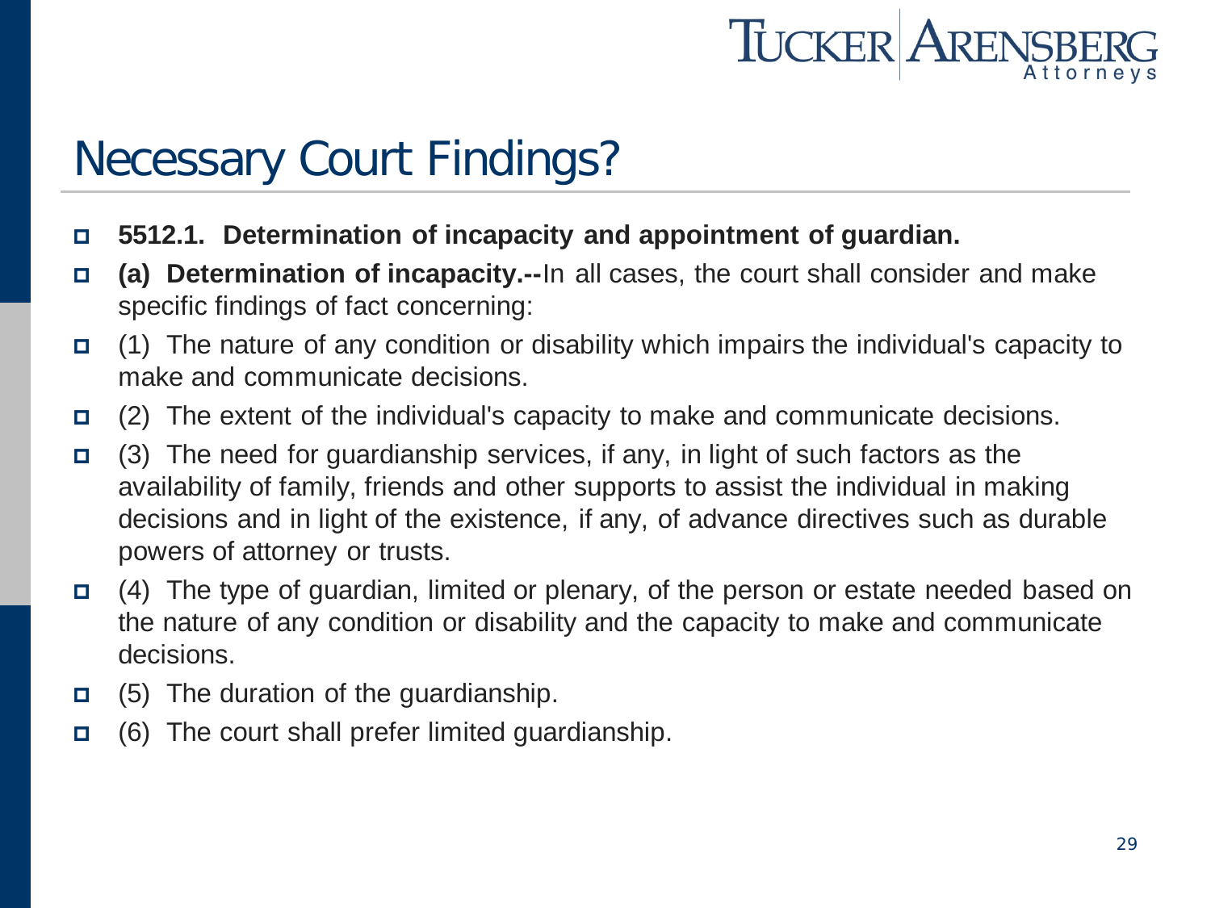# Necessary Court Findings?

- **5512.1. Determination of incapacity and appointment of guardian.**
- **(a) Determination of incapacity.--**In all cases, the court shall consider and make specific findings of fact concerning:
- (1) The nature of any condition or disability which impairs the individual's capacity to make and communicate decisions.
- (2) The extent of the individual's capacity to make and communicate decisions.
- (3) The need for guardianship services, if any, in light of such factors as the availability of family, friends and other supports to assist the individual in making decisions and in light of the existence, if any, of advance directives such as durable powers of attorney or trusts.
- (4) The type of guardian, limited or plenary, of the person or estate needed based on the nature of any condition or disability and the capacity to make and communicate decisions.
- (5) The duration of the guardianship.
- (6) The court shall prefer limited guardianship.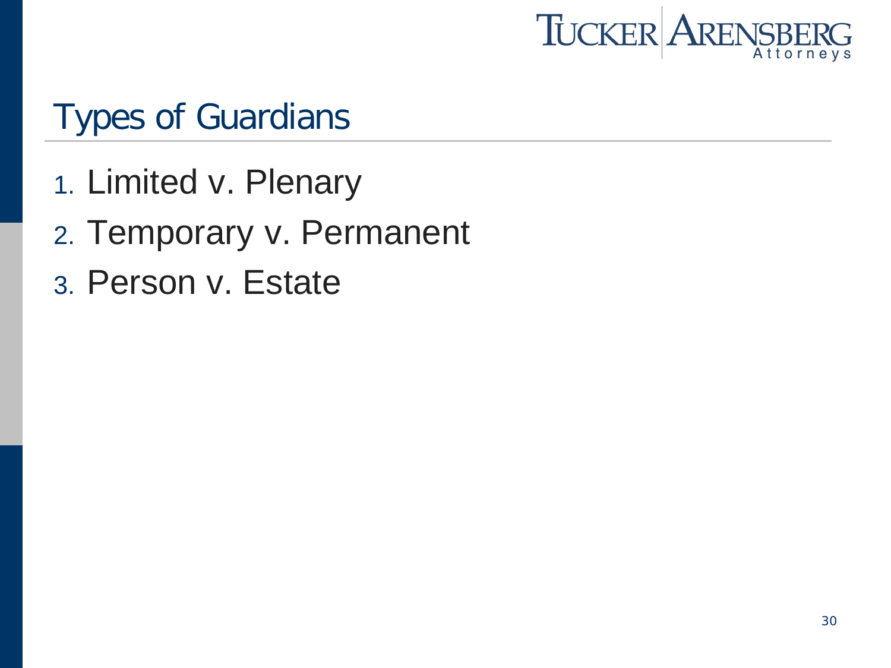# Types of Guardians

1. Limited v. Plenary
2. Temporary v. Permanent
3. Person v. Estate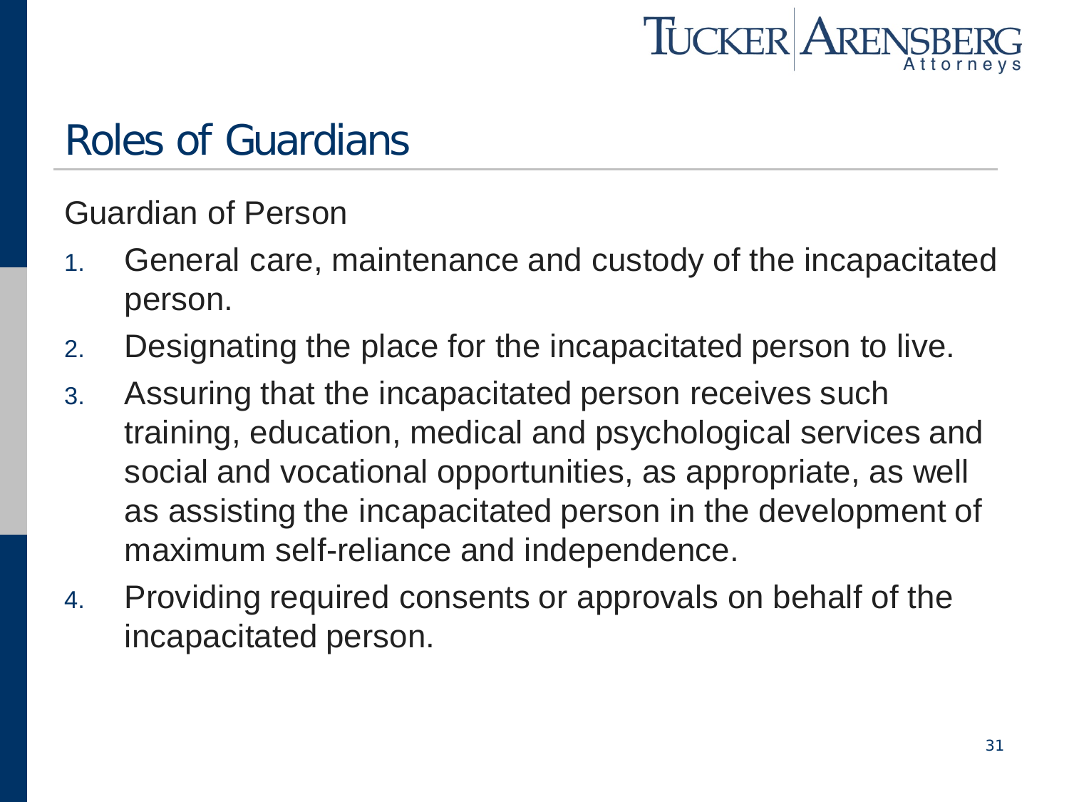# Roles of Guardians

Guardian of Person

1. General care, maintenance and custody of the incapacitated person.
2. Designating the place for the incapacitated person to live.
3. Assuring that the incapacitated person receives such training, education, medical and psychological services and social and vocational opportunities, as appropriate, as well as assisting the incapacitated person in the development of maximum self-reliance and independence.
4. Providing required consents or approvals on behalf of the incapacitated person.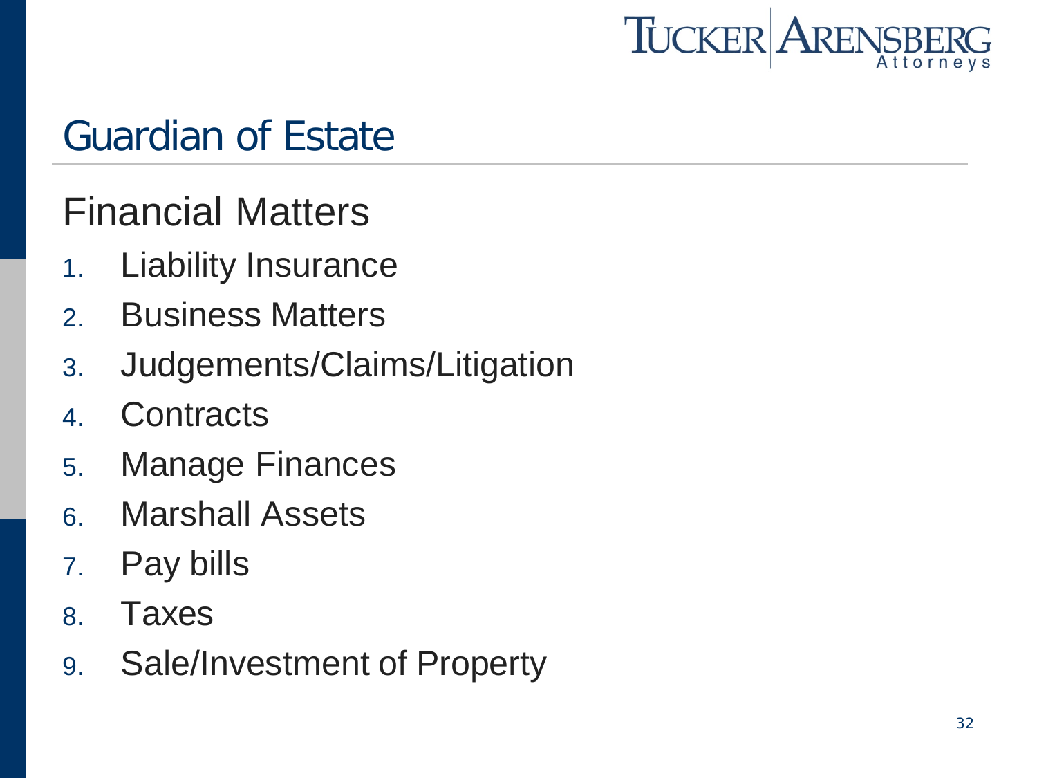# Guardian of Estate

## Financial Matters

1. Liability Insurance
2. Business Matters
3. Judgements/Claims/Litigation
4. Contracts
5. Manage Finances
6. Marshall Assets
7. Pay bills
8. Taxes
9. Sale/Investment of Property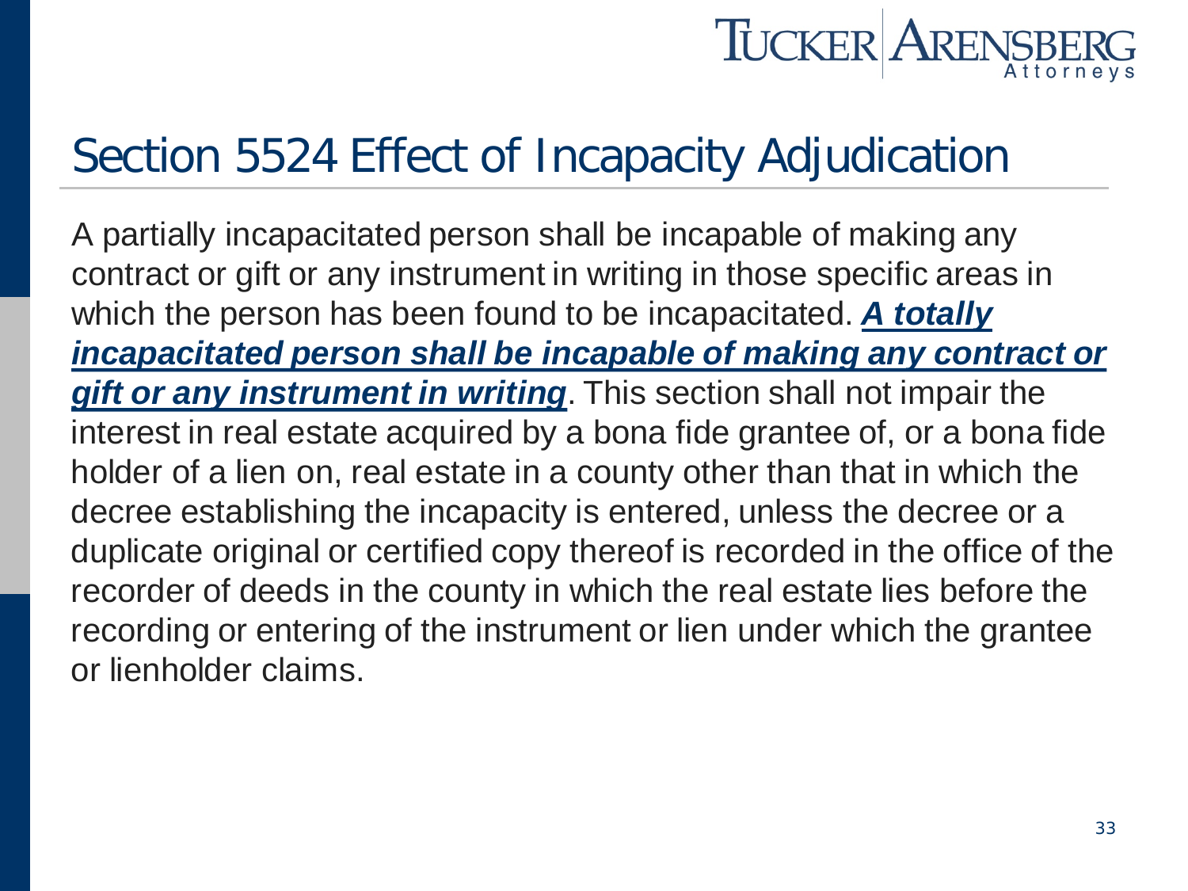# Section 5524 Effect of Incapacity Adjudication

A partially incapacitated person shall be incapable of making any contract or gift or any instrument in writing in those specific areas in which the person has been found to be incapacitated. ***<u>A totally incapacitated person shall be incapable of making any contract or gift or any instrument in writing</u>***. This section shall not impair the interest in real estate acquired by a bona fide grantee of, or a bona fide holder of a lien on, real estate in a county other than that in which the decree establishing the incapacity is entered, unless the decree or a duplicate original or certified copy thereof is recorded in the office of the recorder of deeds in the county in which the real estate lies before the recording or entering of the instrument or lien under which the grantee or lienholder claims.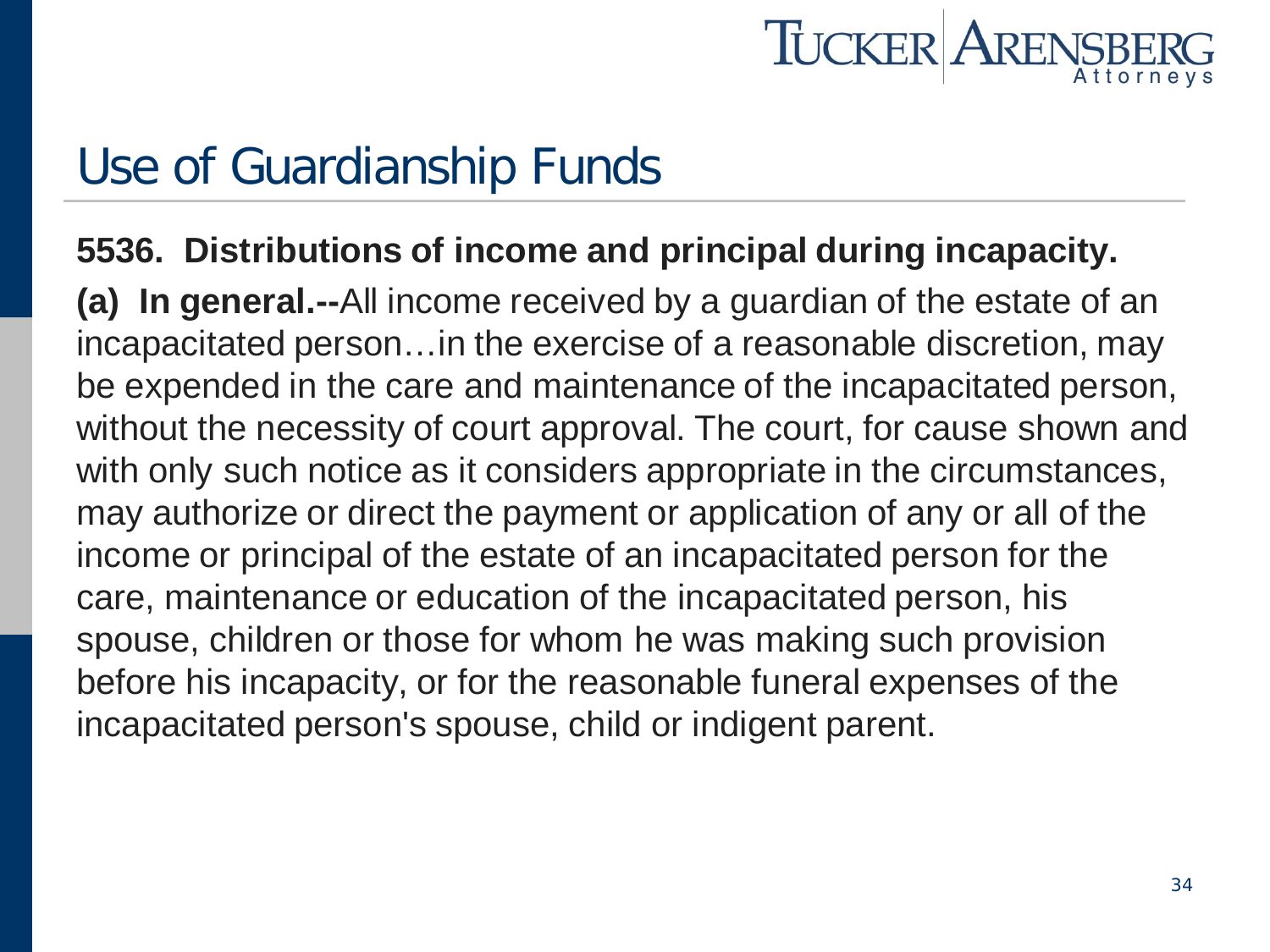# Use of Guardianship Funds

**5536. Distributions of income and principal during incapacity.**

**(a) In general.--**All income received by a guardian of the estate of an incapacitated person…in the exercise of a reasonable discretion, may be expended in the care and maintenance of the incapacitated person, without the necessity of court approval. The court, for cause shown and with only such notice as it considers appropriate in the circumstances, may authorize or direct the payment or application of any or all of the income or principal of the estate of an incapacitated person for the care, maintenance or education of the incapacitated person, his spouse, children or those for whom he was making such provision before his incapacity, or for the reasonable funeral expenses of the incapacitated person's spouse, child or indigent parent.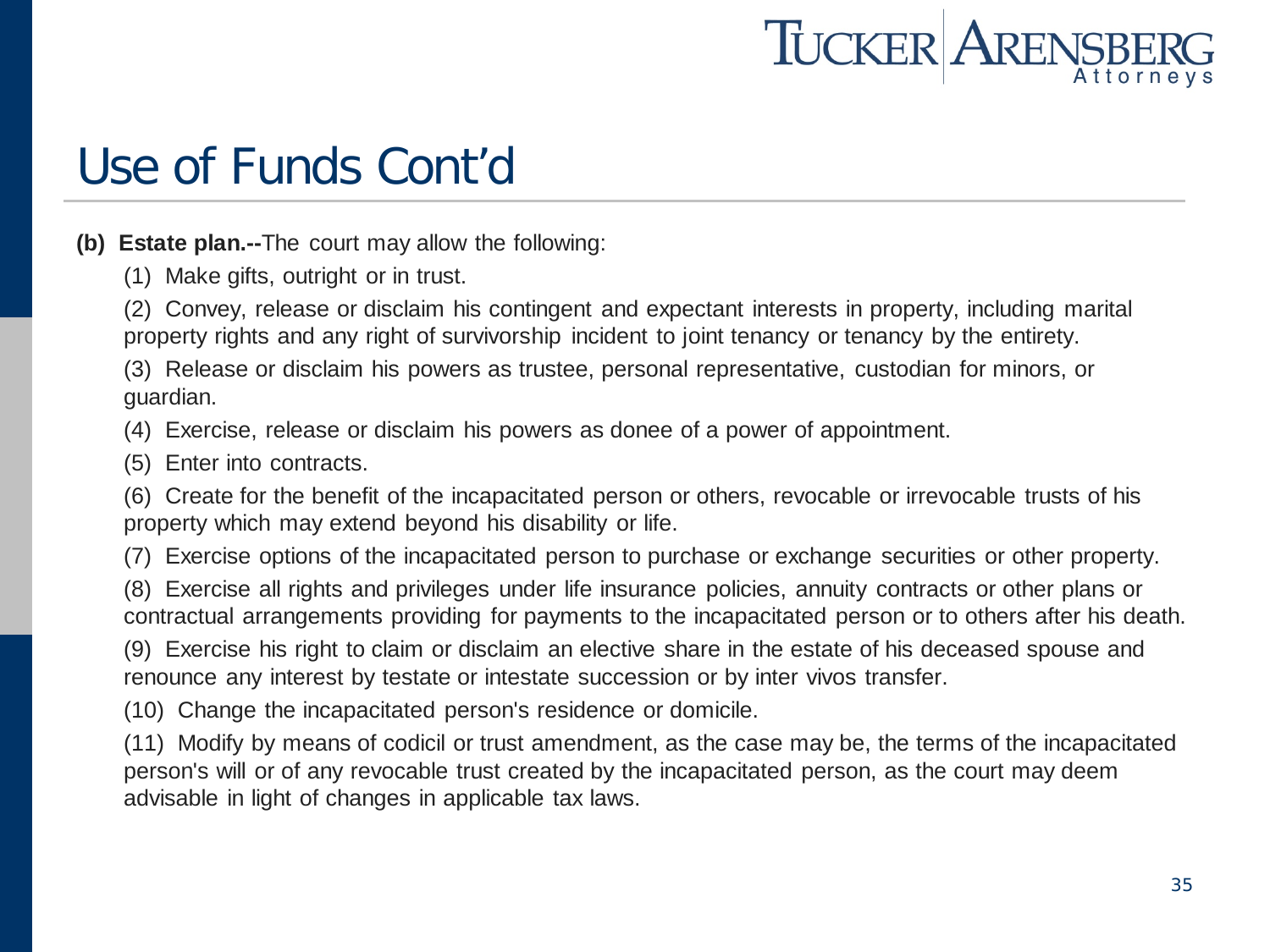# Use of Funds Cont'd

**(b) Estate plan.--**The court may allow the following:

(1) Make gifts, outright or in trust.

(2) Convey, release or disclaim his contingent and expectant interests in property, including marital property rights and any right of survivorship incident to joint tenancy or tenancy by the entirety.

(3) Release or disclaim his powers as trustee, personal representative, custodian for minors, or guardian.

(4) Exercise, release or disclaim his powers as donee of a power of appointment.

(5) Enter into contracts.

(6) Create for the benefit of the incapacitated person or others, revocable or irrevocable trusts of his property which may extend beyond his disability or life.

(7) Exercise options of the incapacitated person to purchase or exchange securities or other property.

(8) Exercise all rights and privileges under life insurance policies, annuity contracts or other plans or contractual arrangements providing for payments to the incapacitated person or to others after his death.

(9) Exercise his right to claim or disclaim an elective share in the estate of his deceased spouse and renounce any interest by testate or intestate succession or by inter vivos transfer.

(10) Change the incapacitated person's residence or domicile.

(11) Modify by means of codicil or trust amendment, as the case may be, the terms of the incapacitated person's will or of any revocable trust created by the incapacitated person, as the court may deem advisable in light of changes in applicable tax laws.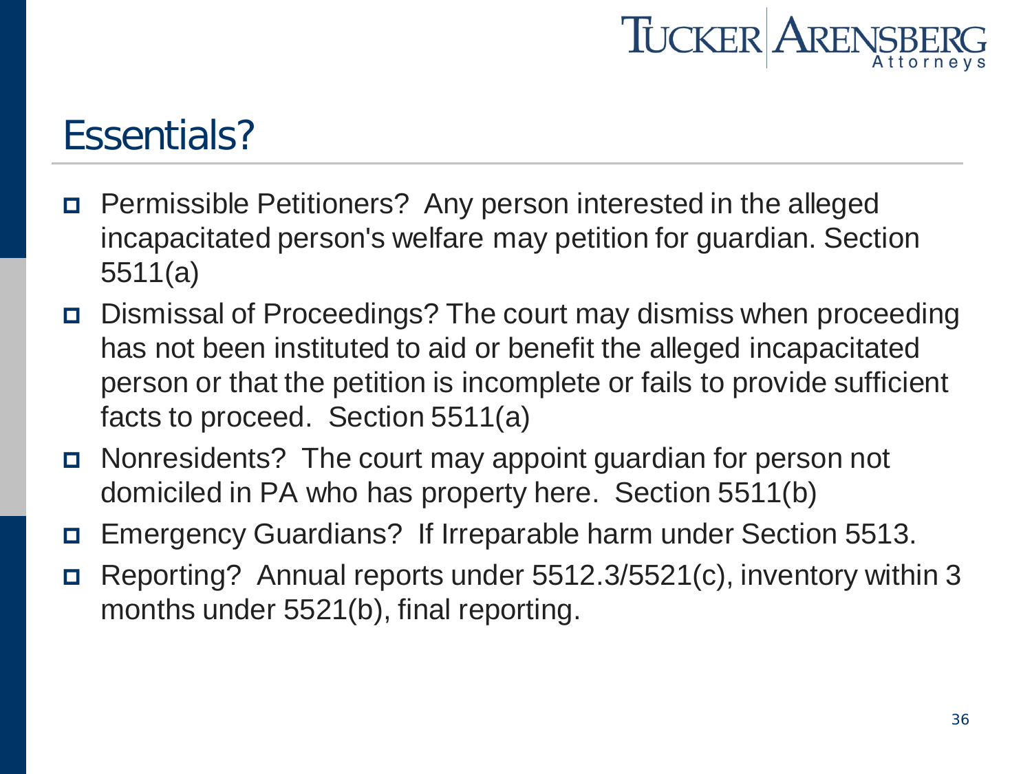# Essentials?

- Permissible Petitioners? Any person interested in the alleged incapacitated person's welfare may petition for guardian. Section 5511(a)
- Dismissal of Proceedings? The court may dismiss when proceeding has not been instituted to aid or benefit the alleged incapacitated person or that the petition is incomplete or fails to provide sufficient facts to proceed. Section 5511(a)
- Nonresidents? The court may appoint guardian for person not domiciled in PA who has property here. Section 5511(b)
- Emergency Guardians? If Irreparable harm under Section 5513.
- Reporting? Annual reports under 5512.3/5521(c), inventory within 3 months under 5521(b), final reporting.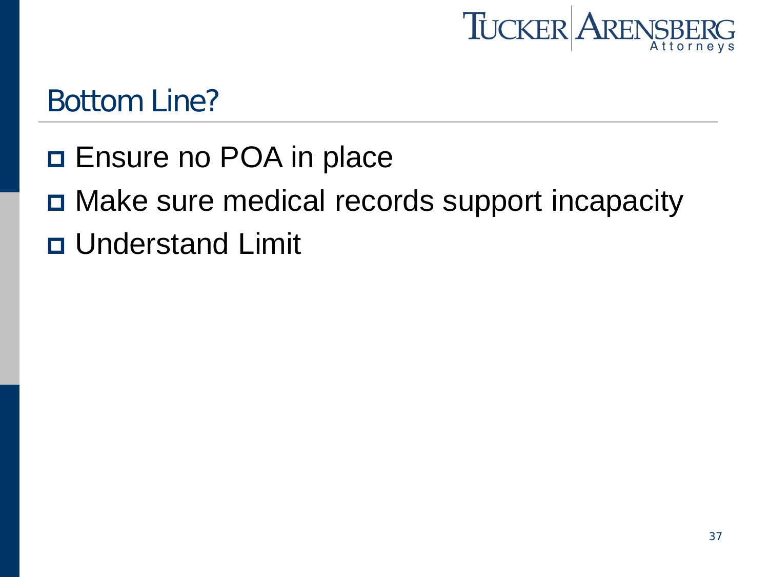## Bottom Line?

- Ensure no POA in place
- Make sure medical records support incapacity
- Understand Limit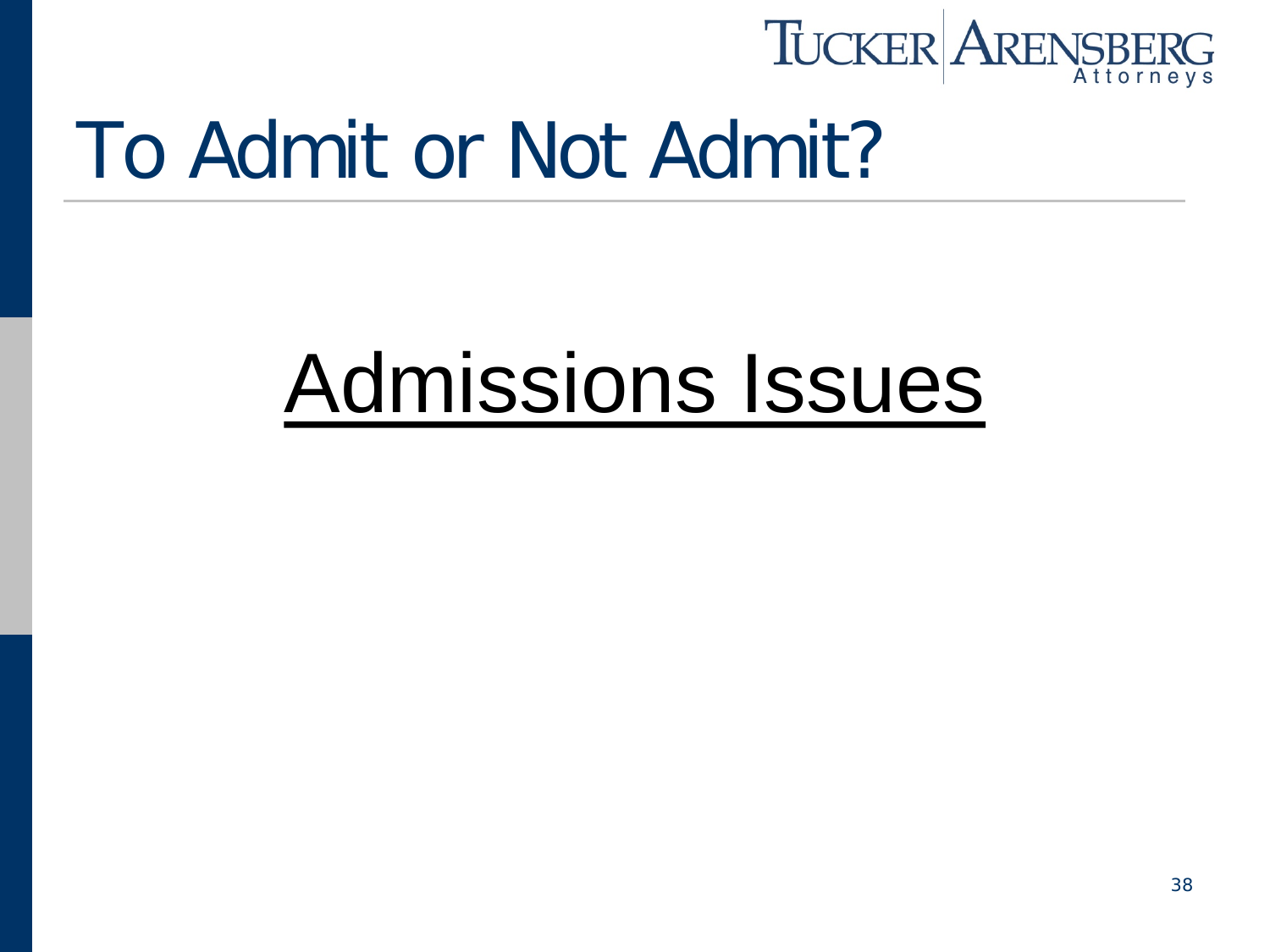# To Admit or Not Admit?

<u>Admissions Issues</u>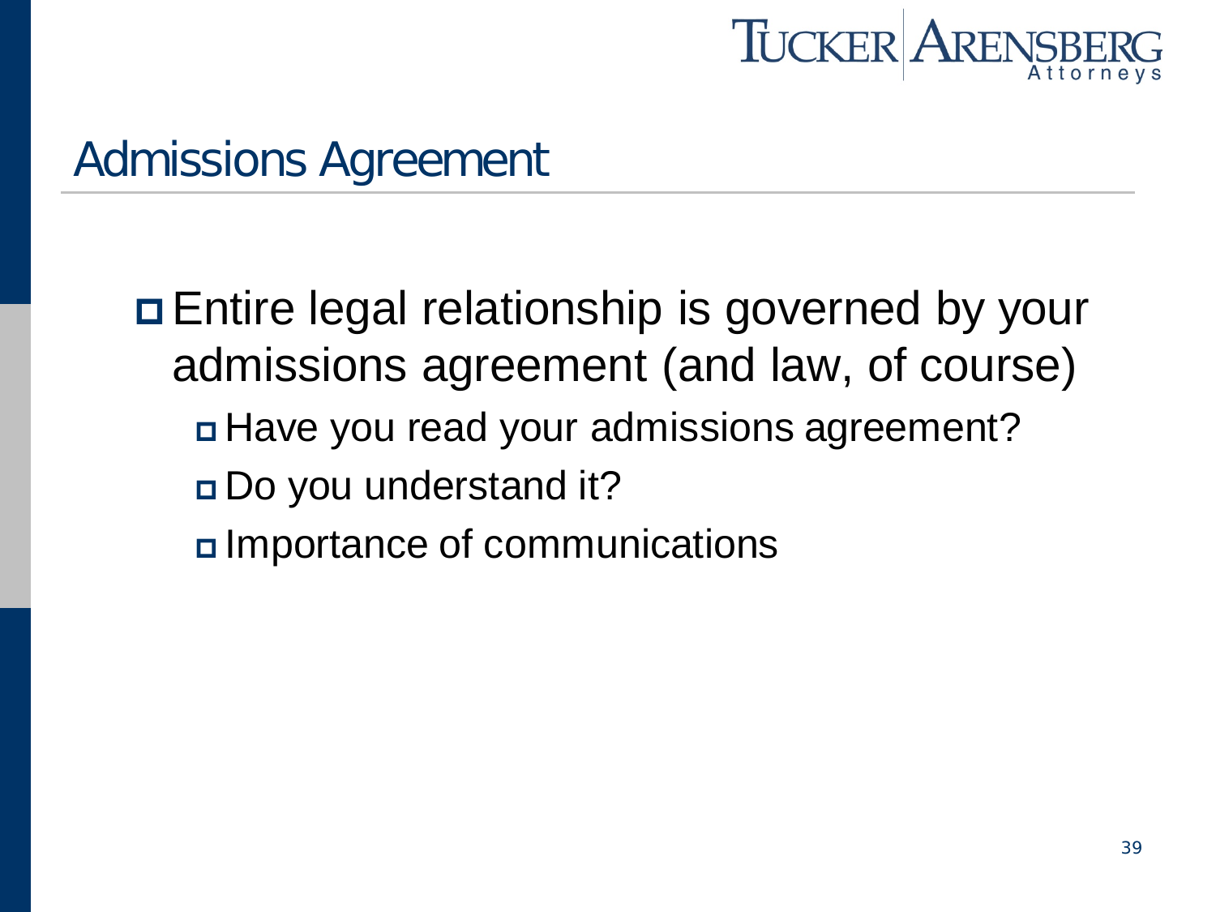# Admissions Agreement

- Entire legal relationship is governed by your admissions agreement (and law, of course)
  - Have you read your admissions agreement?
  - Do you understand it?
  - Importance of communications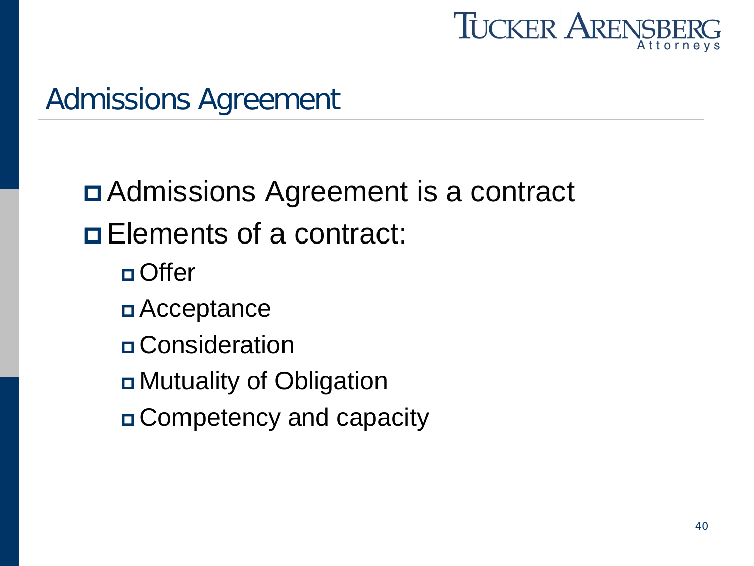# Admissions Agreement

- Admissions Agreement is a contract
- Elements of a contract:
  - Offer
  - Acceptance
  - Consideration
  - Mutuality of Obligation
  - Competency and capacity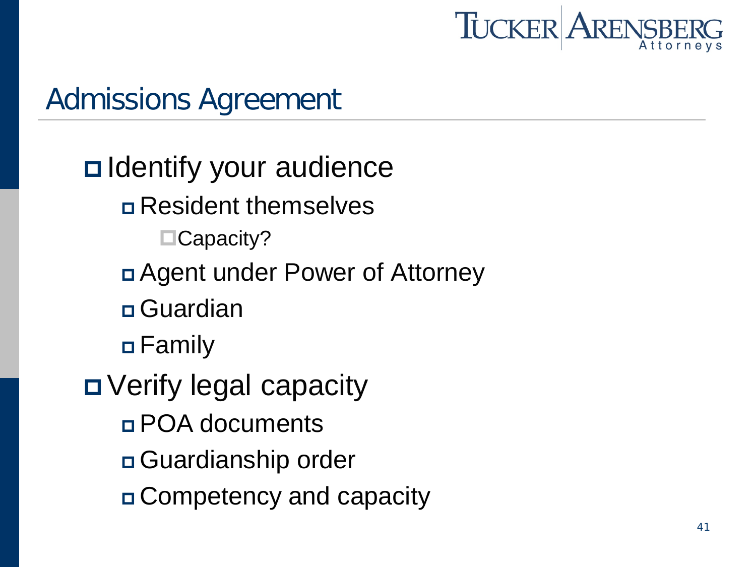# Admissions Agreement

- Identify your audience
  - Resident themselves
    - Capacity?
  - Agent under Power of Attorney
  - Guardian
  - Family
- Verify legal capacity
  - POA documents
  - Guardianship order
  - Competency and capacity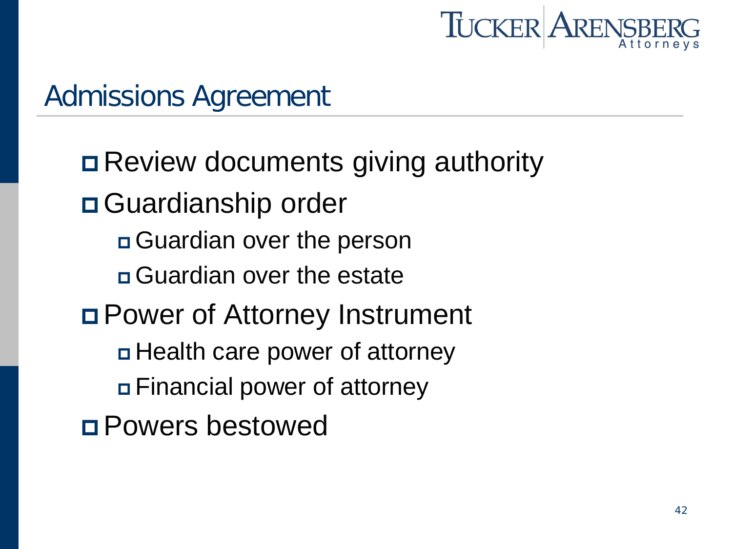## Admissions Agreement

- Review documents giving authority
- Guardianship order
  - Guardian over the person
  - Guardian over the estate
- Power of Attorney Instrument
  - Health care power of attorney
  - Financial power of attorney
- Powers bestowed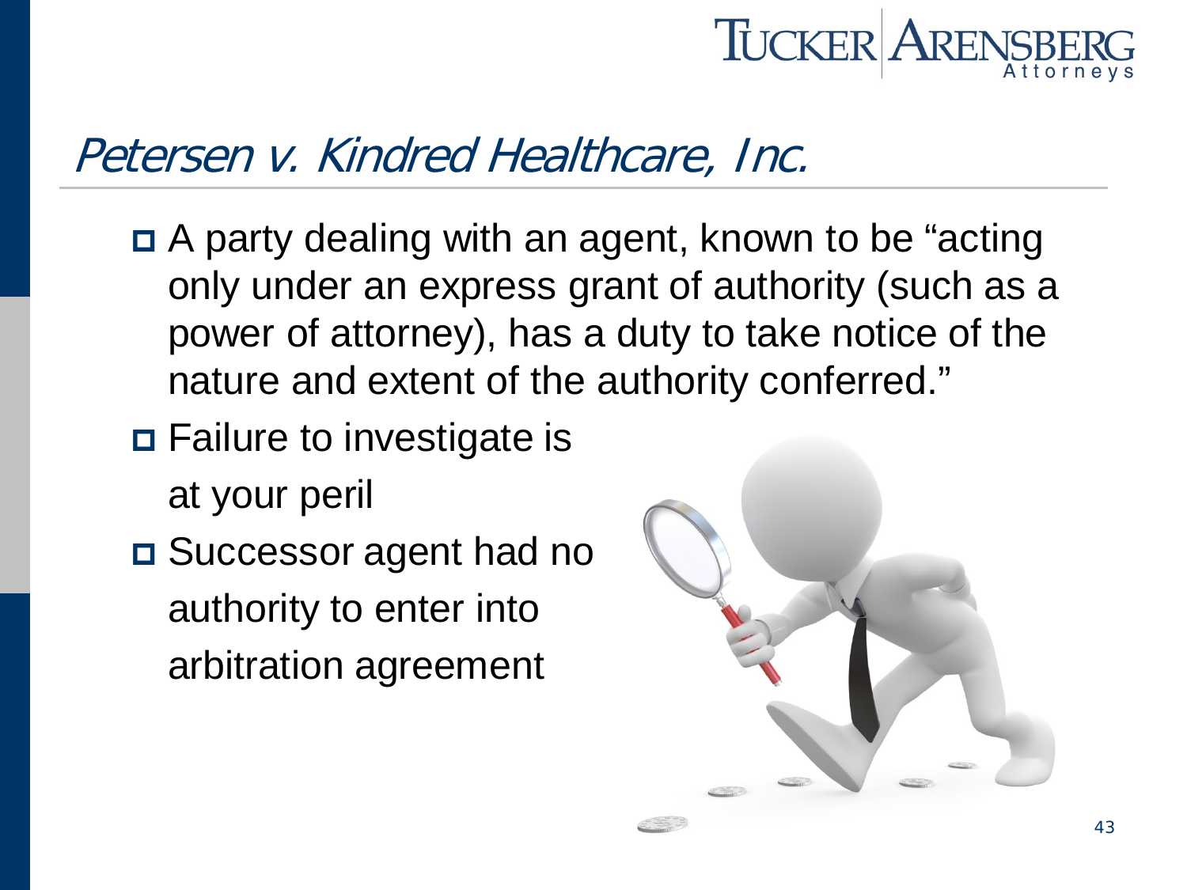## *Petersen v. Kindred Healthcare, Inc.*

- A party dealing with an agent, known to be "acting only under an express grant of authority (such as a power of attorney), has a duty to take notice of the nature and extent of the authority conferred."
- Failure to investigate is at your peril
- Successor agent had no authority to enter into arbitration agreement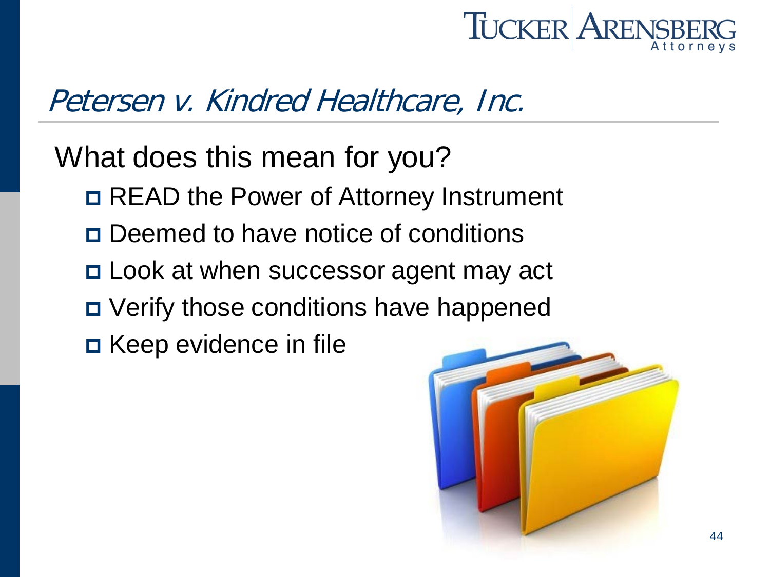# *Petersen v. Kindred Healthcare, Inc.*

## What does this mean for you?

- READ the Power of Attorney Instrument
- Deemed to have notice of conditions
- Look at when successor agent may act
- Verify those conditions have happened
- Keep evidence in file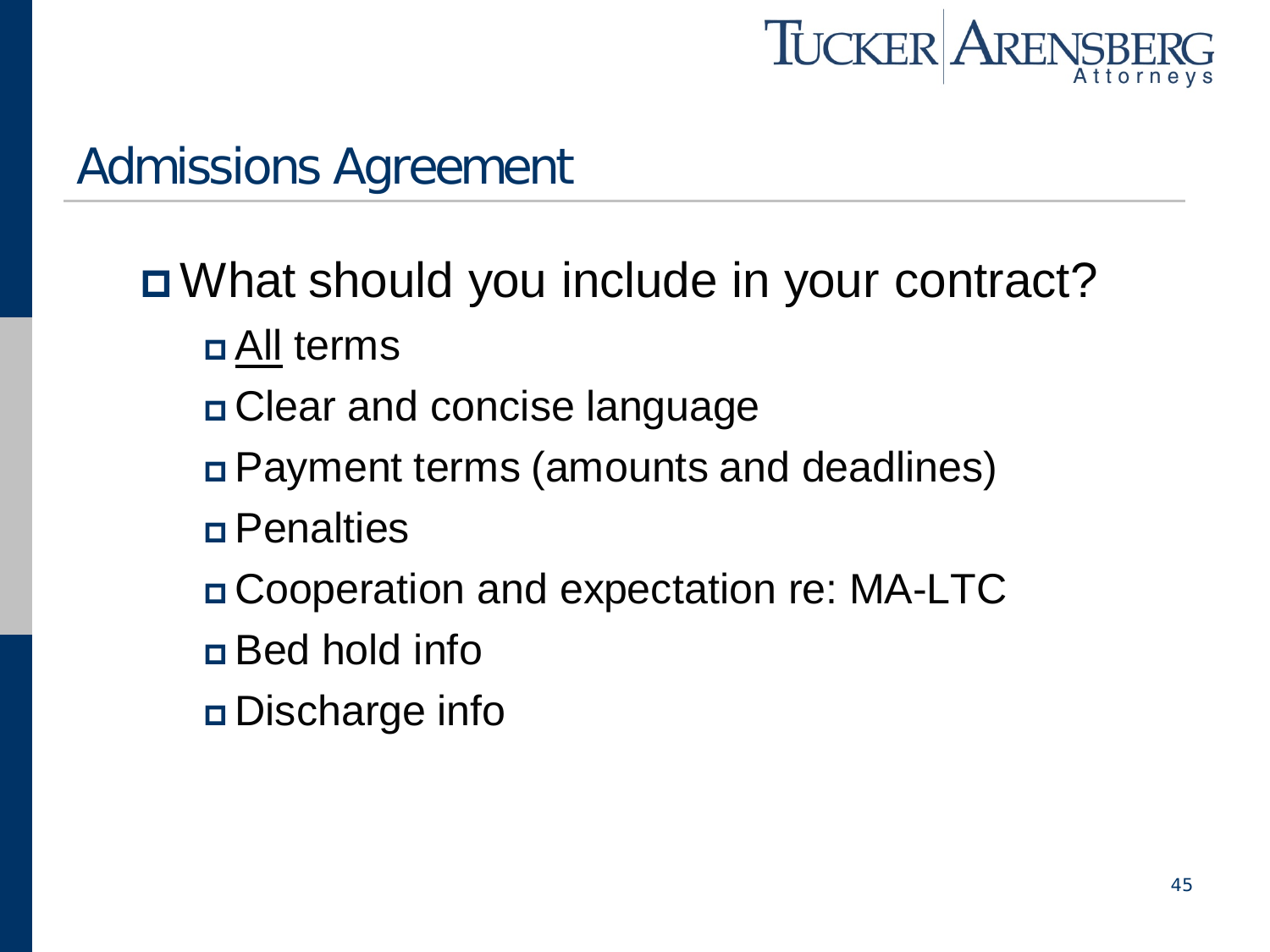# Admissions Agreement

- What should you include in your contract?
  - <u>All</u> terms
  - Clear and concise language
  - Payment terms (amounts and deadlines)
  - Penalties
  - Cooperation and expectation re: MA-LTC
  - Bed hold info
  - Discharge info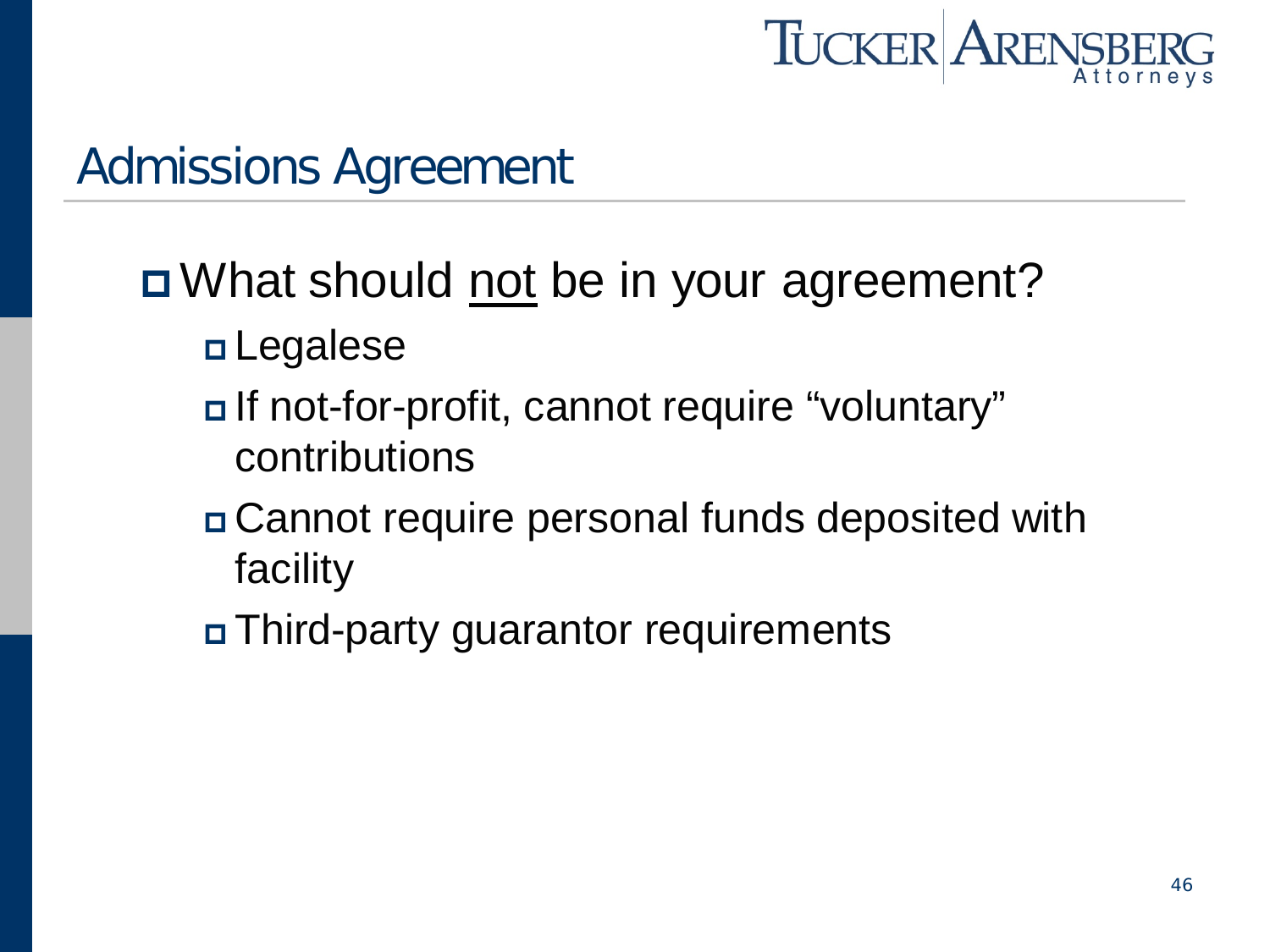# Admissions Agreement

- What should <u>not</u> be in your agreement?
  - Legalese
  - If not-for-profit, cannot require "voluntary" contributions
  - Cannot require personal funds deposited with facility
  - Third-party guarantor requirements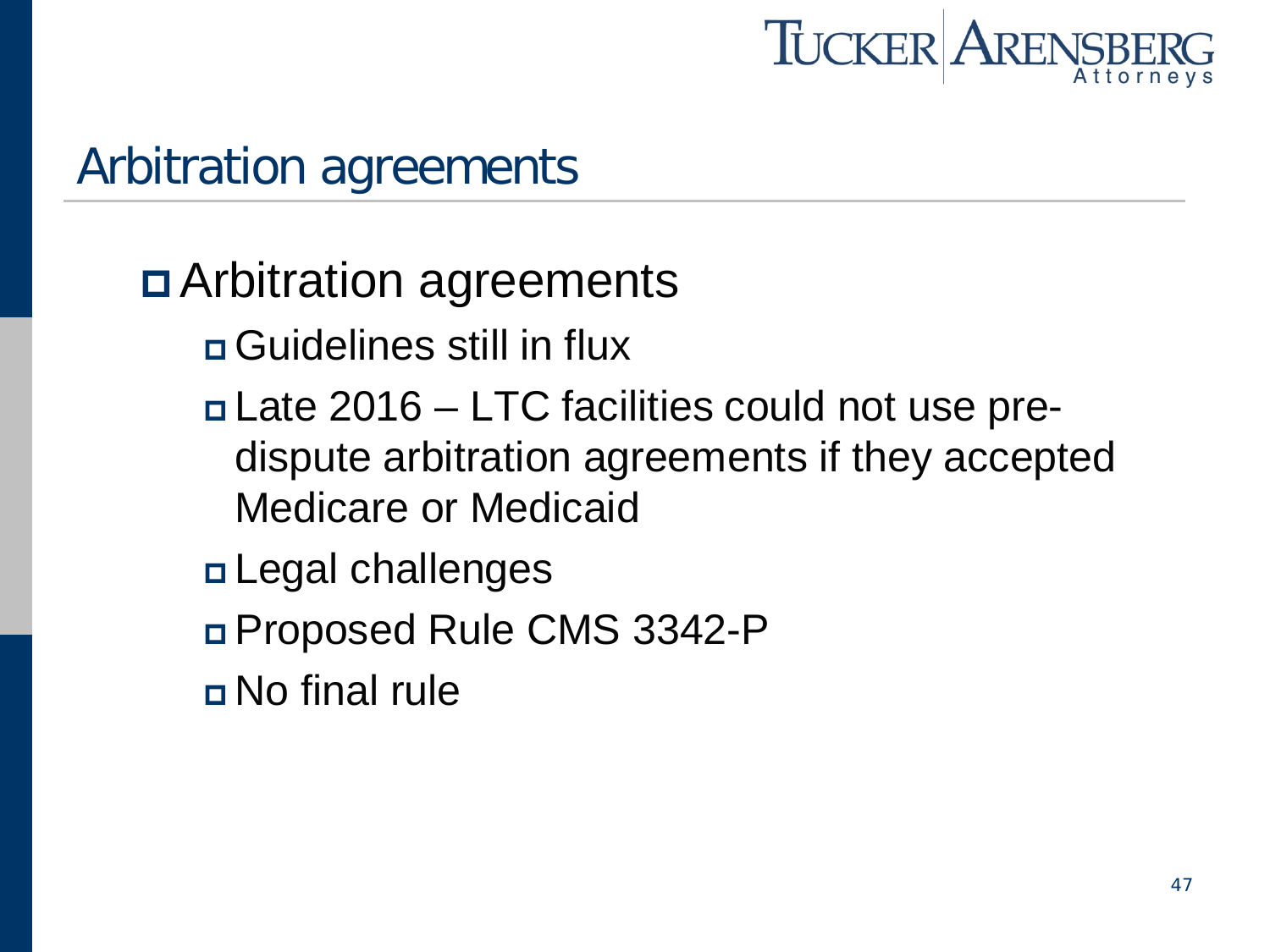## Arbitration agreements

- Arbitration agreements
  - Guidelines still in flux
  - Late 2016 – LTC facilities could not use pre-dispute arbitration agreements if they accepted Medicare or Medicaid
  - Legal challenges
  - Proposed Rule CMS 3342-P
  - No final rule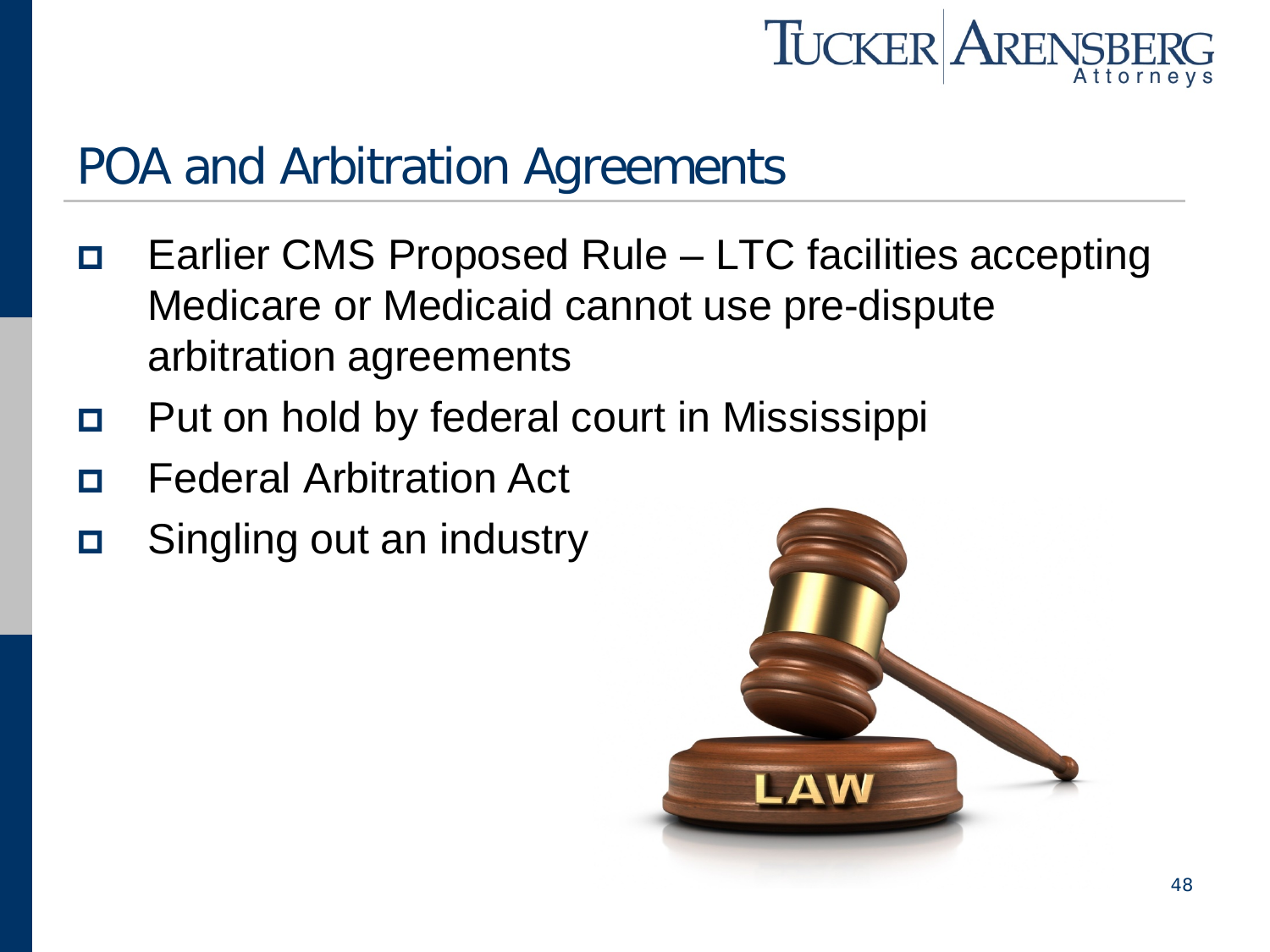## POA and Arbitration Agreements

- Earlier CMS Proposed Rule – LTC facilities accepting Medicare or Medicaid cannot use pre-dispute arbitration agreements
- Put on hold by federal court in Mississippi
- Federal Arbitration Act
- Singling out an industry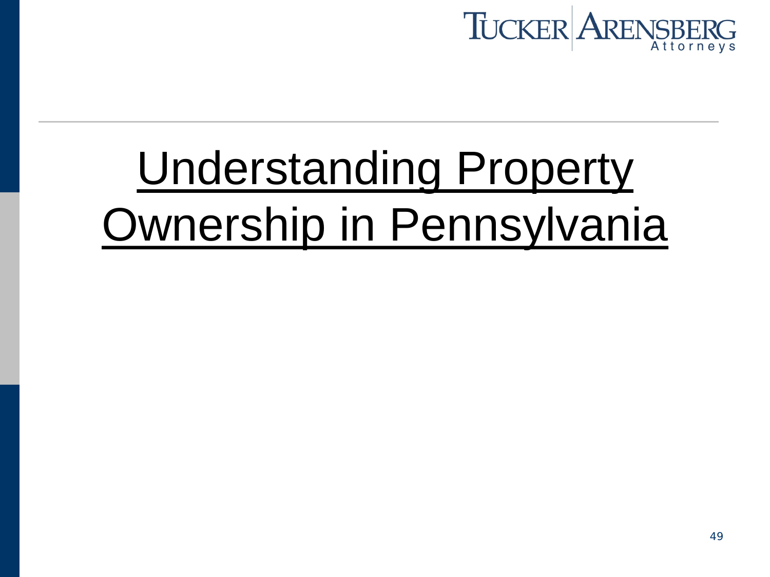# Understanding Property Ownership in Pennsylvania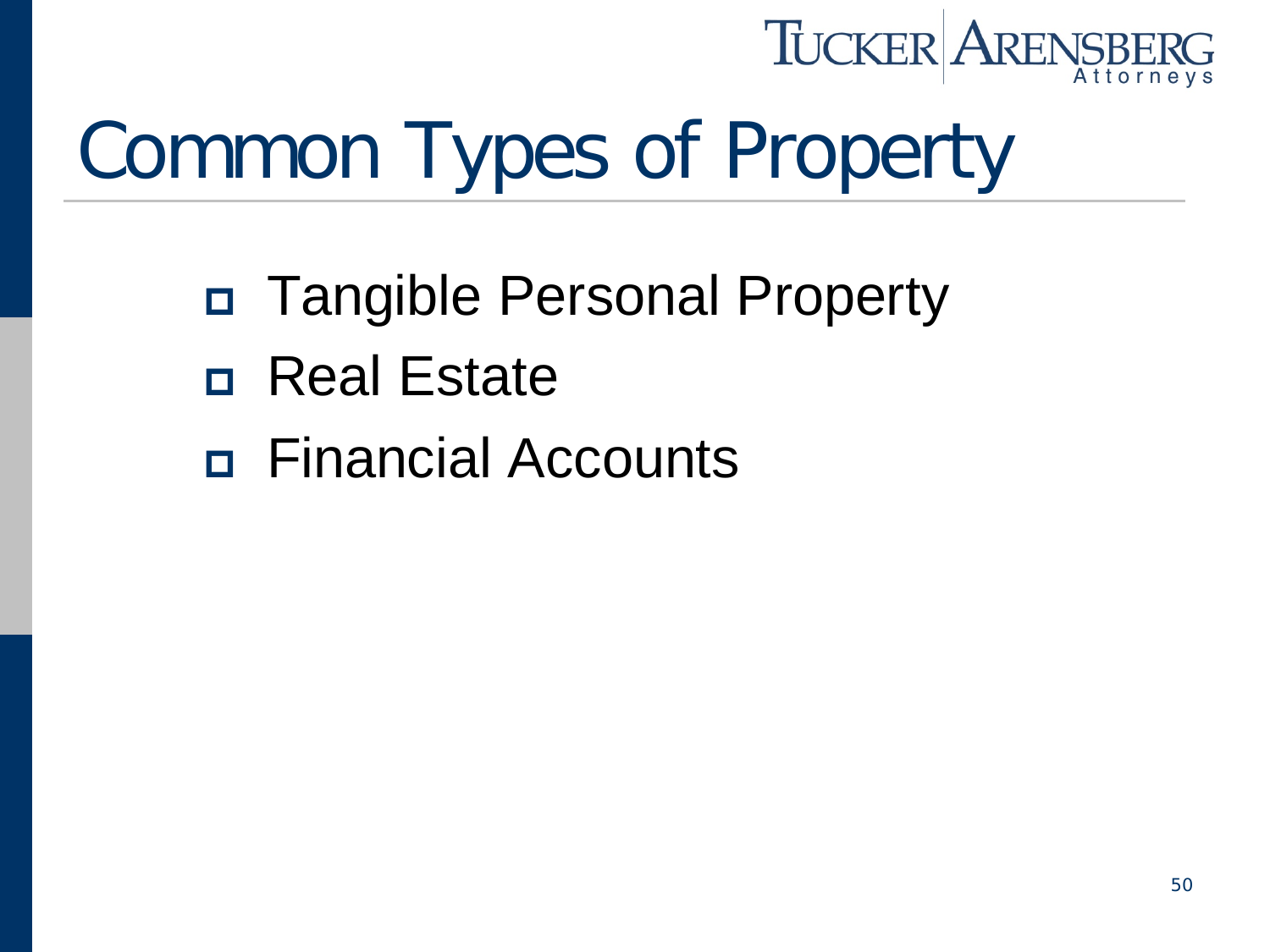# Common Types of Property

- Tangible Personal Property
- Real Estate
- Financial Accounts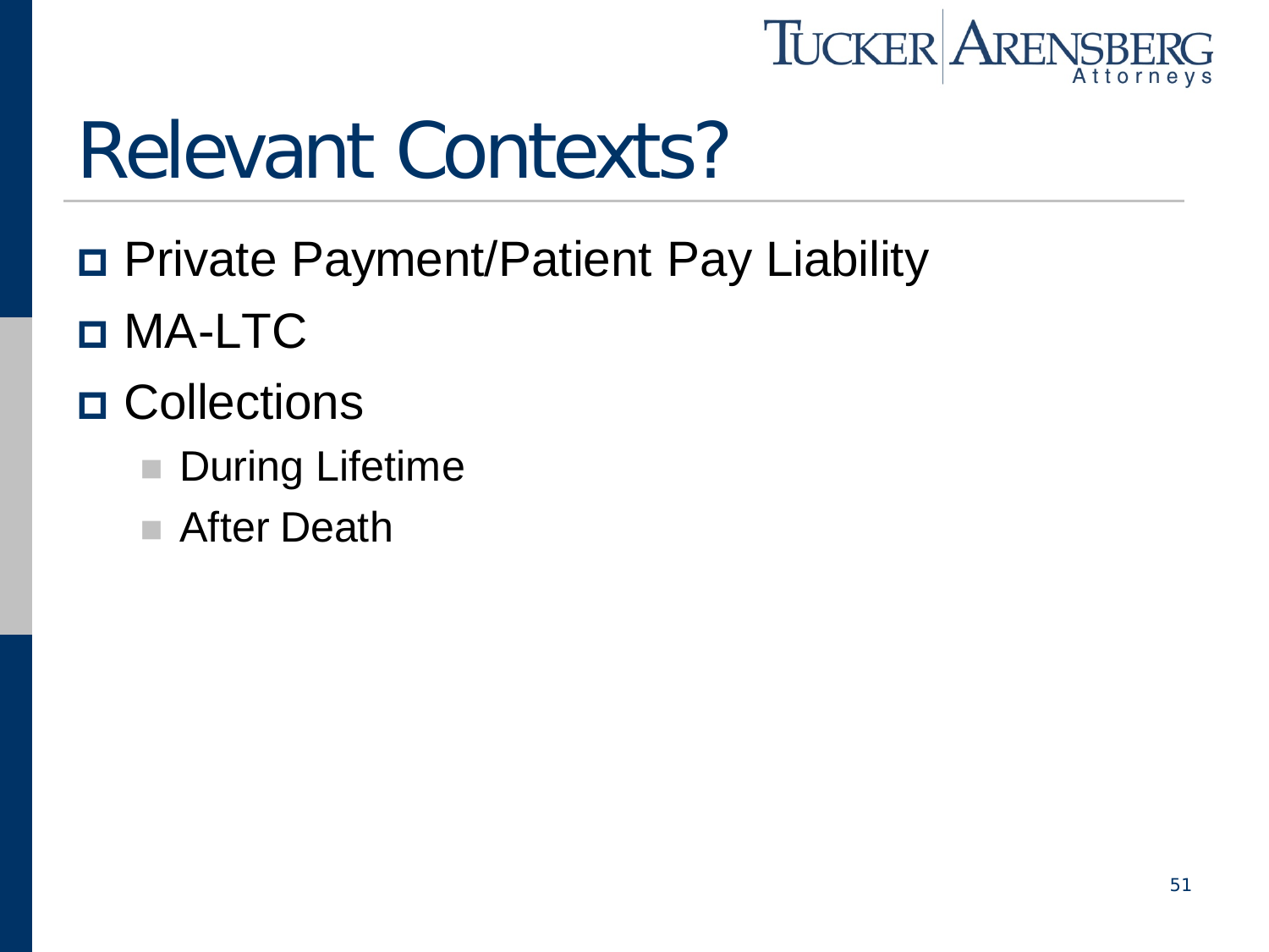# Relevant Contexts?

- Private Payment/Patient Pay Liability
- MA-LTC
- Collections
  - During Lifetime
  - After Death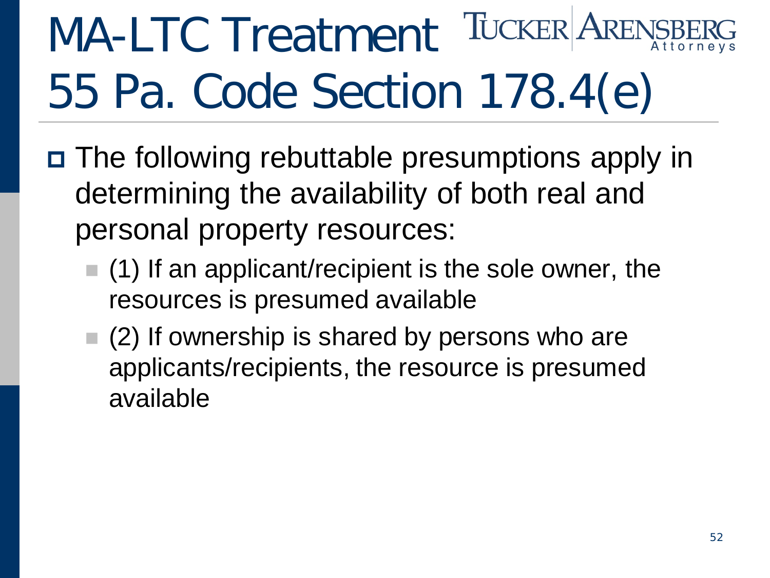# MA-LTC Treatment 55 Pa. Code Section 178.4(e)

- The following rebuttable presumptions apply in determining the availability of both real and personal property resources:
  - (1) If an applicant/recipient is the sole owner, the resources is presumed available
  - (2) If ownership is shared by persons who are applicants/recipients, the resource is presumed available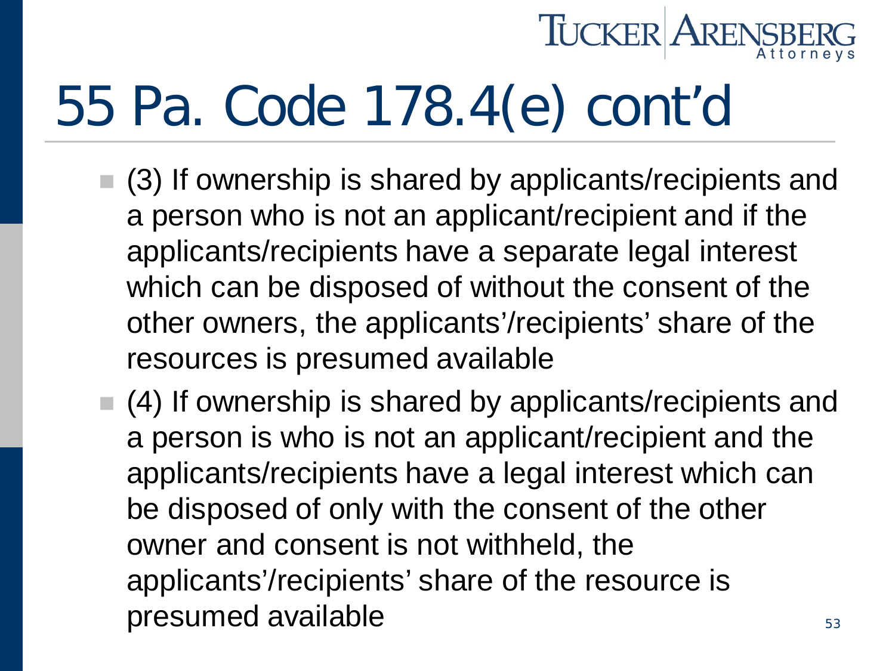# 55 Pa. Code 178.4(e) cont'd

- (3) If ownership is shared by applicants/recipients and a person who is not an applicant/recipient and if the applicants/recipients have a separate legal interest which can be disposed of without the consent of the other owners, the applicants'/recipients' share of the resources is presumed available
- (4) If ownership is shared by applicants/recipients and a person is who is not an applicant/recipient and the applicants/recipients have a legal interest which can be disposed of only with the consent of the other owner and consent is not withheld, the applicants'/recipients' share of the resource is presumed available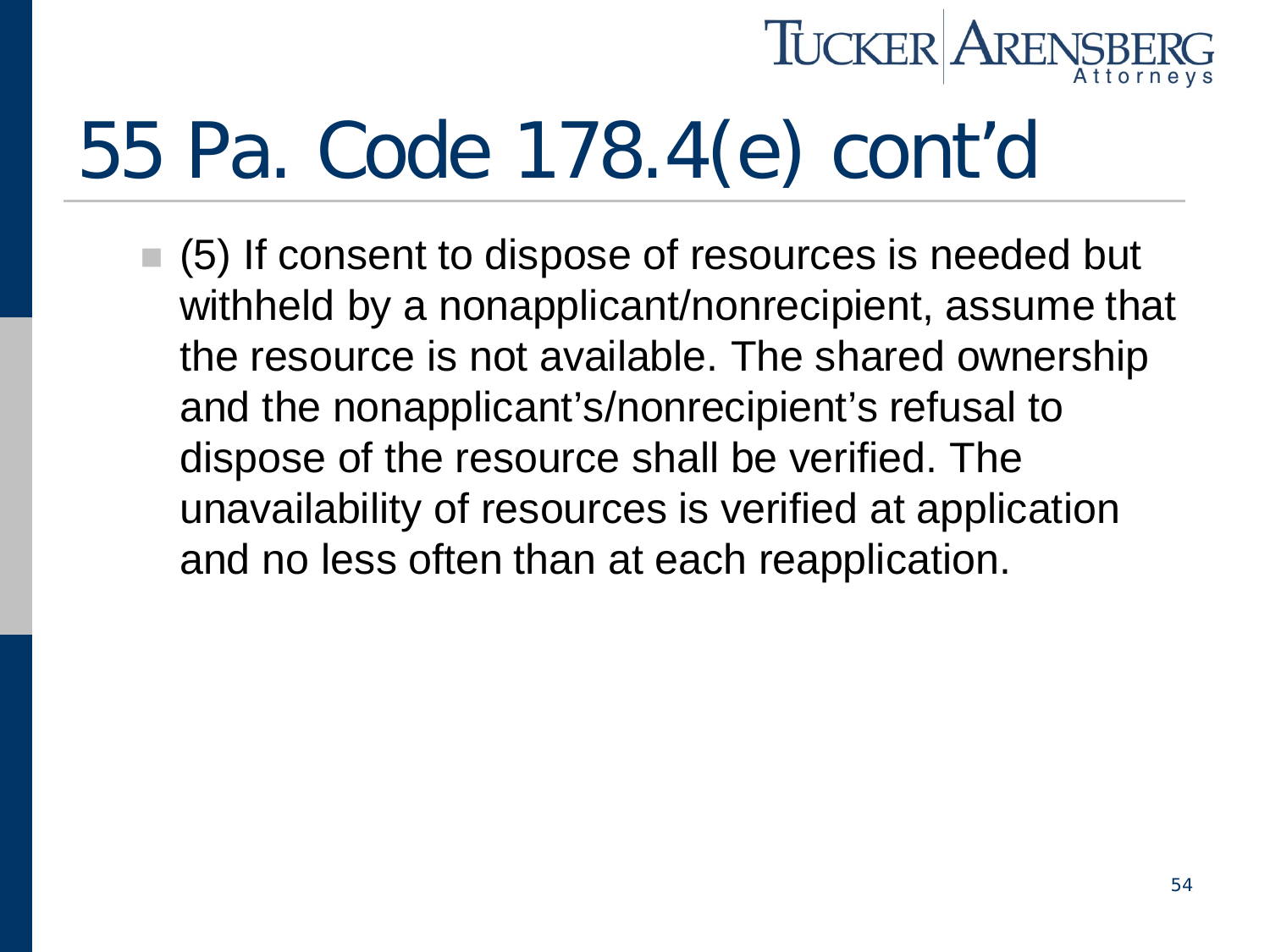# 55 Pa. Code 178.4(e) cont'd

- (5) If consent to dispose of resources is needed but withheld by a nonapplicant/nonrecipient, assume that the resource is not available. The shared ownership and the nonapplicant's/nonrecipient's refusal to dispose of the resource shall be verified. The unavailability of resources is verified at application and no less often than at each reapplication.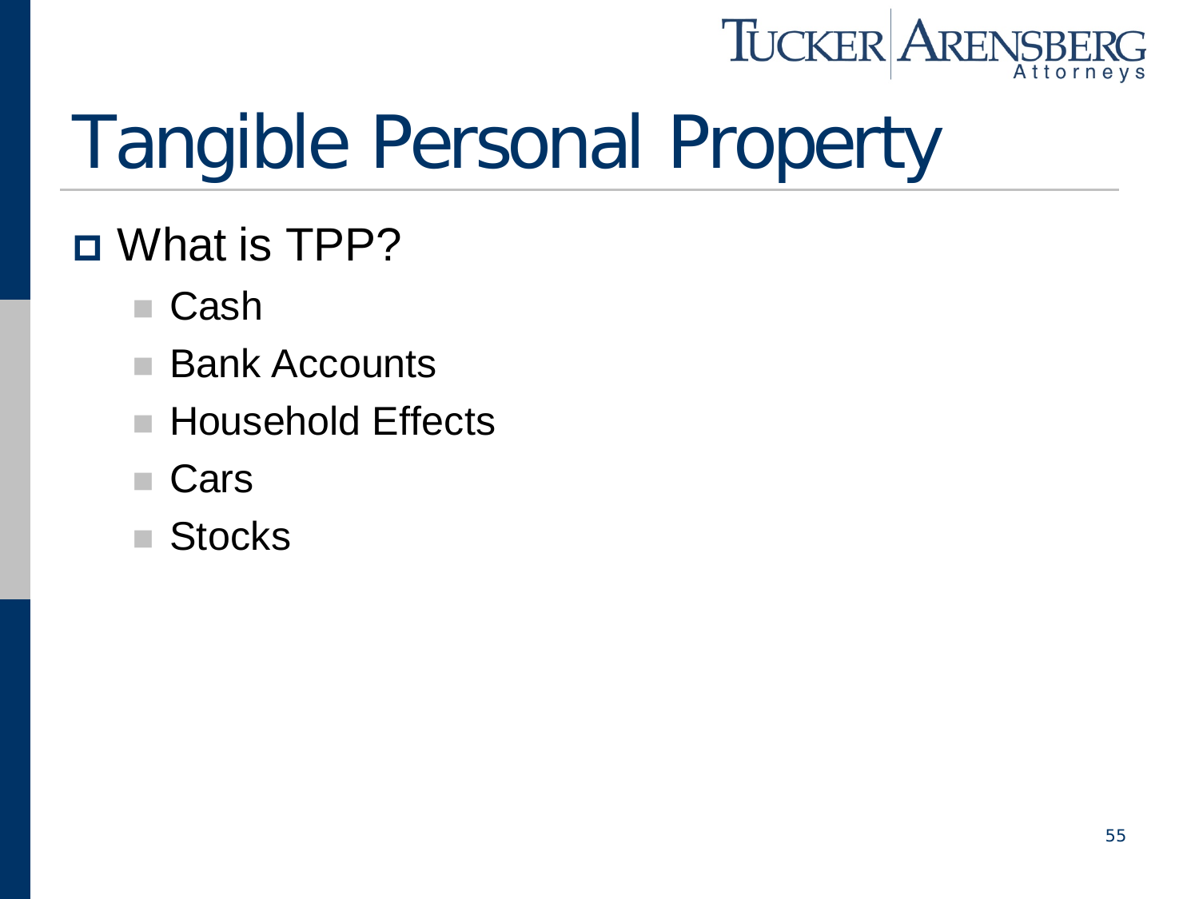# Tangible Personal Property

- What is TPP?
  - Cash
  - Bank Accounts
  - Household Effects
  - Cars
  - Stocks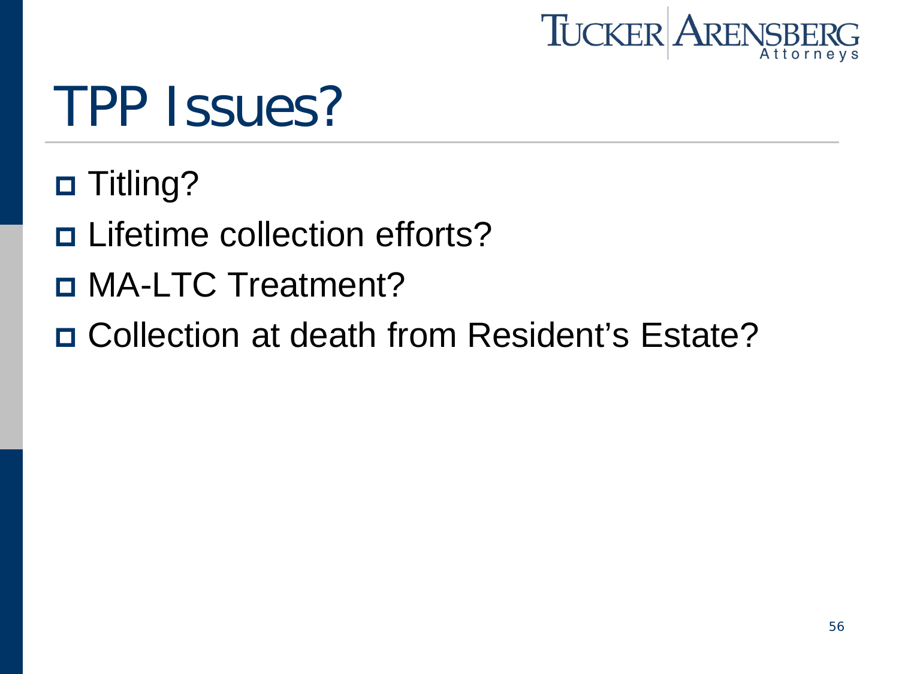# TPP Issues?

- Titling?
- Lifetime collection efforts?
- MA-LTC Treatment?
- Collection at death from Resident's Estate?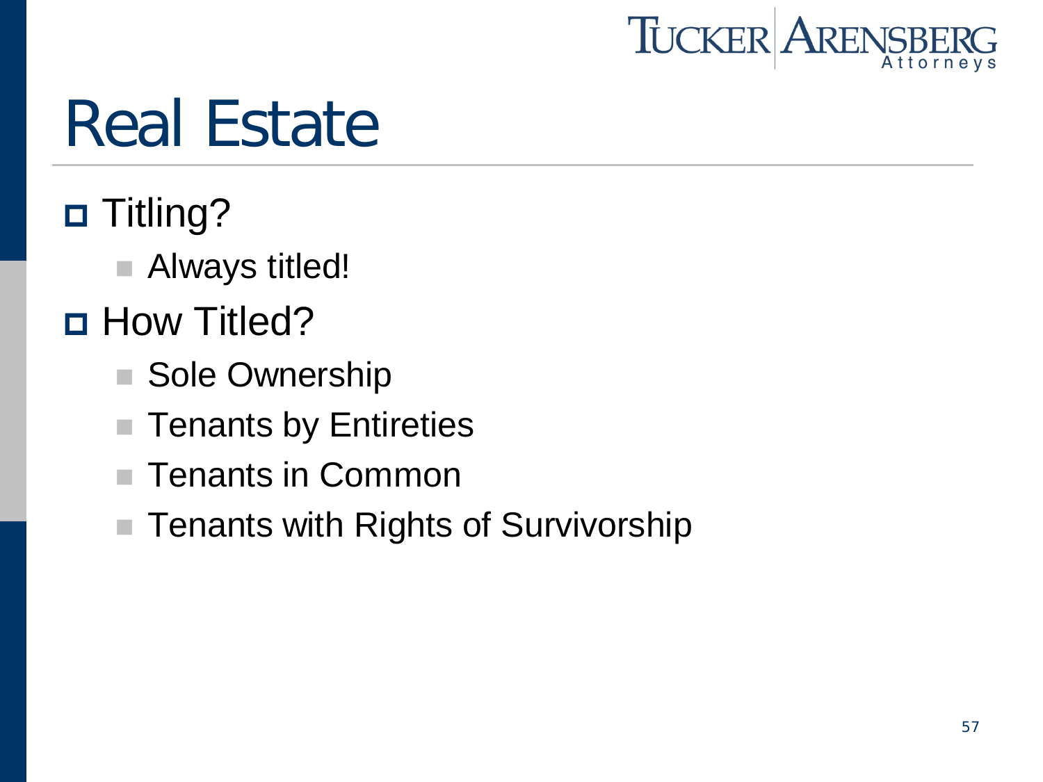# Real Estate

- Titling?
  - Always titled!
- How Titled?
  - Sole Ownership
  - Tenants by Entireties
  - Tenants in Common
  - Tenants with Rights of Survivorship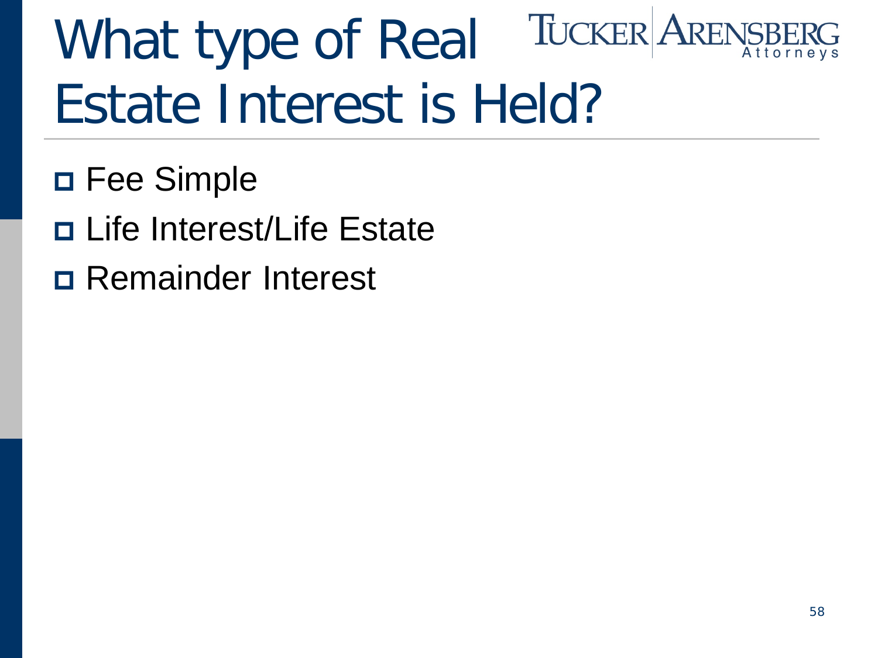# What type of Real Estate Interest is Held?

- Fee Simple
- Life Interest/Life Estate
- Remainder Interest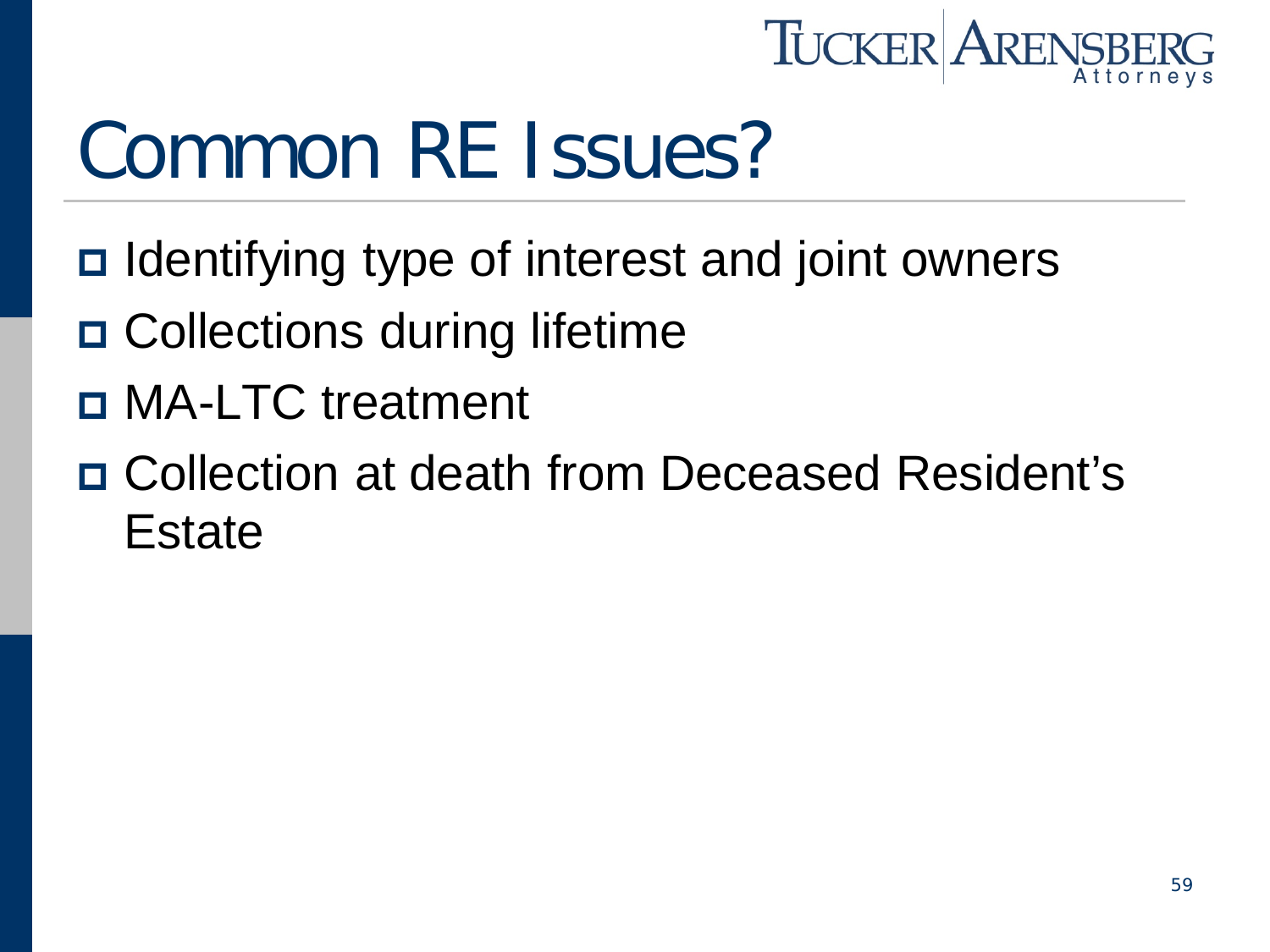# Common RE Issues?

- Identifying type of interest and joint owners
- Collections during lifetime
- MA-LTC treatment
- Collection at death from Deceased Resident's Estate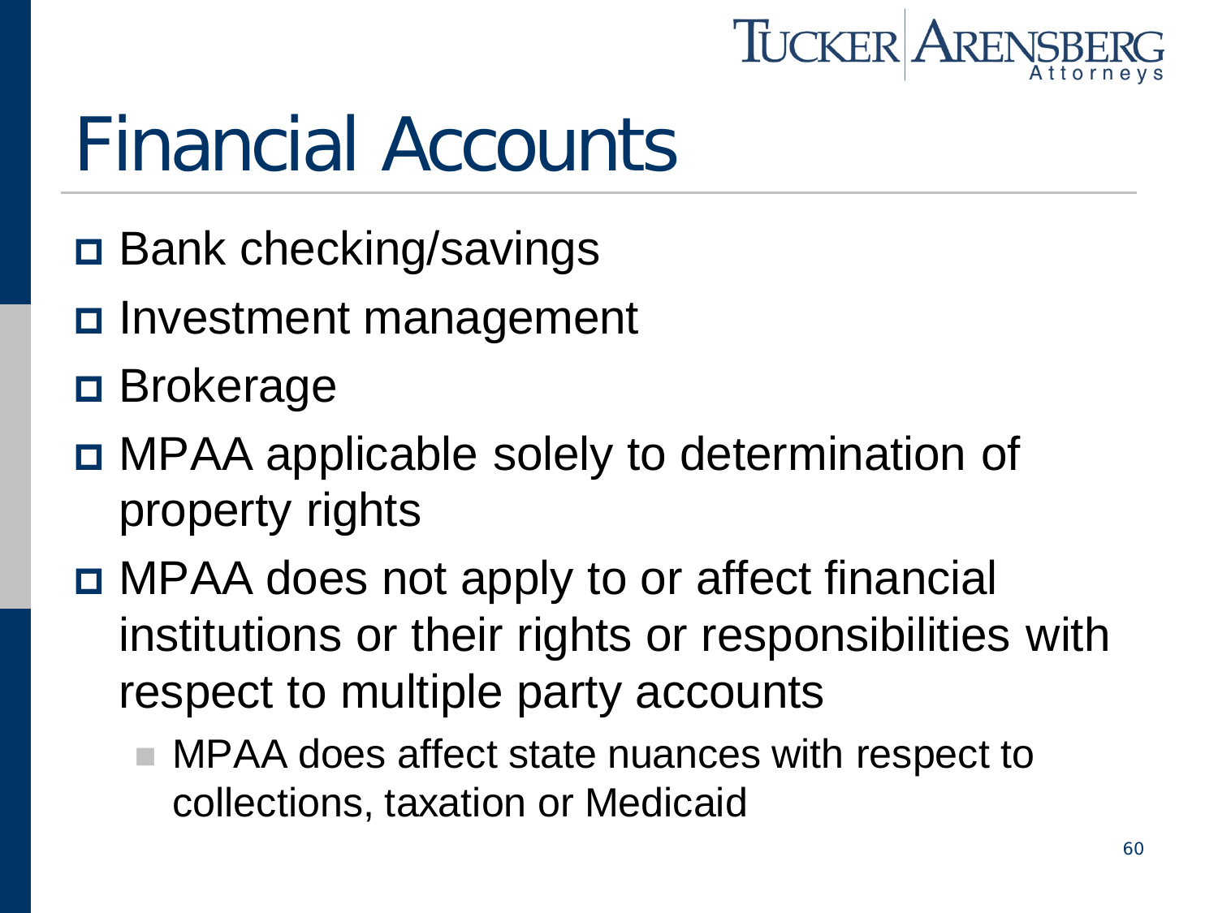# Financial Accounts

- Bank checking/savings
- Investment management
- Brokerage
- MPAA applicable solely to determination of property rights
- MPAA does not apply to or affect financial institutions or their rights or responsibilities with respect to multiple party accounts
  - MPAA does affect state nuances with respect to collections, taxation or Medicaid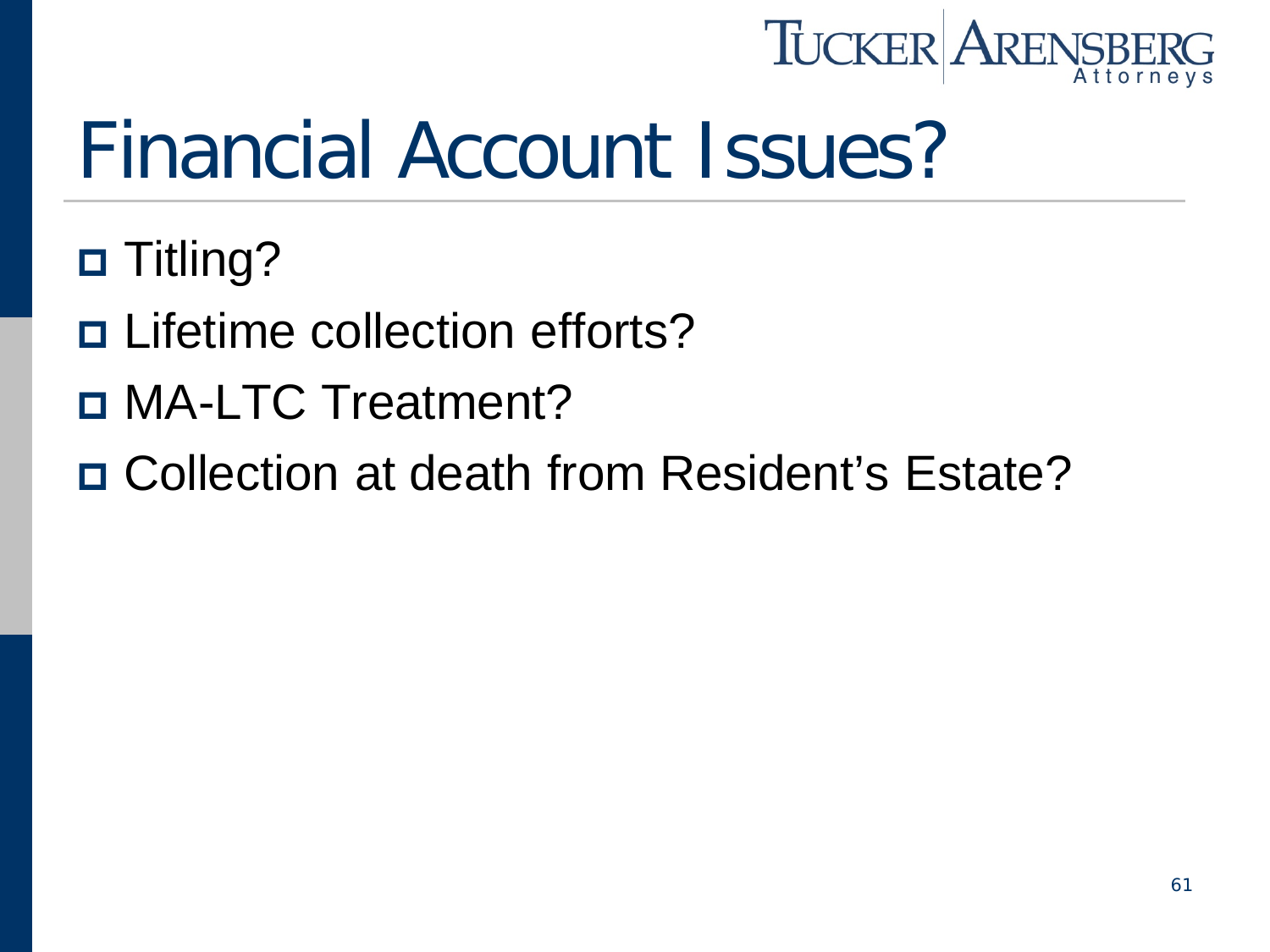# Financial Account Issues?

- Titling?
- Lifetime collection efforts?
- MA-LTC Treatment?
- Collection at death from Resident's Estate?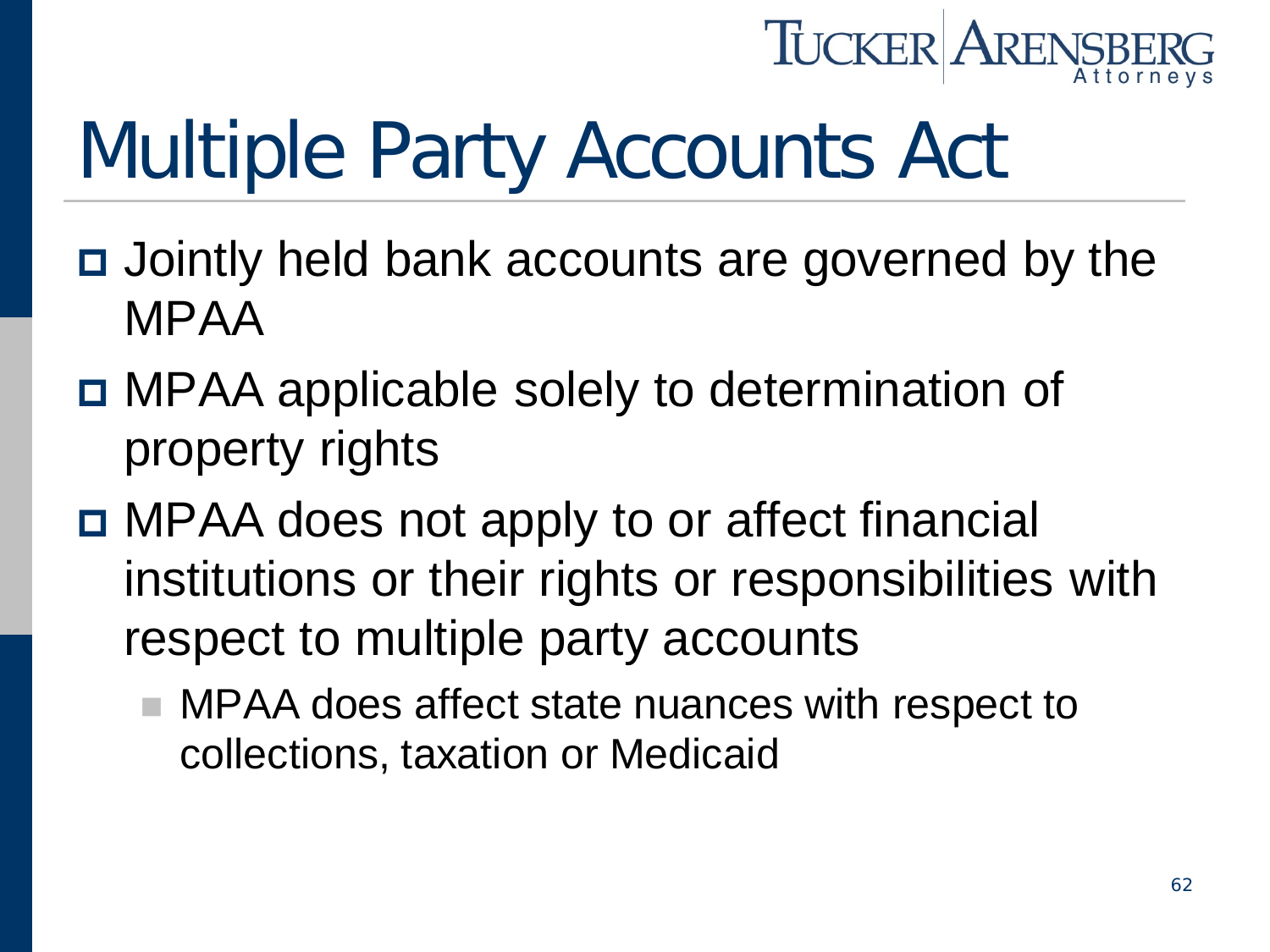# Multiple Party Accounts Act

- Jointly held bank accounts are governed by the MPAA
- MPAA applicable solely to determination of property rights
- MPAA does not apply to or affect financial institutions or their rights or responsibilities with respect to multiple party accounts
  - MPAA does affect state nuances with respect to collections, taxation or Medicaid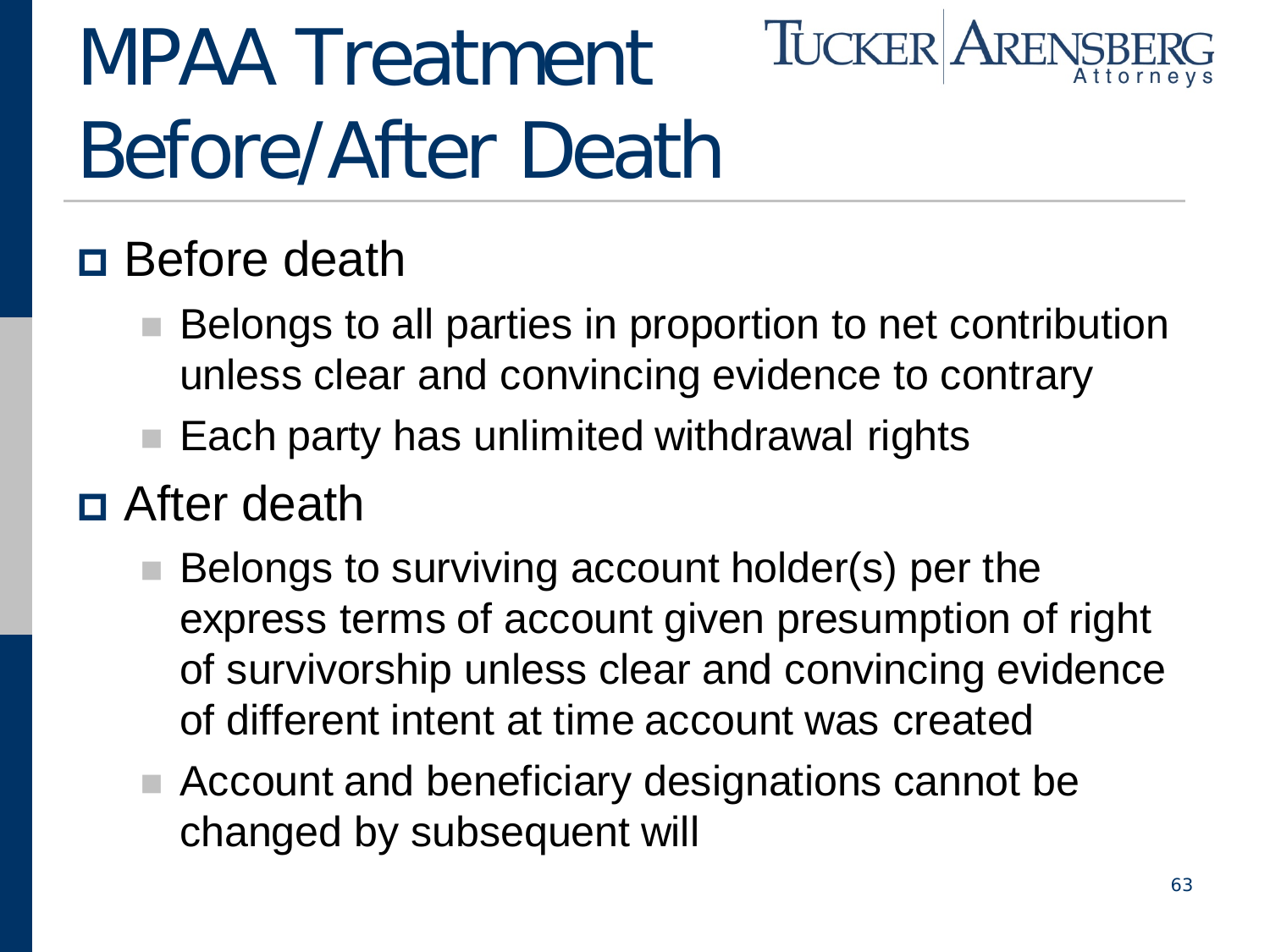# MPAA Treatment Before/After Death

- Before death
  - Belongs to all parties in proportion to net contribution unless clear and convincing evidence to contrary
  - Each party has unlimited withdrawal rights
- After death
  - Belongs to surviving account holder(s) per the express terms of account given presumption of right of survivorship unless clear and convincing evidence of different intent at time account was created
  - Account and beneficiary designations cannot be changed by subsequent will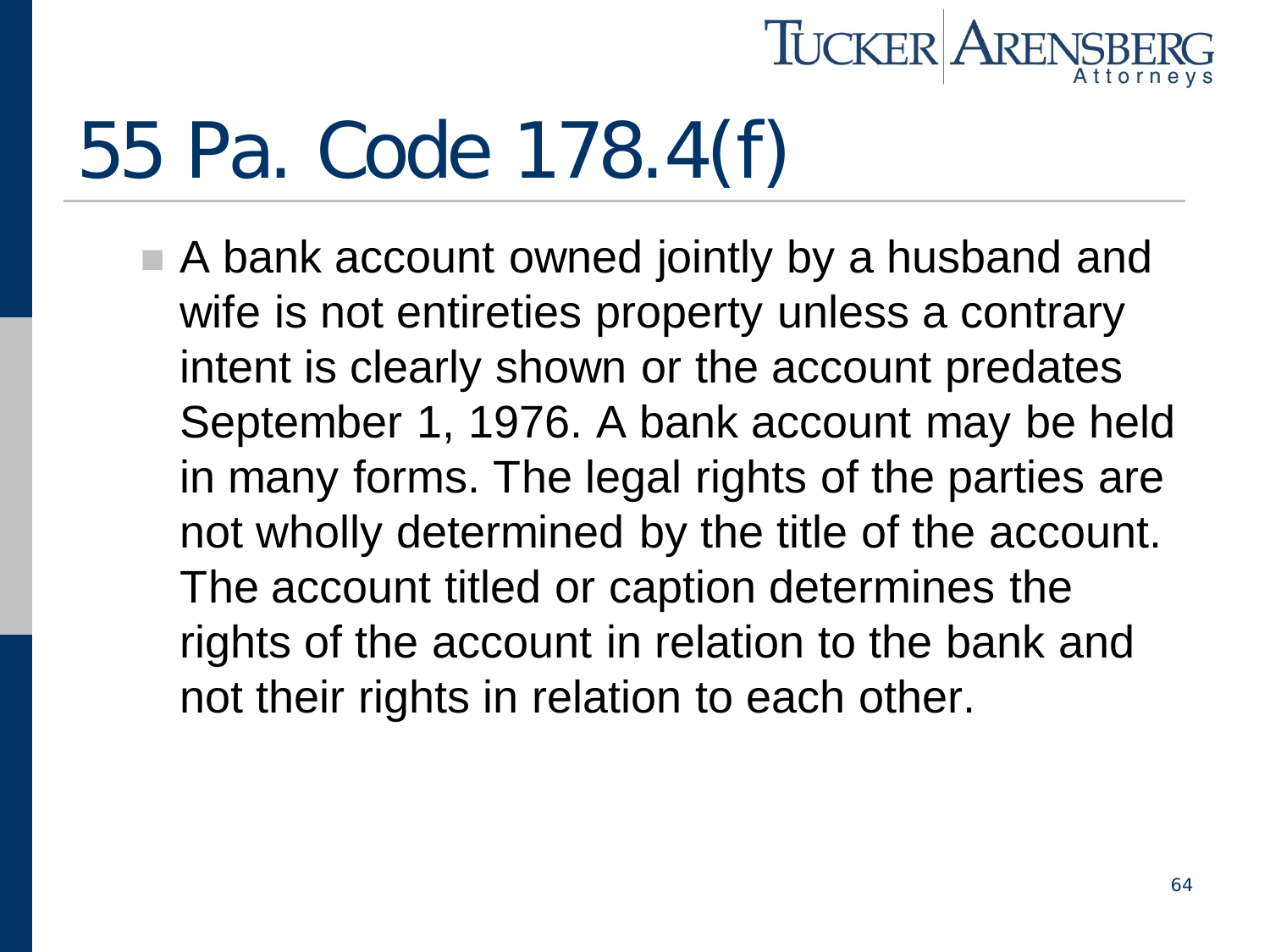# 55 Pa. Code 178.4(f)

- A bank account owned jointly by a husband and wife is not entireties property unless a contrary intent is clearly shown or the account predates September 1, 1976. A bank account may be held in many forms. The legal rights of the parties are not wholly determined by the title of the account. The account titled or caption determines the rights of the account in relation to the bank and not their rights in relation to each other.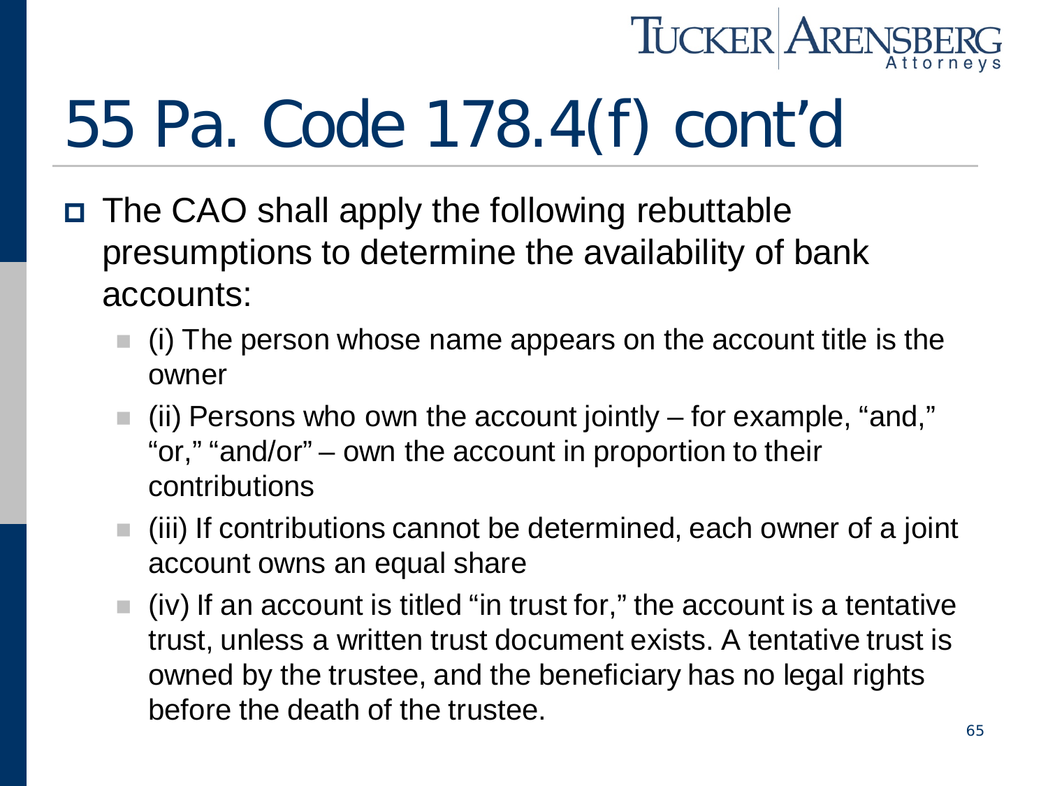# 55 Pa. Code 178.4(f) cont'd

- The CAO shall apply the following rebuttable presumptions to determine the availability of bank accounts:
  - (i) The person whose name appears on the account title is the owner
  - (ii) Persons who own the account jointly – for example, "and," "or," "and/or" – own the account in proportion to their contributions
  - (iii) If contributions cannot be determined, each owner of a joint account owns an equal share
  - (iv) If an account is titled "in trust for," the account is a tentative trust, unless a written trust document exists. A tentative trust is owned by the trustee, and the beneficiary has no legal rights before the death of the trustee.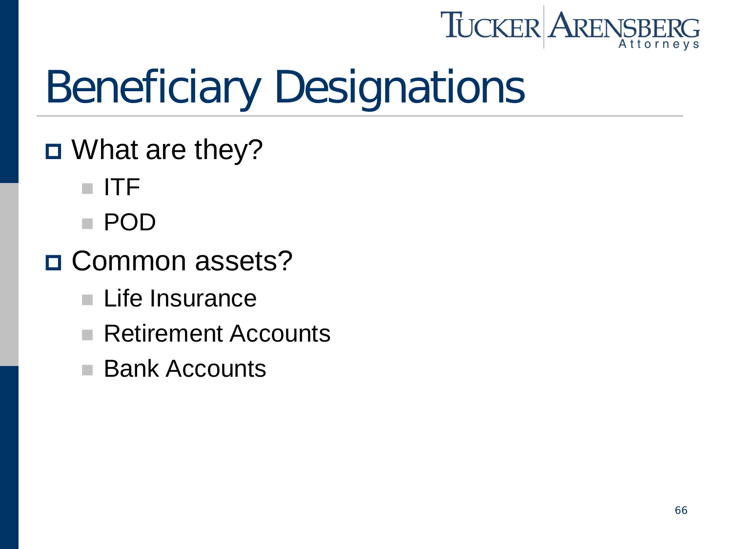# Beneficiary Designations

- What are they?
  - ITF
  - POD
- Common assets?
  - Life Insurance
  - Retirement Accounts
  - Bank Accounts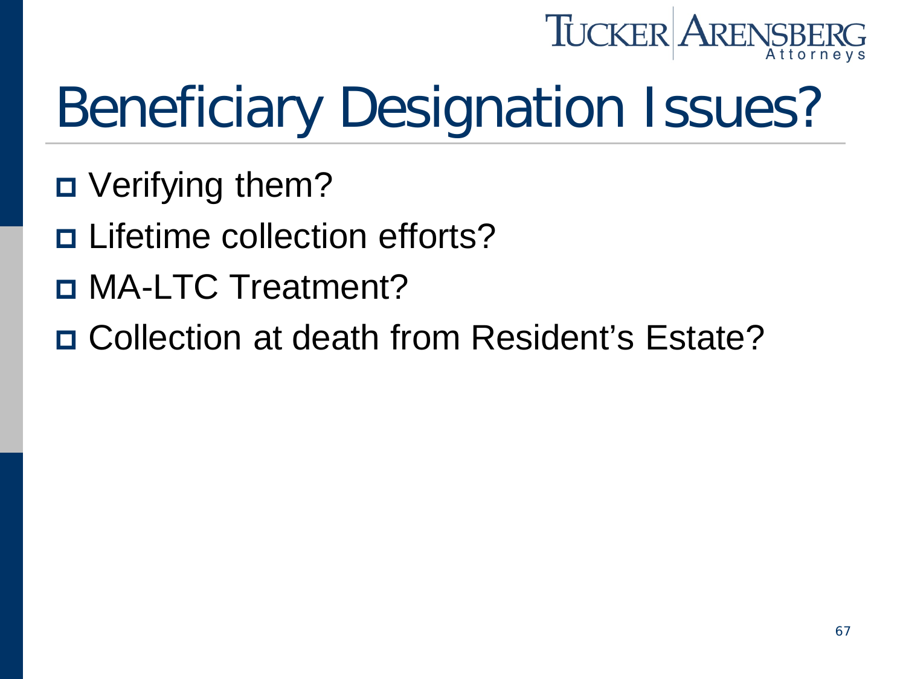# Beneficiary Designation Issues?

- Verifying them?
- Lifetime collection efforts?
- MA-LTC Treatment?
- Collection at death from Resident's Estate?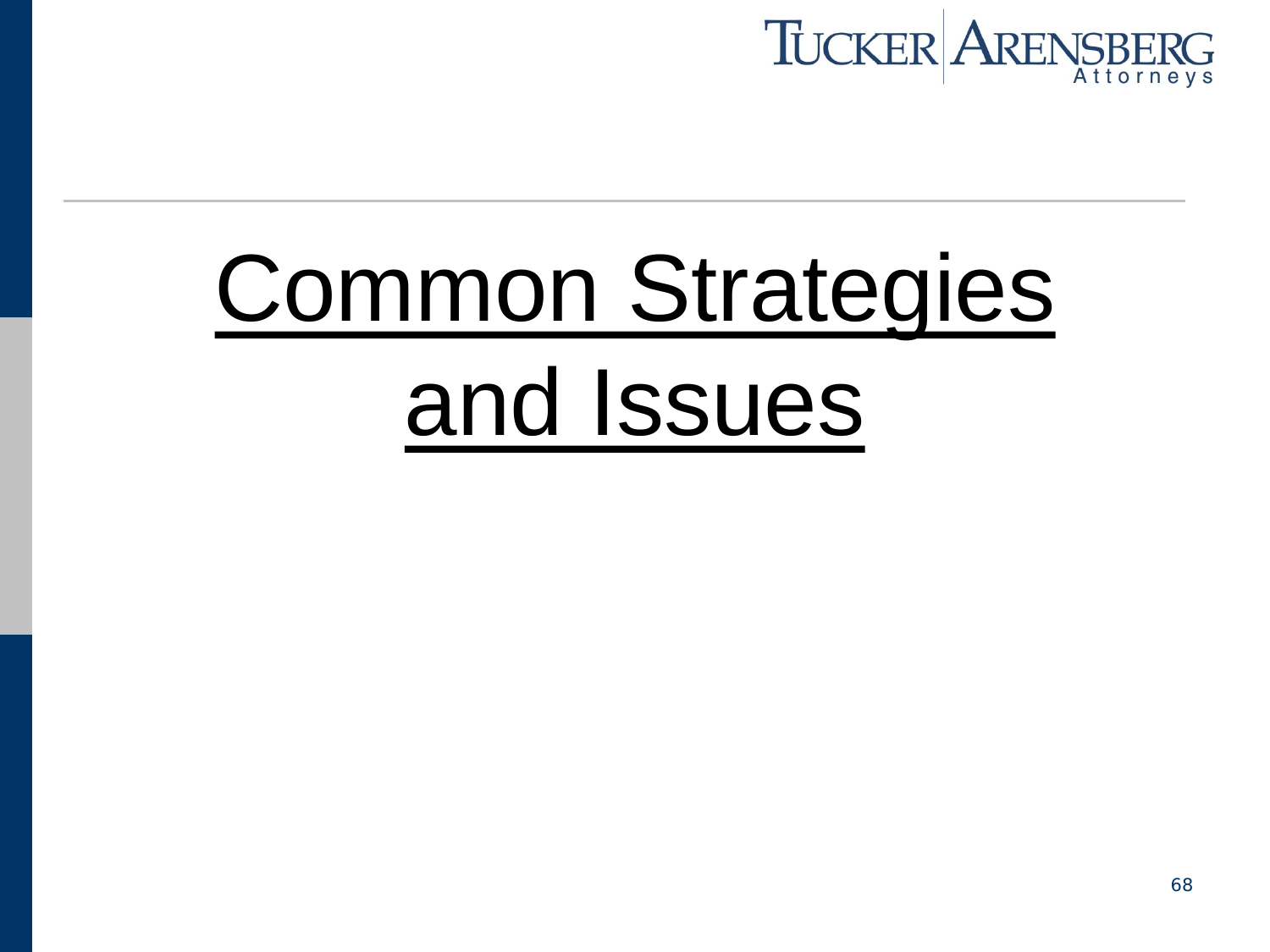# Common Strategies and Issues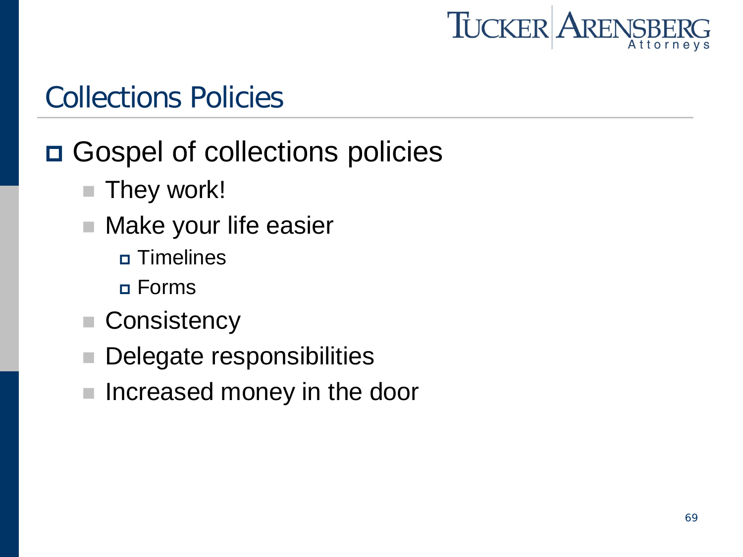## Collections Policies

- Gospel of collections policies
  - They work!
  - Make your life easier
    - Timelines
    - Forms
  - Consistency
  - Delegate responsibilities
  - Increased money in the door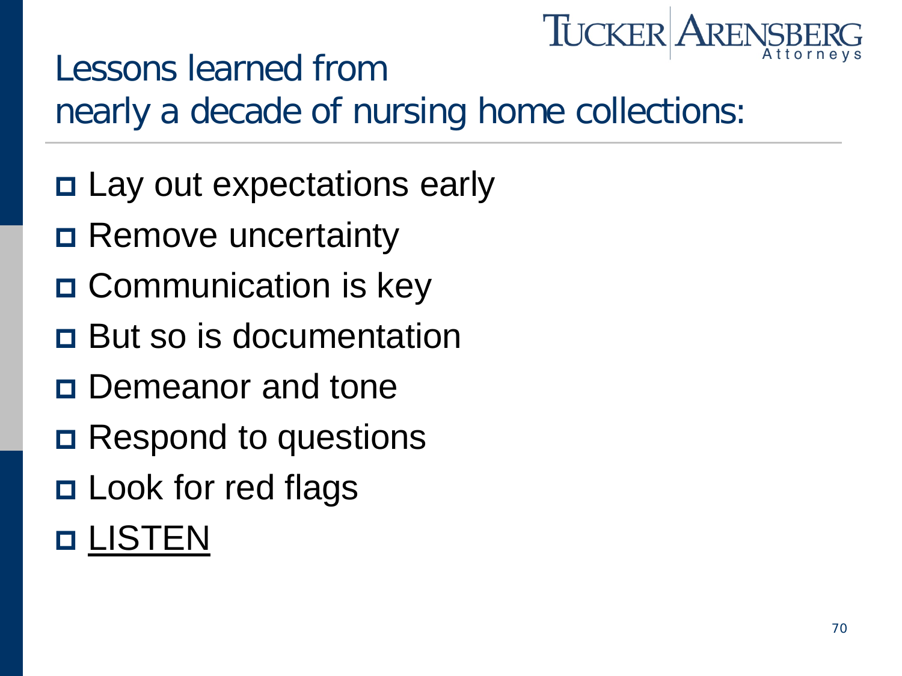## Lessons learned from nearly a decade of nursing home collections:

- Lay out expectations early
- Remove uncertainty
- Communication is key
- But so is documentation
- Demeanor and tone
- Respond to questions
- Look for red flags
- LISTEN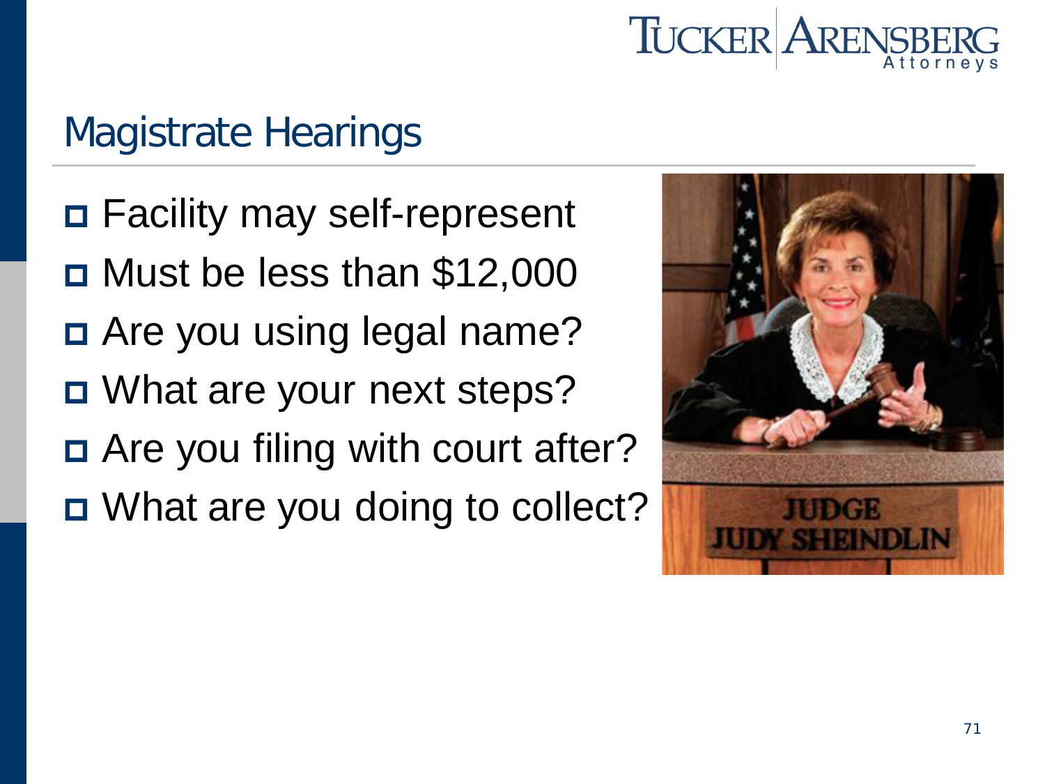## Magistrate Hearings

- Facility may self-represent
- Must be less than $12,000
- Are you using legal name?
- What are your next steps?
- Are you filing with court after?
- What are you doing to collect?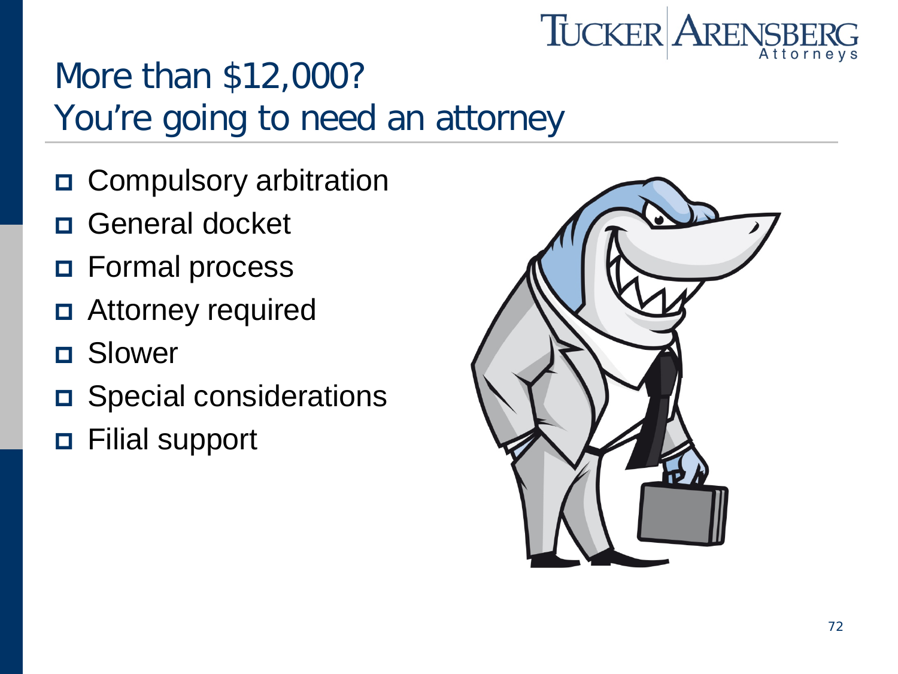# More than $12,000?
# You're going to need an attorney

- Compulsory arbitration
- General docket
- Formal process
- Attorney required
- Slower
- Special considerations
- Filial support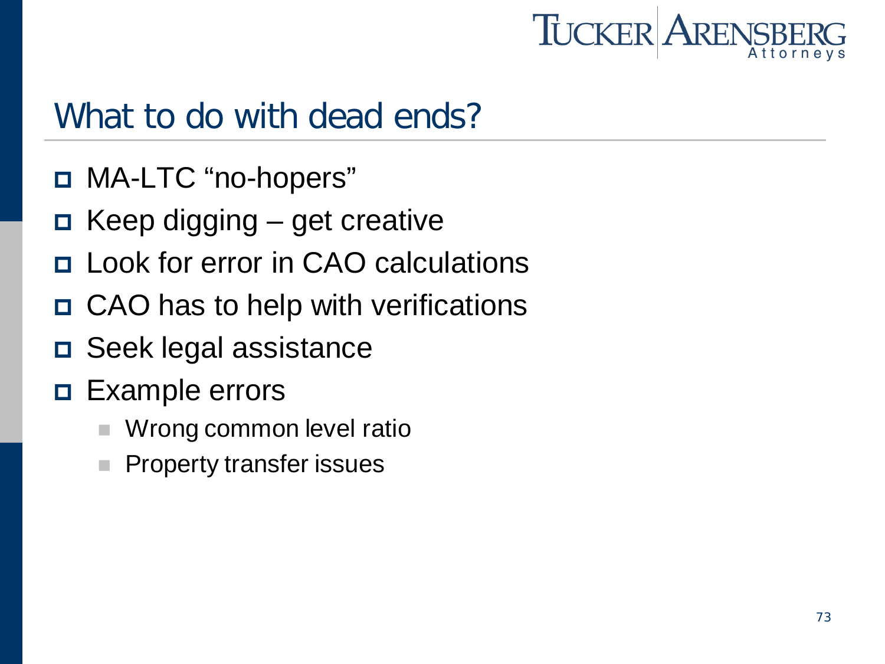# What to do with dead ends?

- MA-LTC "no-hopers"
- Keep digging – get creative
- Look for error in CAO calculations
- CAO has to help with verifications
- Seek legal assistance
- Example errors
  - Wrong common level ratio
  - Property transfer issues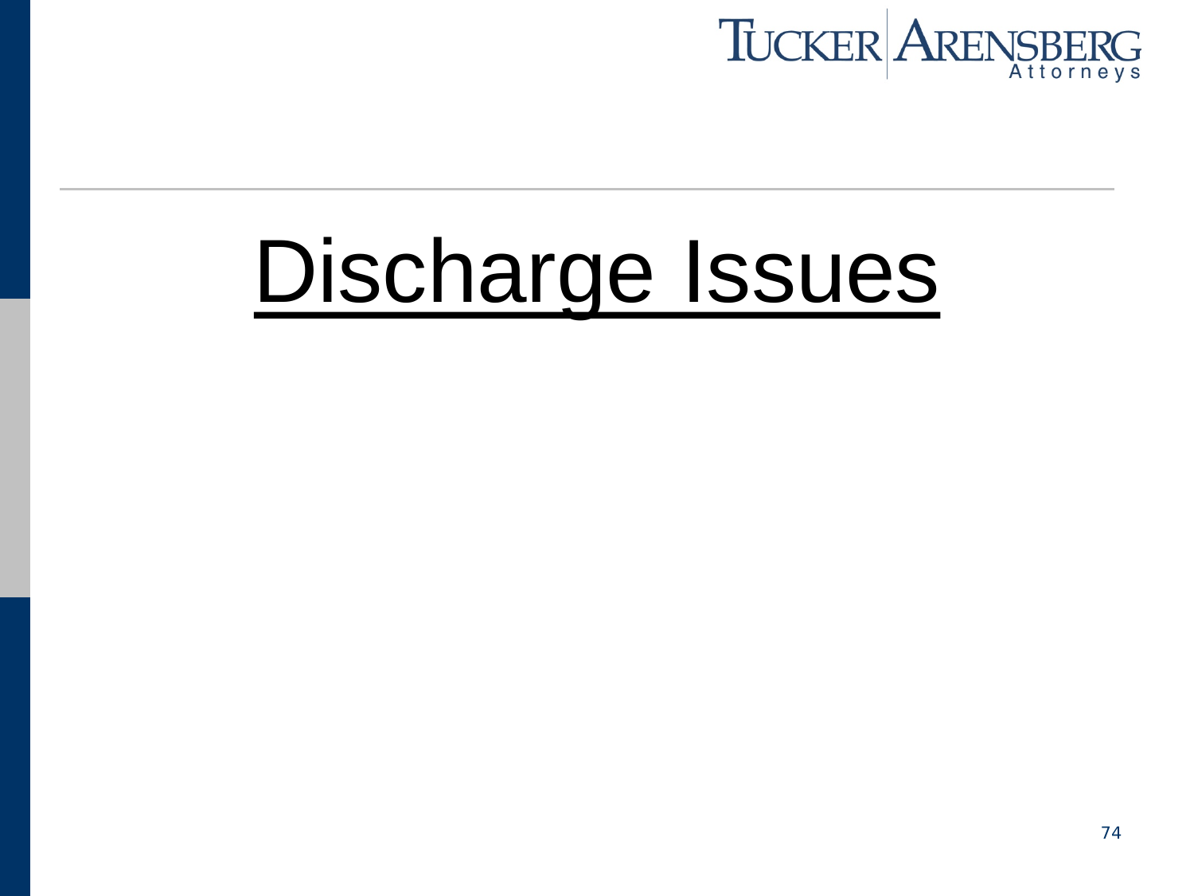# Discharge Issues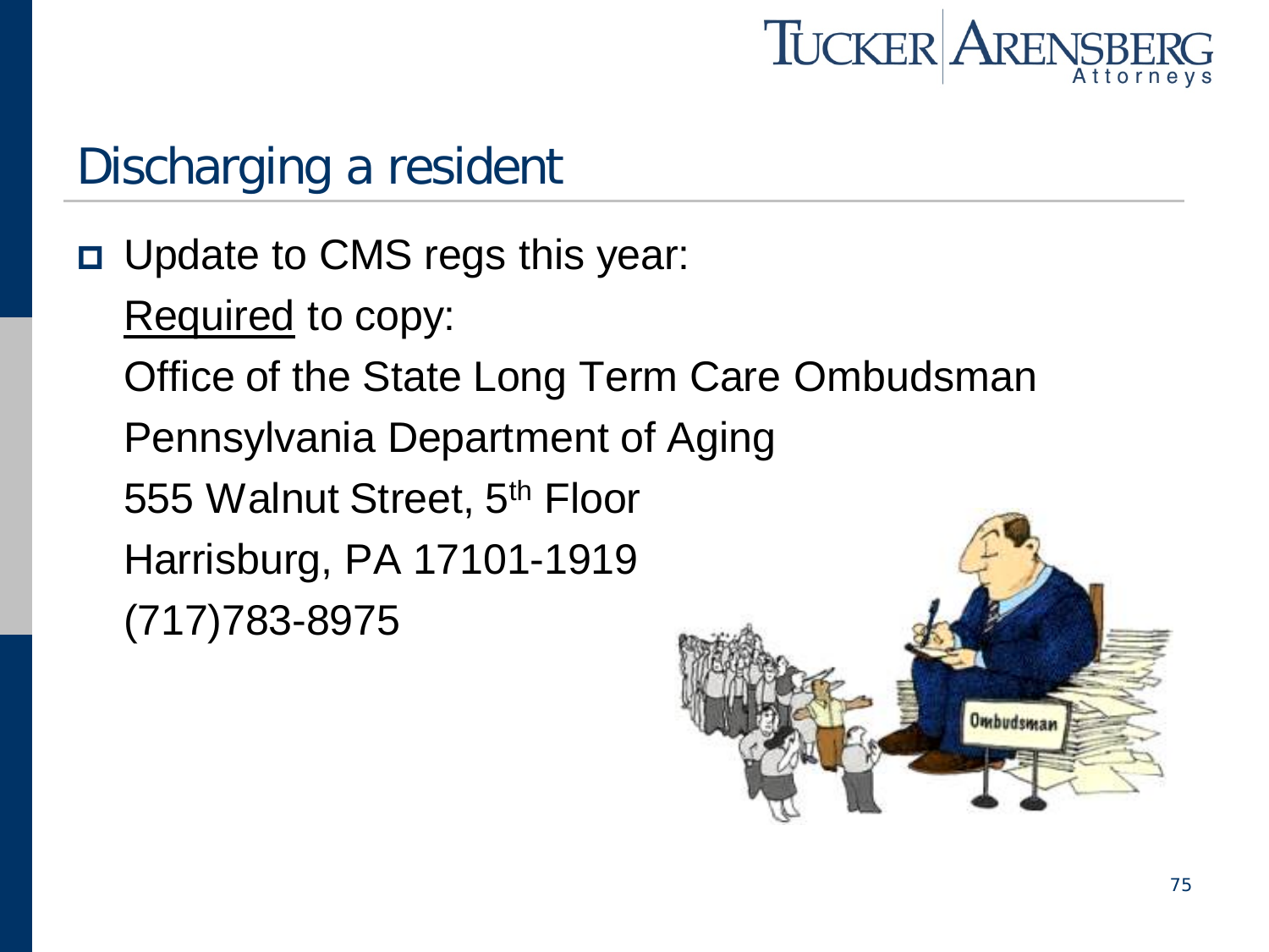# Discharging a resident

- Update to CMS regs this year:

  Required to copy:

  Office of the State Long Term Care Ombudsman

  Pennsylvania Department of Aging

  555 Walnut Street, 5th Floor

  Harrisburg, PA 17101-1919

  (717)783-8975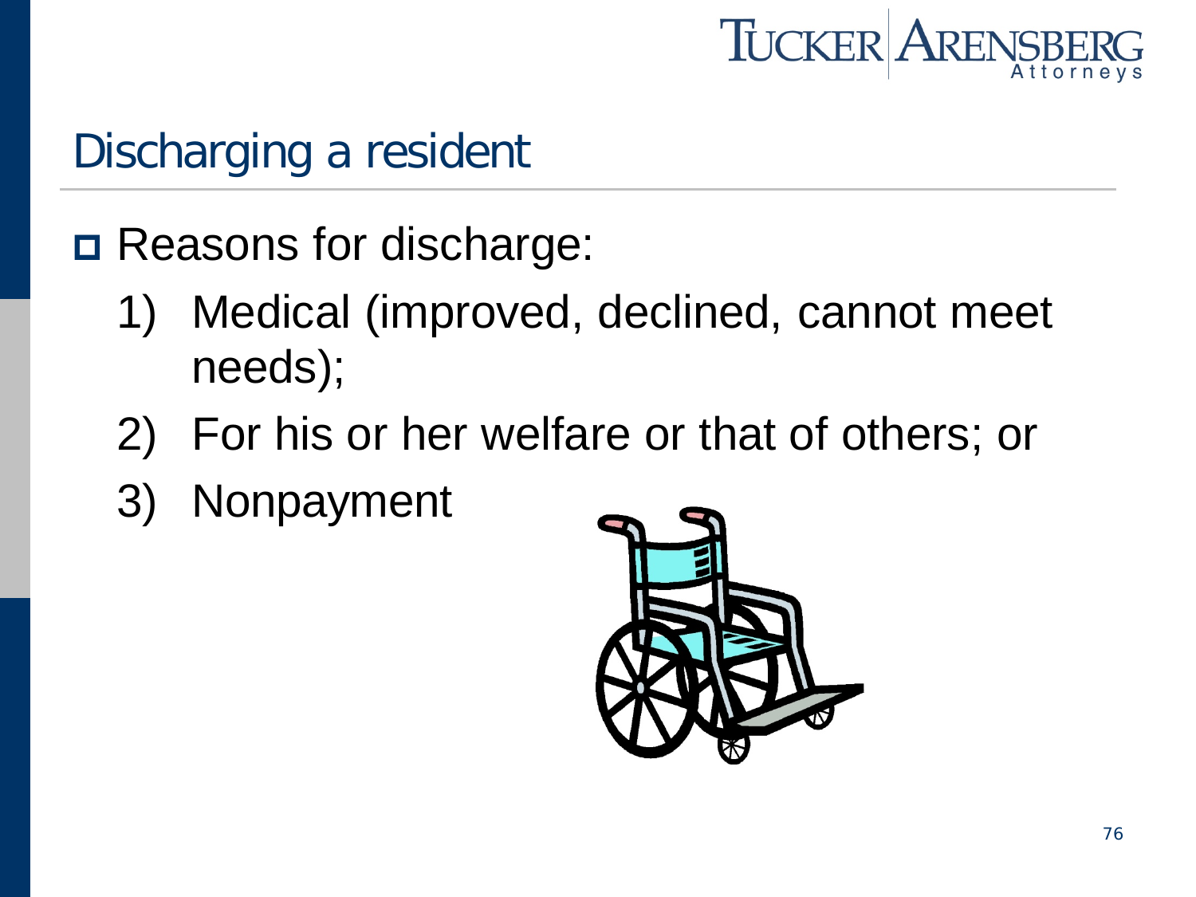# Discharging a resident

- Reasons for discharge:
  1) Medical (improved, declined, cannot meet needs);
  2) For his or her welfare or that of others; or
  3) Nonpayment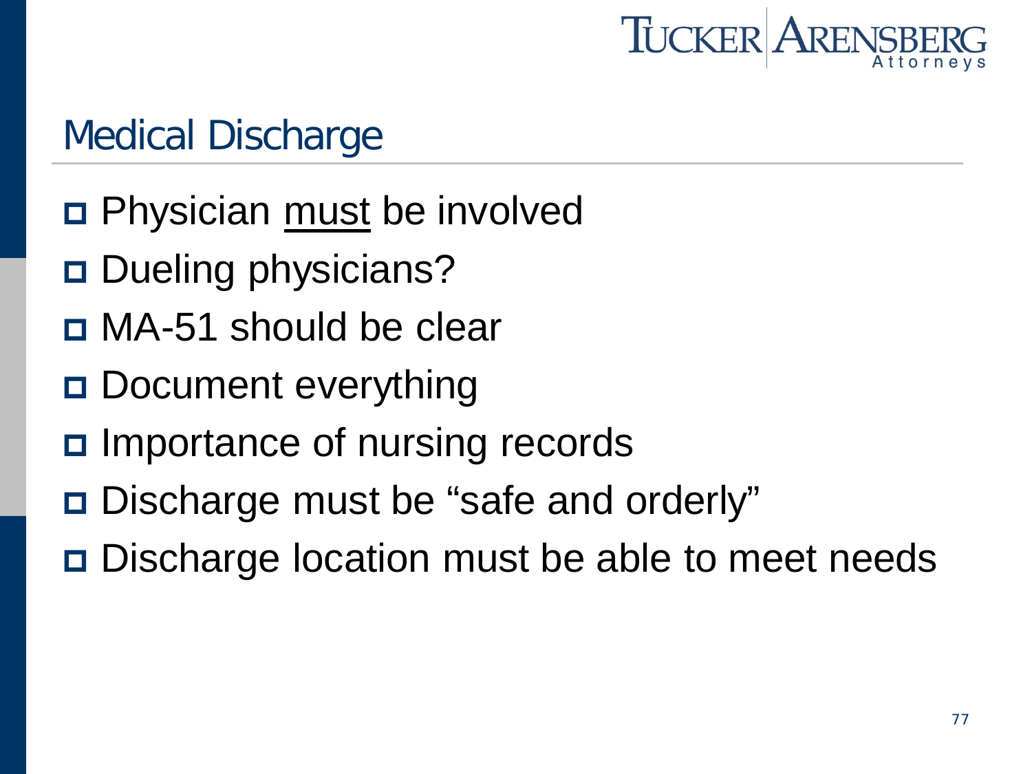## Medical Discharge

- Physician <u>must</u> be involved
- Dueling physicians?
- MA-51 should be clear
- Document everything
- Importance of nursing records
- Discharge must be “safe and orderly”
- Discharge location must be able to meet needs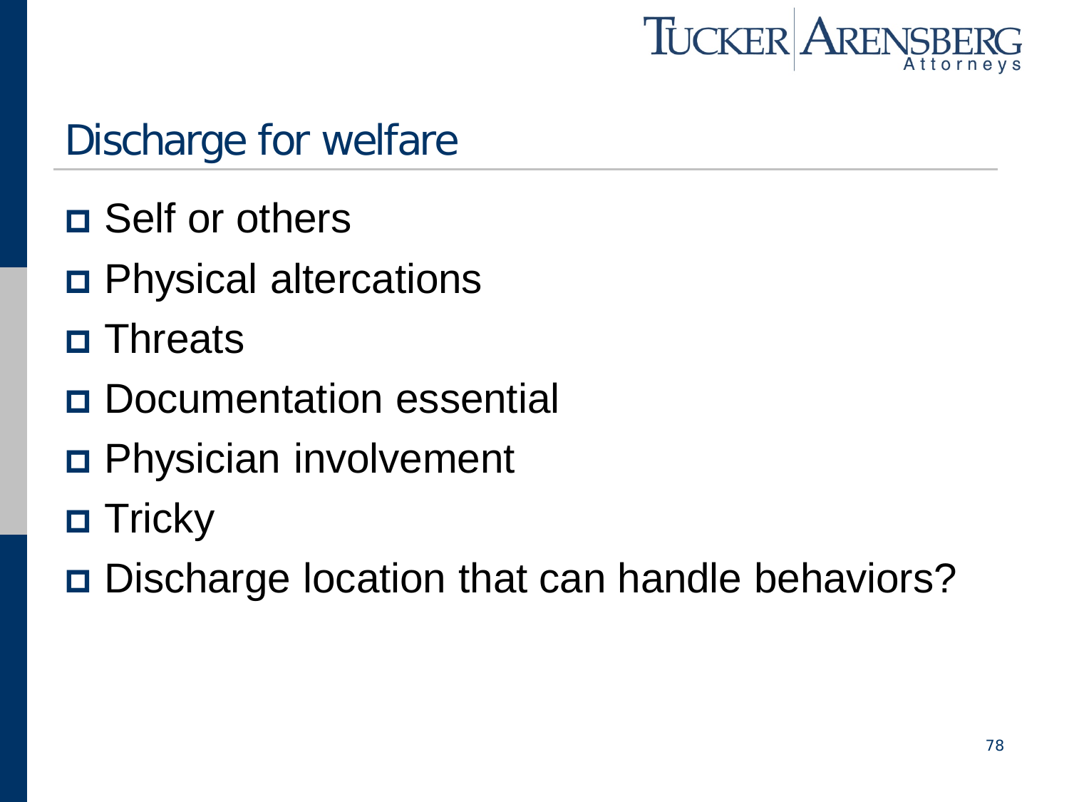## Discharge for welfare

- Self or others
- Physical altercations
- Threats
- Documentation essential
- Physician involvement
- Tricky
- Discharge location that can handle behaviors?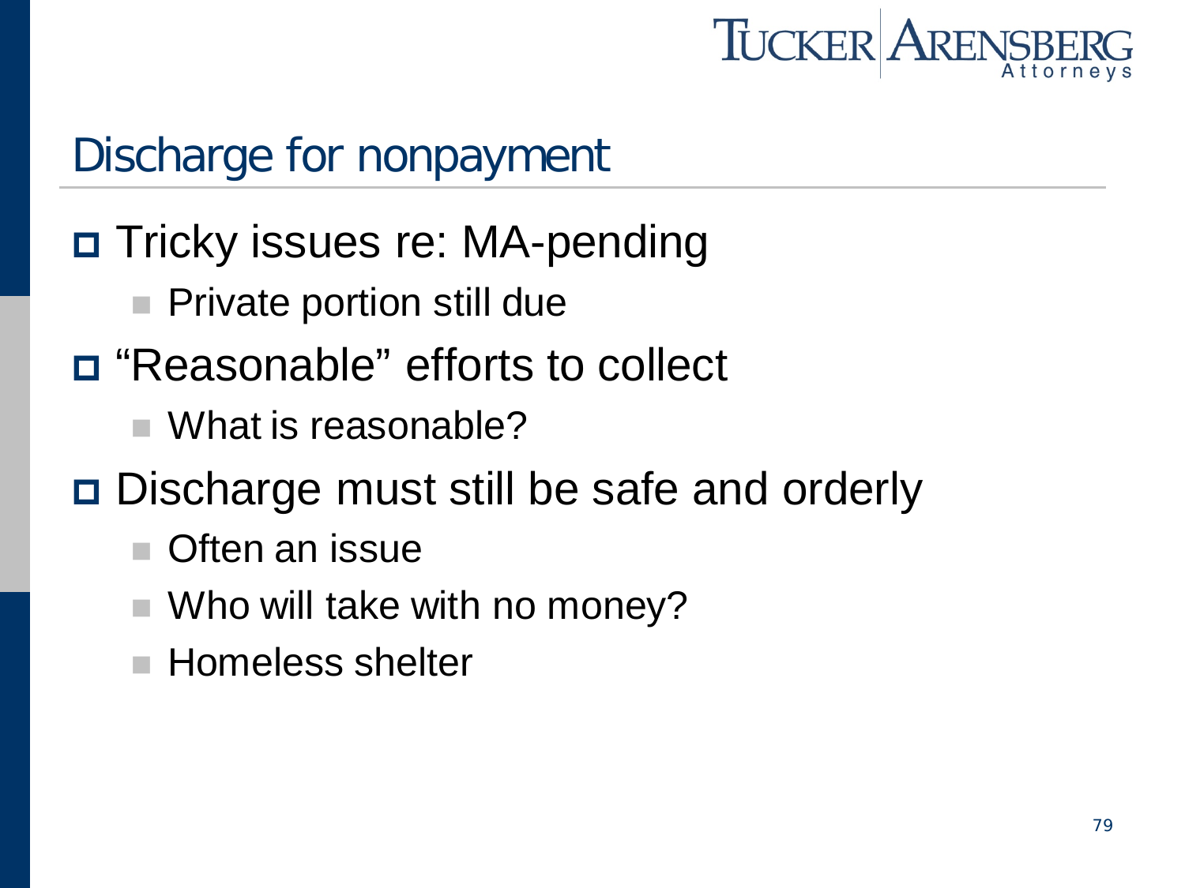## Discharge for nonpayment

- Tricky issues re: MA-pending
  - Private portion still due
- "Reasonable" efforts to collect
  - What is reasonable?
- Discharge must still be safe and orderly
  - Often an issue
  - Who will take with no money?
  - Homeless shelter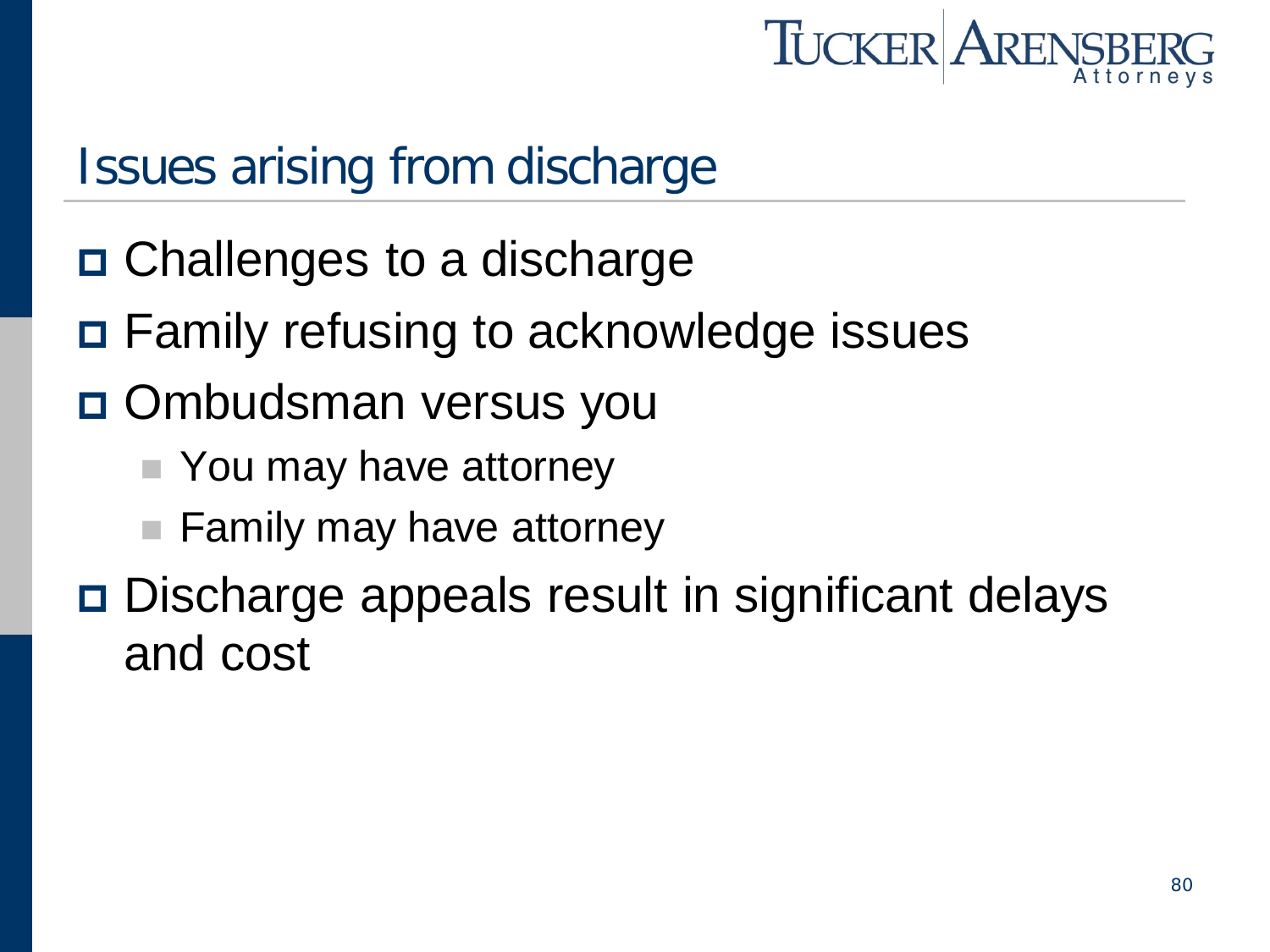## Issues arising from discharge

- Challenges to a discharge
- Family refusing to acknowledge issues
- Ombudsman versus you
  - You may have attorney
  - Family may have attorney
- Discharge appeals result in significant delays and cost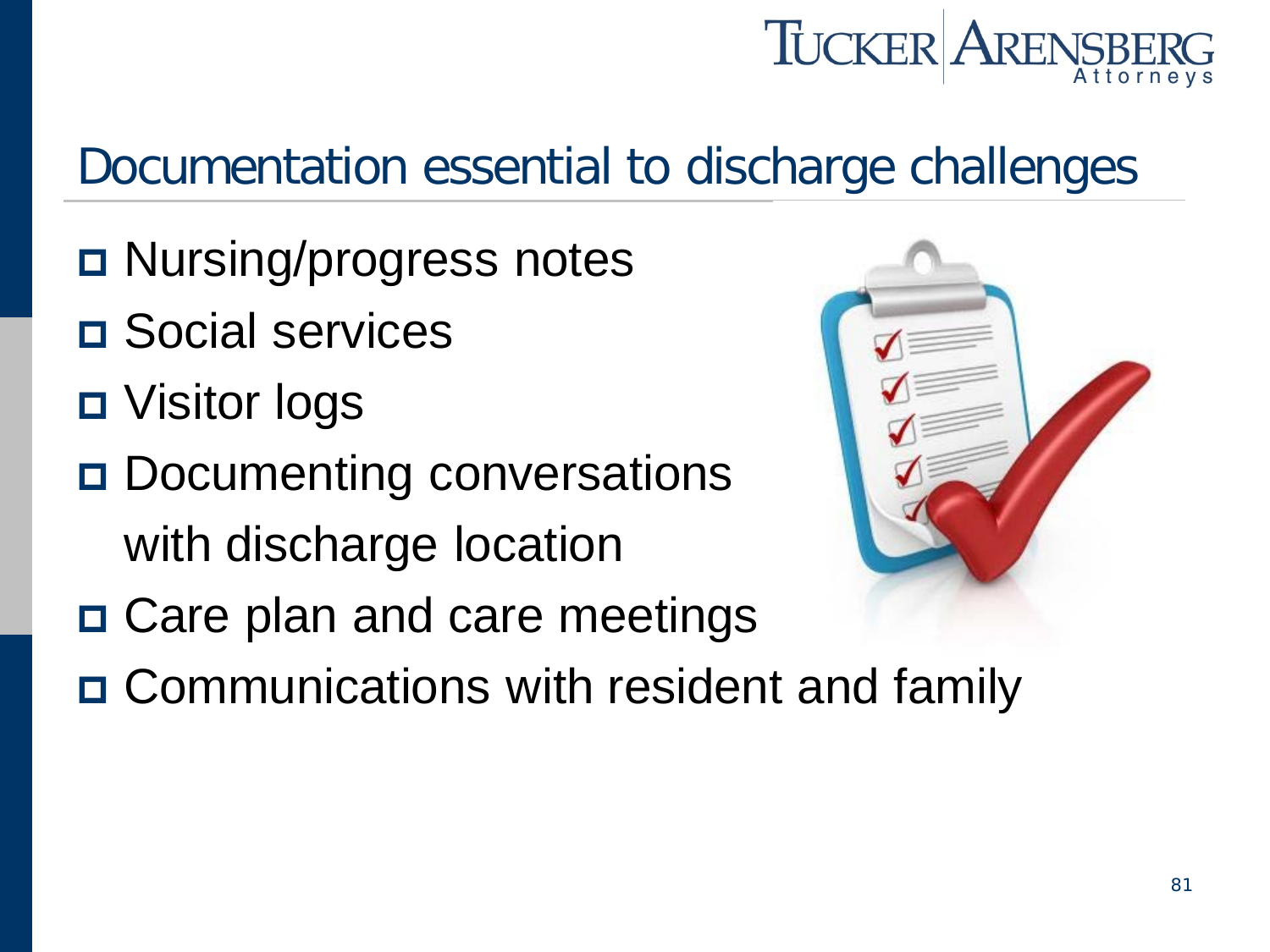## Documentation essential to discharge challenges

- Nursing/progress notes
- Social services
- Visitor logs
- Documenting conversations with discharge location
- Care plan and care meetings
- Communications with resident and family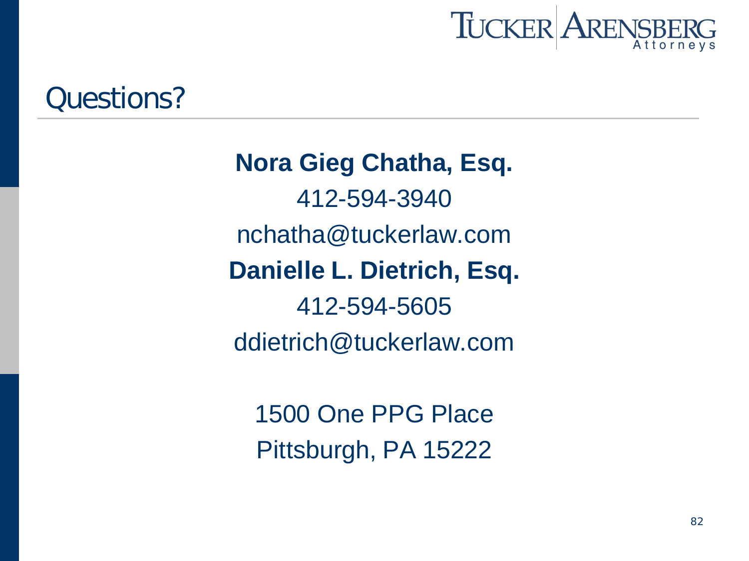# Questions?

**Nora Gieg Chatha, Esq.**

412-594-3940

nchatha@tuckerlaw.com

**Danielle L. Dietrich, Esq.**

412-594-5605

ddietrich@tuckerlaw.com

1500 One PPG Place

Pittsburgh, PA 15222